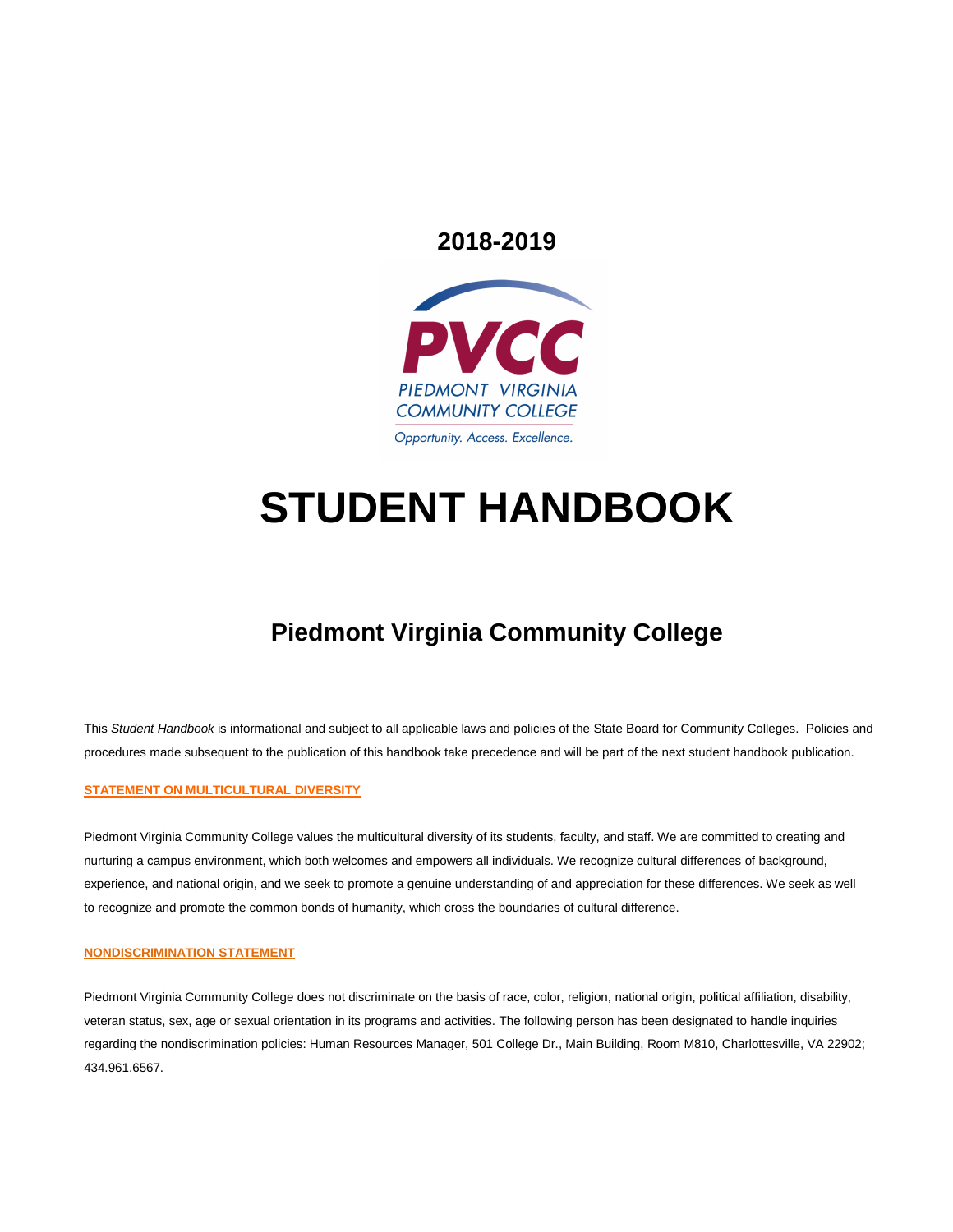**2018-2019**

PVCC

PIEDMONT VIRGINIA COMMUNITY COLLEGE

*Opportunity. Access. Excellence.*

# STUDENT HANDBOOK

## Piedmont Virginia Community College

This *Student Handbook* is informational and subject to all applicable laws and policies of the State Board for Community Colleges. Policies and procedures made subsequent to the publication of this handbook take precedence and will be part of the next student handbook publication.

**STATEMENT ON MULTICULTURAL DIVERSITY**

Piedmont Virginia Community College values the multicultural diversity of its students, faculty, and staff. We are committed to creating and nurturing a campus environment, which both welcomes and empowers all individuals. We recognize cultural differences of background, experience, and national origin, and we seek to promote a genuine understanding of and appreciation for these differences. We seek as well to recognize and promote the common bonds of humanity, which cross the boundaries of cultural difference.

**NONDISCRIMINATION STATEMENT**

Piedmont Virginia Community College does not discriminate on the basis of race, color, religion, national origin, political affiliation, disability, veteran status, sex, age or sexual orientation in its programs and activities. The following person has been designated to handle inquiries regarding the nondiscrimination policies: Human Resources Manager, 501 College Dr., Main Building, Room M810, Charlottesville, VA 22902; 434.961.6567.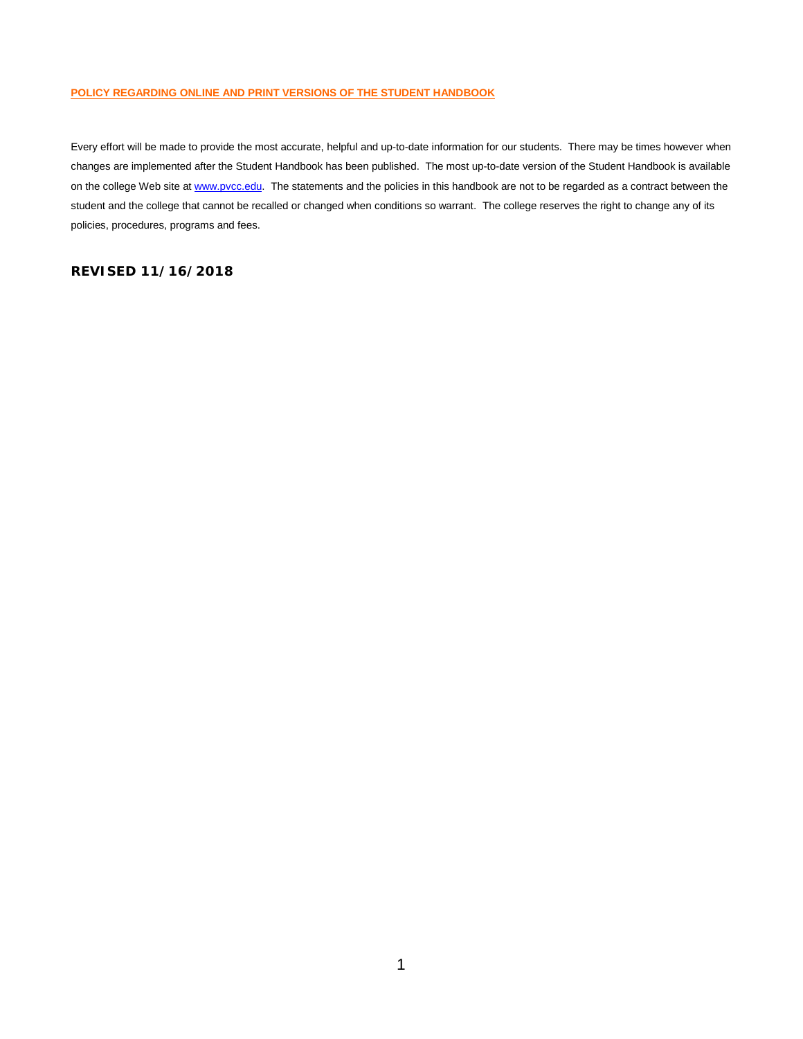## POLICY REGARDING ONLINE AND PRINT VERSIONS OF THE STUDENT HANDBOOK

Every effort will be made to provide the most accurate, helpful and up-to-date information for our students. There may be times however when changes are implemented after the Student Handbook has been published. The most up-to-date version of the Student Handbook is available on the college Web site at [www.pvcc.edu](http://www.pvcc.edu). The statements and the policies in this handbook are not to be regarded as a contract between the student and the college that cannot be recalled or changed when conditions so warrant. The college reserves the right to change any of its policies, procedures, programs and fees.

**REVISED 11/16/2018**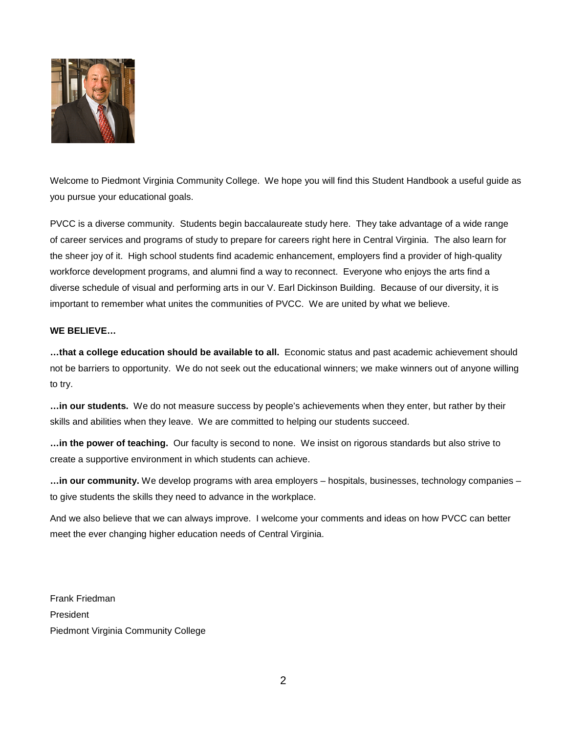Welcome to Piedmont Virginia Community College. We hope you will find this Student Handbook a useful guide as you pursue your educational goals.

PVCC is a diverse community. Students begin baccalaureate study here. They take advantage of a wide range of career services and programs of study to prepare for careers right here in Central Virginia. The also learn for the sheer joy of it. High school students find academic enhancement, employers find a provider of high-quality workforce development programs, and alumni find a way to reconnect. Everyone who enjoys the arts find a diverse schedule of visual and performing arts in our V. Earl Dickinson Building. Because of our diversity, it is important to remember what unites the communities of PVCC. We are united by what we believe.

**WE BELIEVE…**

**…that a college education should be available to all.** Economic status and past academic achievement should not be barriers to opportunity. We do not seek out the educational winners; we make winners out of anyone willing to try.

**…in our students.** We do not measure success by people's achievements when they enter, but rather by their skills and abilities when they leave. We are committed to helping our students succeed.

**…in the power of teaching.** Our faculty is second to none. We insist on rigorous standards but also strive to create a supportive environment in which students can achieve.

**…in our community.** We develop programs with area employers – hospitals, businesses, technology companies – to give students the skills they need to advance in the workplace.

And we also believe that we can always improve. I welcome your comments and ideas on how PVCC can better meet the ever changing higher education needs of Central Virginia.

Frank Friedman
President
Piedmont Virginia Community College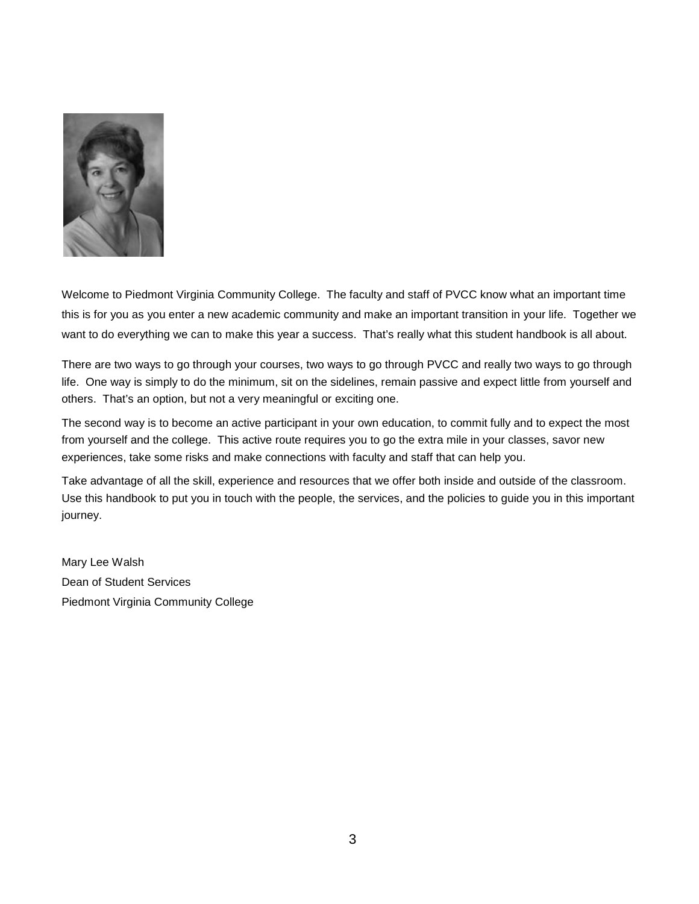Welcome to Piedmont Virginia Community College. The faculty and staff of PVCC know what an important time this is for you as you enter a new academic community and make an important transition in your life. Together we want to do everything we can to make this year a success. That's really what this student handbook is all about.

There are two ways to go through your courses, two ways to go through PVCC and really two ways to go through life. One way is simply to do the minimum, sit on the sidelines, remain passive and expect little from yourself and others. That's an option, but not a very meaningful or exciting one.

The second way is to become an active participant in your own education, to commit fully and to expect the most from yourself and the college. This active route requires you to go the extra mile in your classes, savor new experiences, take some risks and make connections with faculty and staff that can help you.

Take advantage of all the skill, experience and resources that we offer both inside and outside of the classroom. Use this handbook to put you in touch with the people, the services, and the policies to guide you in this important journey.

Mary Lee Walsh
Dean of Student Services
Piedmont Virginia Community College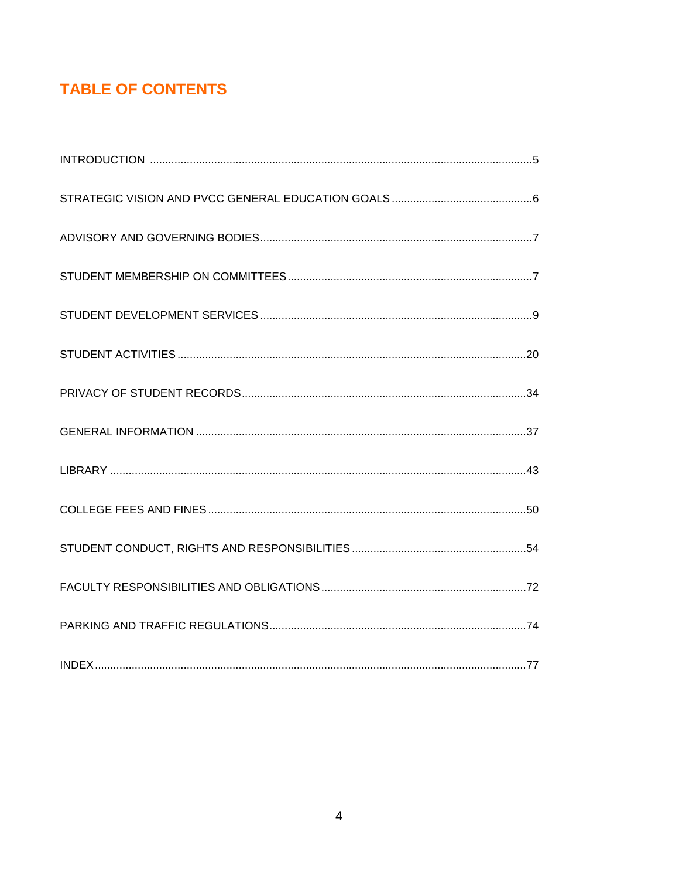# TABLE OF CONTENTS

| | |
|---|---|
| INTRODUCTION | 5 |
| STRATEGIC VISION AND PVCC GENERAL EDUCATION GOALS | 6 |
| ADVISORY AND GOVERNING BODIES | 7 |
| STUDENT MEMBERSHIP ON COMMITTEES | 7 |
| STUDENT DEVELOPMENT SERVICES | 9 |
| STUDENT ACTIVITIES | 20 |
| PRIVACY OF STUDENT RECORDS | 34 |
| GENERAL INFORMATION | 37 |
| LIBRARY | 43 |
| COLLEGE FEES AND FINES | 50 |
| STUDENT CONDUCT, RIGHTS AND RESPONSIBILITIES | 54 |
| FACULTY RESPONSIBILITIES AND OBLIGATIONS | 72 |
| PARKING AND TRAFFIC REGULATIONS | 74 |
| INDEX | 77 |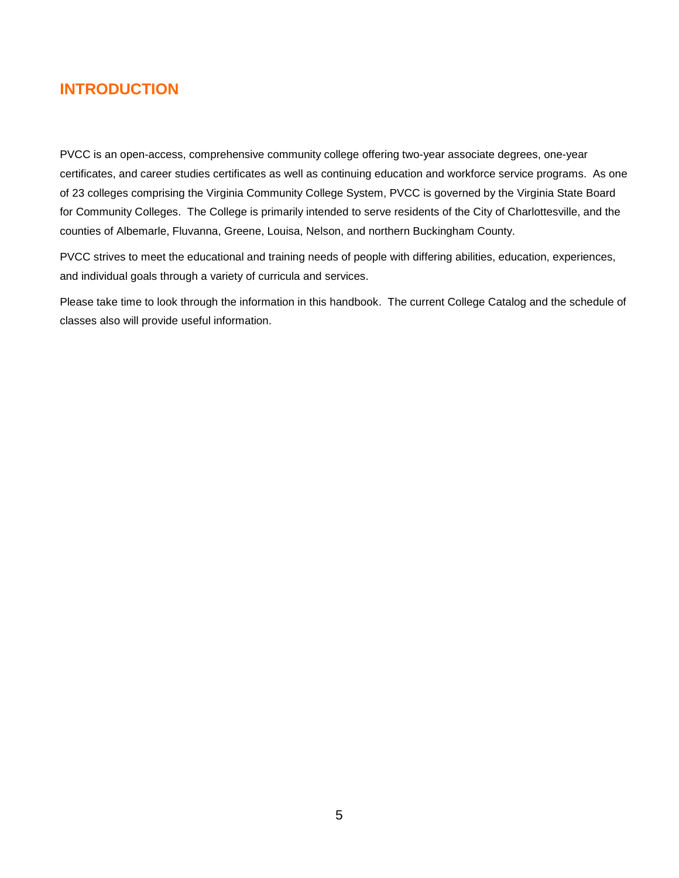# INTRODUCTION

PVCC is an open-access, comprehensive community college offering two-year associate degrees, one-year certificates, and career studies certificates as well as continuing education and workforce service programs. As one of 23 colleges comprising the Virginia Community College System, PVCC is governed by the Virginia State Board for Community Colleges. The College is primarily intended to serve residents of the City of Charlottesville, and the counties of Albemarle, Fluvanna, Greene, Louisa, Nelson, and northern Buckingham County.

PVCC strives to meet the educational and training needs of people with differing abilities, education, experiences, and individual goals through a variety of curricula and services.

Please take time to look through the information in this handbook. The current College Catalog and the schedule of classes also will provide useful information.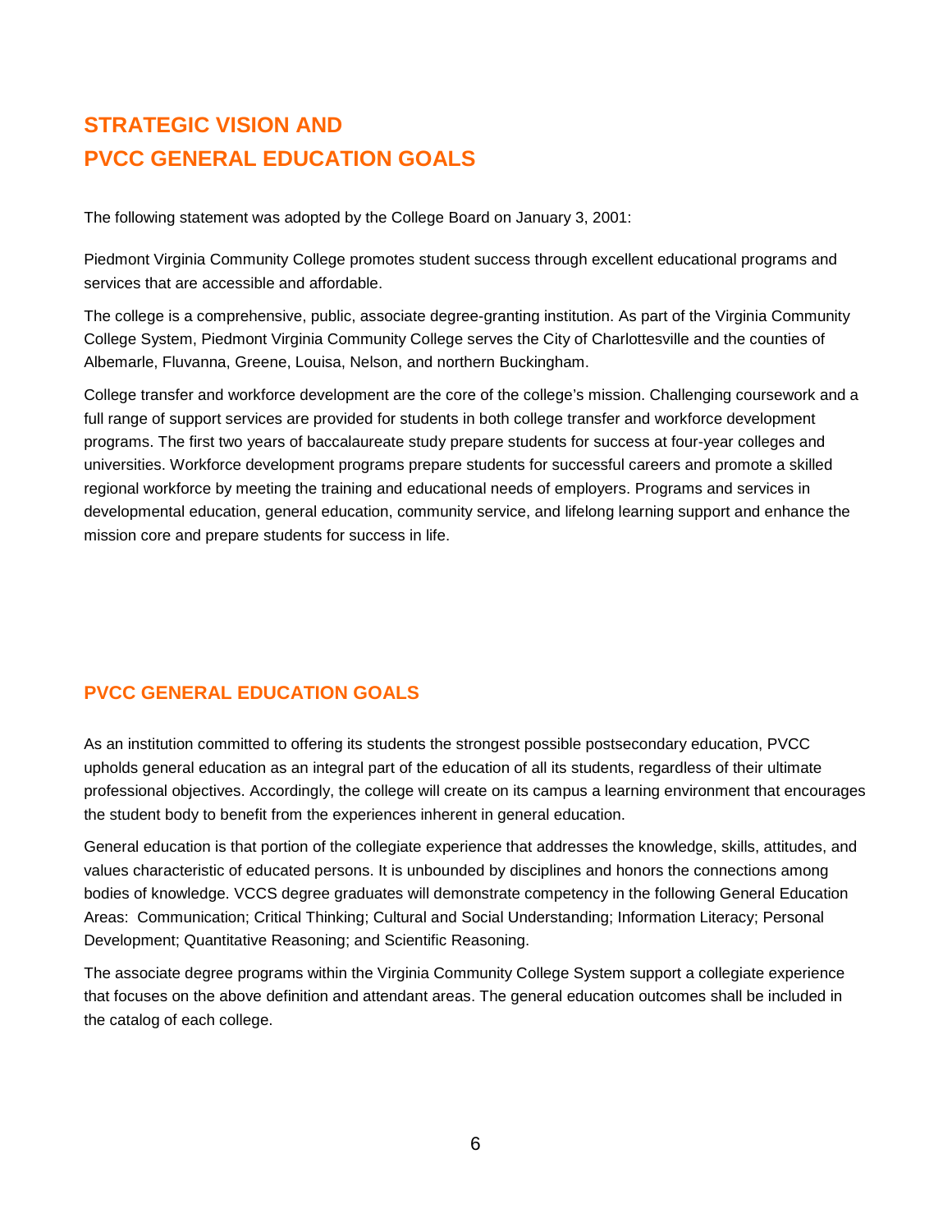# STRATEGIC VISION AND PVCC GENERAL EDUCATION GOALS

The following statement was adopted by the College Board on January 3, 2001:

Piedmont Virginia Community College promotes student success through excellent educational programs and services that are accessible and affordable.

The college is a comprehensive, public, associate degree-granting institution. As part of the Virginia Community College System, Piedmont Virginia Community College serves the City of Charlottesville and the counties of Albemarle, Fluvanna, Greene, Louisa, Nelson, and northern Buckingham.

College transfer and workforce development are the core of the college's mission. Challenging coursework and a full range of support services are provided for students in both college transfer and workforce development programs. The first two years of baccalaureate study prepare students for success at four-year colleges and universities. Workforce development programs prepare students for successful careers and promote a skilled regional workforce by meeting the training and educational needs of employers. Programs and services in developmental education, general education, community service, and lifelong learning support and enhance the mission core and prepare students for success in life.

## PVCC GENERAL EDUCATION GOALS

As an institution committed to offering its students the strongest possible postsecondary education, PVCC upholds general education as an integral part of the education of all its students, regardless of their ultimate professional objectives. Accordingly, the college will create on its campus a learning environment that encourages the student body to benefit from the experiences inherent in general education.

General education is that portion of the collegiate experience that addresses the knowledge, skills, attitudes, and values characteristic of educated persons. It is unbounded by disciplines and honors the connections among bodies of knowledge. VCCS degree graduates will demonstrate competency in the following General Education Areas: Communication; Critical Thinking; Cultural and Social Understanding; Information Literacy; Personal Development; Quantitative Reasoning; and Scientific Reasoning.

The associate degree programs within the Virginia Community College System support a collegiate experience that focuses on the above definition and attendant areas. The general education outcomes shall be included in the catalog of each college.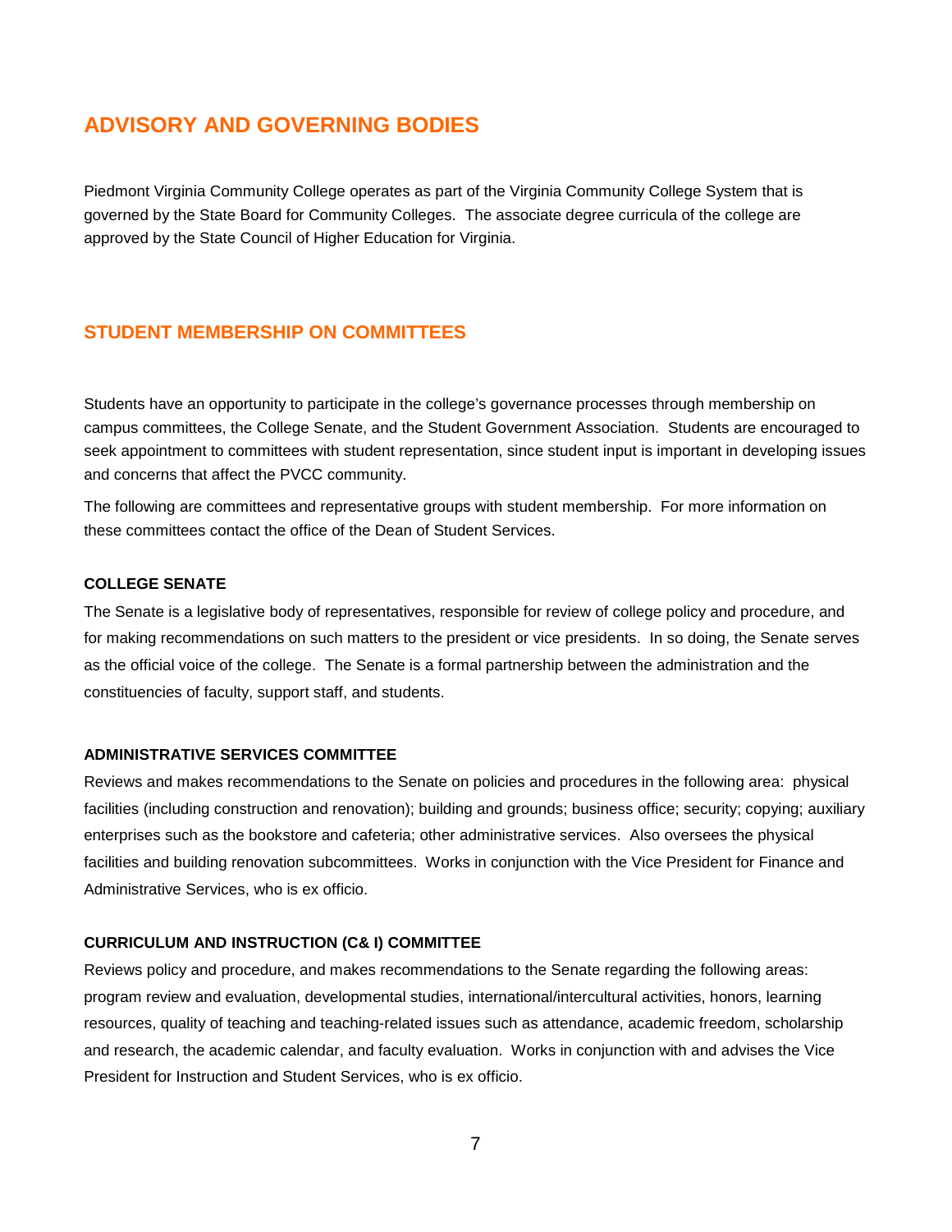## ADVISORY AND GOVERNING BODIES

Piedmont Virginia Community College operates as part of the Virginia Community College System that is governed by the State Board for Community Colleges. The associate degree curricula of the college are approved by the State Council of Higher Education for Virginia.

## STUDENT MEMBERSHIP ON COMMITTEES

Students have an opportunity to participate in the college's governance processes through membership on campus committees, the College Senate, and the Student Government Association. Students are encouraged to seek appointment to committees with student representation, since student input is important in developing issues and concerns that affect the PVCC community.

The following are committees and representative groups with student membership. For more information on these committees contact the office of the Dean of Student Services.

### COLLEGE SENATE

The Senate is a legislative body of representatives, responsible for review of college policy and procedure, and for making recommendations on such matters to the president or vice presidents. In so doing, the Senate serves as the official voice of the college. The Senate is a formal partnership between the administration and the constituencies of faculty, support staff, and students.

### ADMINISTRATIVE SERVICES COMMITTEE

Reviews and makes recommendations to the Senate on policies and procedures in the following area: physical facilities (including construction and renovation); building and grounds; business office; security; copying; auxiliary enterprises such as the bookstore and cafeteria; other administrative services. Also oversees the physical facilities and building renovation subcommittees. Works in conjunction with the Vice President for Finance and Administrative Services, who is ex officio.

### CURRICULUM AND INSTRUCTION (C& I) COMMITTEE

Reviews policy and procedure, and makes recommendations to the Senate regarding the following areas: program review and evaluation, developmental studies, international/intercultural activities, honors, learning resources, quality of teaching and teaching-related issues such as attendance, academic freedom, scholarship and research, the academic calendar, and faculty evaluation. Works in conjunction with and advises the Vice President for Instruction and Student Services, who is ex officio.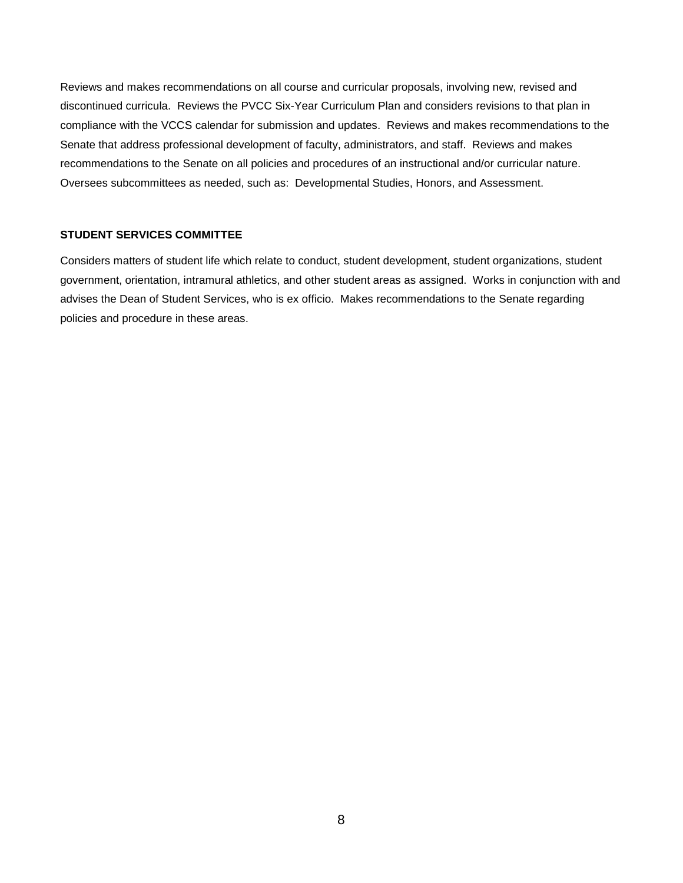Reviews and makes recommendations on all course and curricular proposals, involving new, revised and discontinued curricula. Reviews the PVCC Six-Year Curriculum Plan and considers revisions to that plan in compliance with the VCCS calendar for submission and updates. Reviews and makes recommendations to the Senate that address professional development of faculty, administrators, and staff. Reviews and makes recommendations to the Senate on all policies and procedures of an instructional and/or curricular nature. Oversees subcommittees as needed, such as: Developmental Studies, Honors, and Assessment.

**STUDENT SERVICES COMMITTEE**

Considers matters of student life which relate to conduct, student development, student organizations, student government, orientation, intramural athletics, and other student areas as assigned. Works in conjunction with and advises the Dean of Student Services, who is ex officio. Makes recommendations to the Senate regarding policies and procedure in these areas.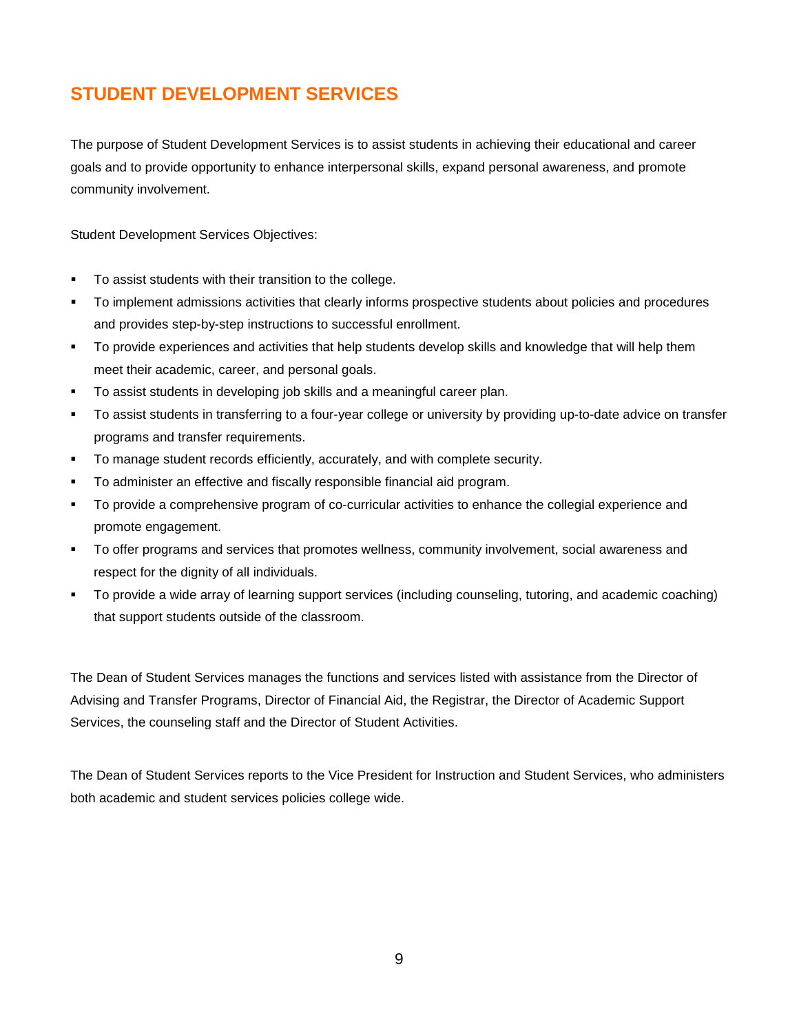## STUDENT DEVELOPMENT SERVICES

The purpose of Student Development Services is to assist students in achieving their educational and career goals and to provide opportunity to enhance interpersonal skills, expand personal awareness, and promote community involvement.

Student Development Services Objectives:

- To assist students with their transition to the college.
- To implement admissions activities that clearly informs prospective students about policies and procedures and provides step-by-step instructions to successful enrollment.
- To provide experiences and activities that help students develop skills and knowledge that will help them meet their academic, career, and personal goals.
- To assist students in developing job skills and a meaningful career plan.
- To assist students in transferring to a four-year college or university by providing up-to-date advice on transfer programs and transfer requirements.
- To manage student records efficiently, accurately, and with complete security.
- To administer an effective and fiscally responsible financial aid program.
- To provide a comprehensive program of co-curricular activities to enhance the collegial experience and promote engagement.
- To offer programs and services that promotes wellness, community involvement, social awareness and respect for the dignity of all individuals.
- To provide a wide array of learning support services (including counseling, tutoring, and academic coaching) that support students outside of the classroom.

The Dean of Student Services manages the functions and services listed with assistance from the Director of Advising and Transfer Programs, Director of Financial Aid, the Registrar, the Director of Academic Support Services, the counseling staff and the Director of Student Activities.

The Dean of Student Services reports to the Vice President for Instruction and Student Services, who administers both academic and student services policies college wide.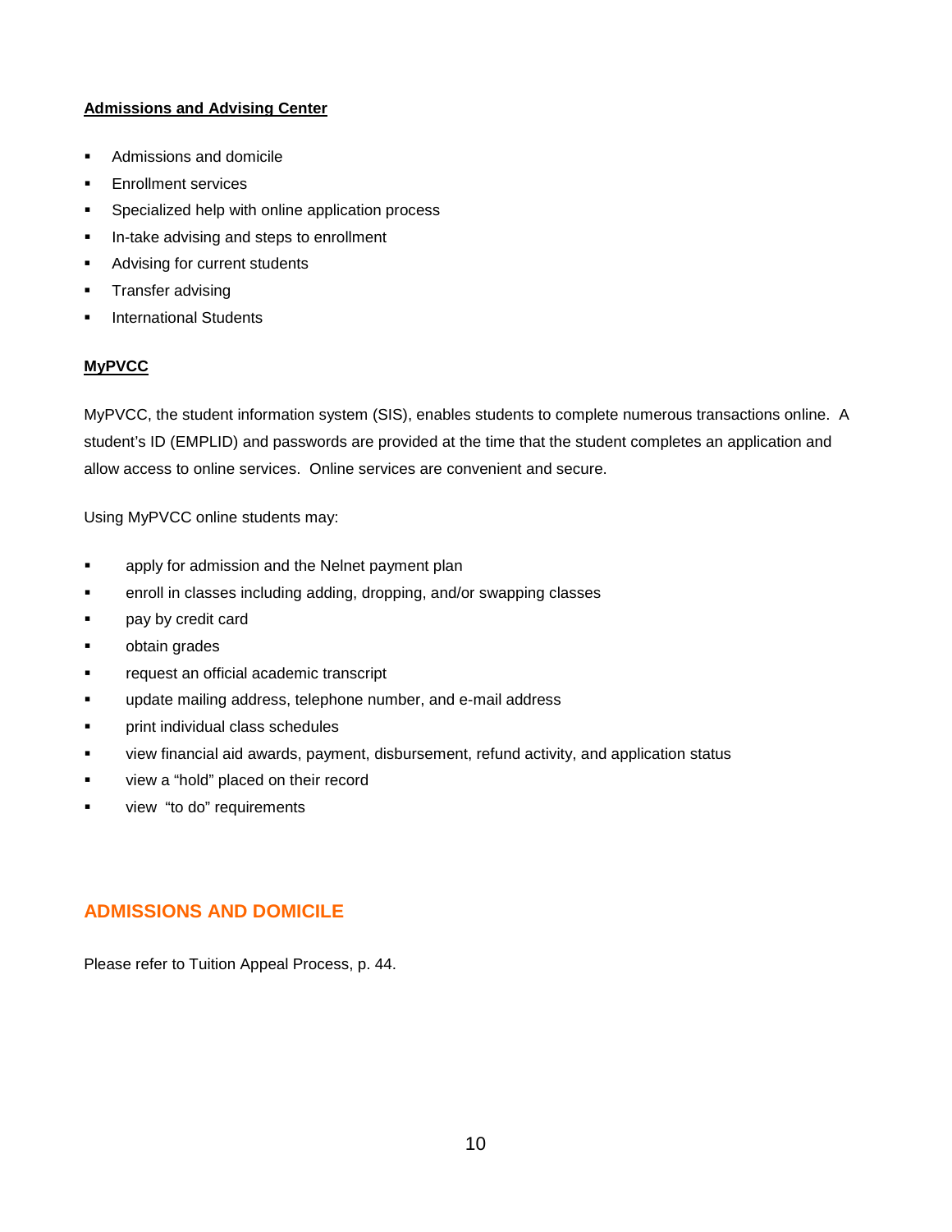**Admissions and Advising Center**

- Admissions and domicile
- Enrollment services
- Specialized help with online application process
- In-take advising and steps to enrollment
- Advising for current students
- Transfer advising
- International Students

**MyPVCC**

MyPVCC, the student information system (SIS), enables students to complete numerous transactions online. A student's ID (EMPLID) and passwords are provided at the time that the student completes an application and allow access to online services. Online services are convenient and secure.

Using MyPVCC online students may:

- apply for admission and the Nelnet payment plan
- enroll in classes including adding, dropping, and/or swapping classes
- pay by credit card
- obtain grades
- request an official academic transcript
- update mailing address, telephone number, and e-mail address
- print individual class schedules
- view financial aid awards, payment, disbursement, refund activity, and application status
- view a "hold" placed on their record
- view "to do" requirements

## ADMISSIONS AND DOMICILE

Please refer to Tuition Appeal Process, p. 44.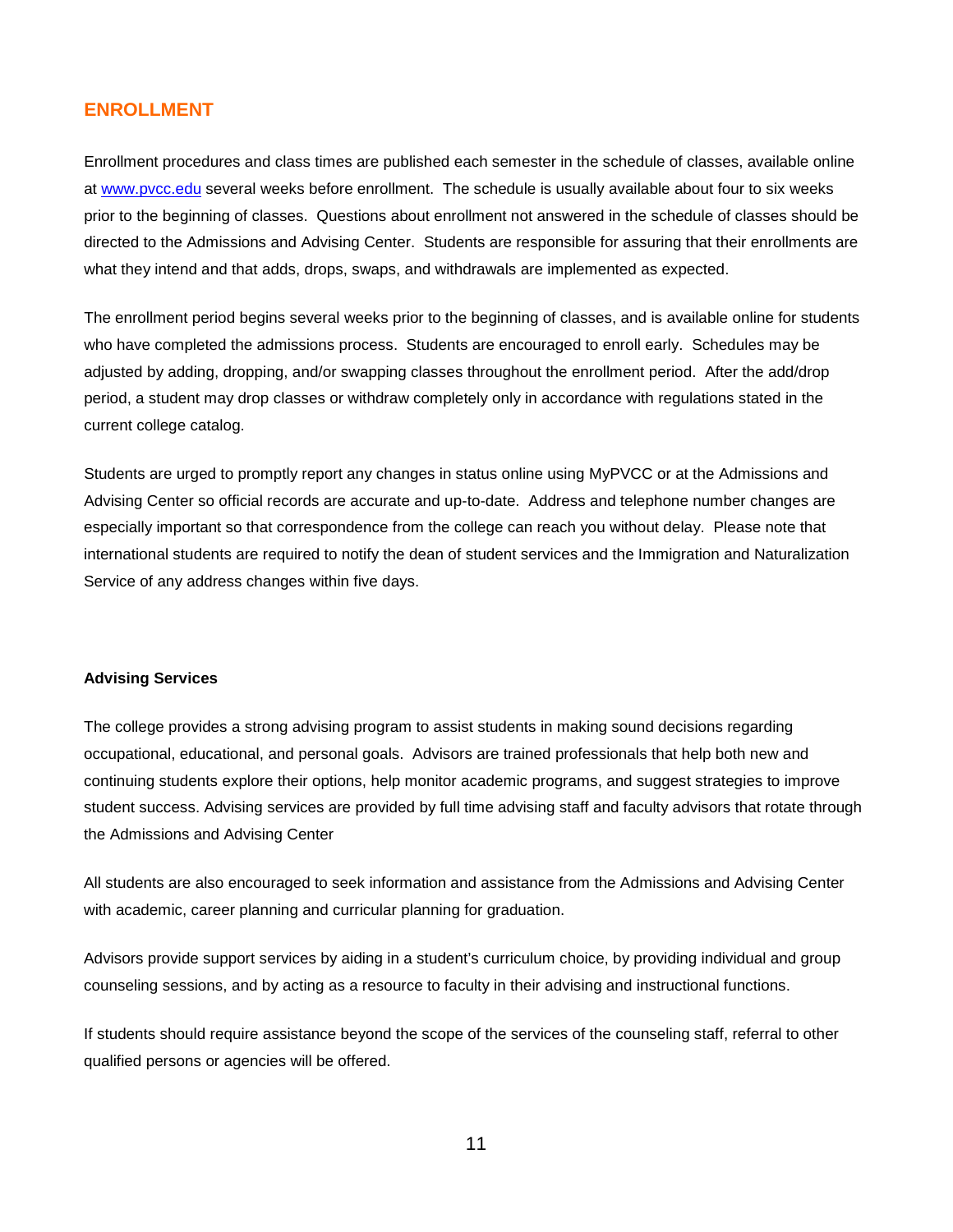## ENROLLMENT

Enrollment procedures and class times are published each semester in the schedule of classes, available online at [www.pvcc.edu](http://www.pvcc.edu) several weeks before enrollment. The schedule is usually available about four to six weeks prior to the beginning of classes. Questions about enrollment not answered in the schedule of classes should be directed to the Admissions and Advising Center. Students are responsible for assuring that their enrollments are what they intend and that adds, drops, swaps, and withdrawals are implemented as expected.

The enrollment period begins several weeks prior to the beginning of classes, and is available online for students who have completed the admissions process. Students are encouraged to enroll early. Schedules may be adjusted by adding, dropping, and/or swapping classes throughout the enrollment period. After the add/drop period, a student may drop classes or withdraw completely only in accordance with regulations stated in the current college catalog.

Students are urged to promptly report any changes in status online using MyPVCC or at the Admissions and Advising Center so official records are accurate and up-to-date. Address and telephone number changes are especially important so that correspondence from the college can reach you without delay. Please note that international students are required to notify the dean of student services and the Immigration and Naturalization Service of any address changes within five days.

### Advising Services

The college provides a strong advising program to assist students in making sound decisions regarding occupational, educational, and personal goals. Advisors are trained professionals that help both new and continuing students explore their options, help monitor academic programs, and suggest strategies to improve student success. Advising services are provided by full time advising staff and faculty advisors that rotate through the Admissions and Advising Center

All students are also encouraged to seek information and assistance from the Admissions and Advising Center with academic, career planning and curricular planning for graduation.

Advisors provide support services by aiding in a student's curriculum choice, by providing individual and group counseling sessions, and by acting as a resource to faculty in their advising and instructional functions.

If students should require assistance beyond the scope of the services of the counseling staff, referral to other qualified persons or agencies will be offered.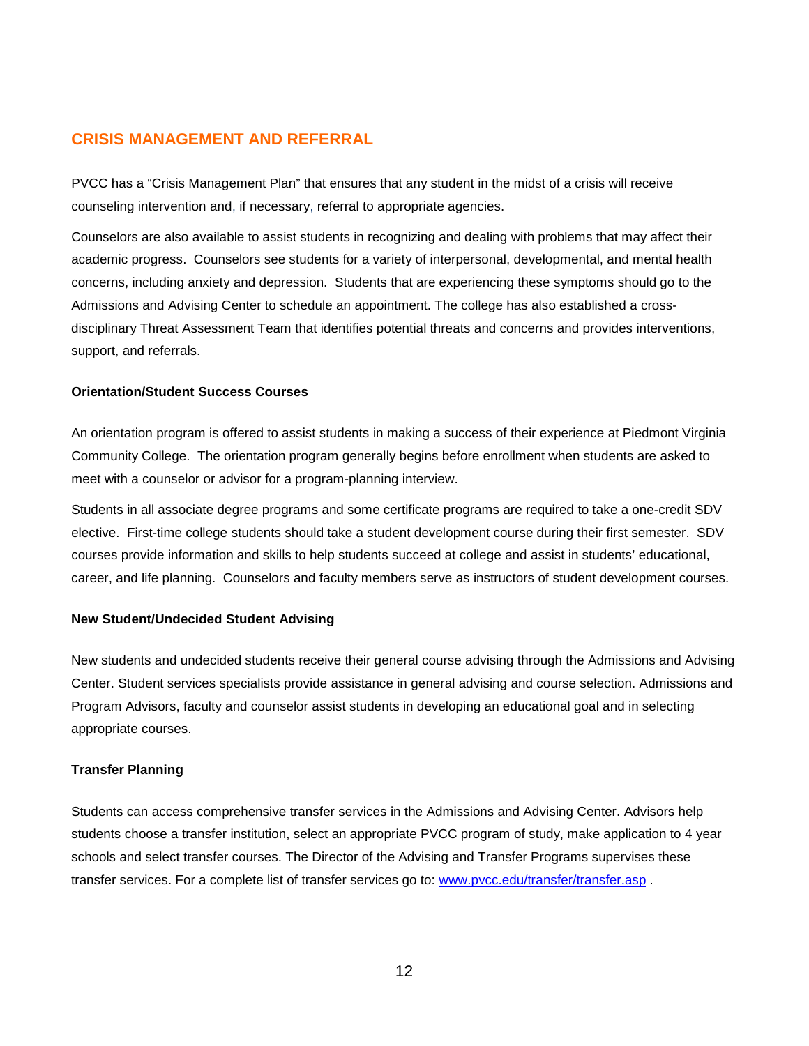## CRISIS MANAGEMENT AND REFERRAL

PVCC has a "Crisis Management Plan" that ensures that any student in the midst of a crisis will receive counseling intervention and, if necessary, referral to appropriate agencies.

Counselors are also available to assist students in recognizing and dealing with problems that may affect their academic progress. Counselors see students for a variety of interpersonal, developmental, and mental health concerns, including anxiety and depression. Students that are experiencing these symptoms should go to the Admissions and Advising Center to schedule an appointment. The college has also established a cross-disciplinary Threat Assessment Team that identifies potential threats and concerns and provides interventions, support, and referrals.

### Orientation/Student Success Courses

An orientation program is offered to assist students in making a success of their experience at Piedmont Virginia Community College. The orientation program generally begins before enrollment when students are asked to meet with a counselor or advisor for a program-planning interview.

Students in all associate degree programs and some certificate programs are required to take a one-credit SDV elective. First-time college students should take a student development course during their first semester. SDV courses provide information and skills to help students succeed at college and assist in students' educational, career, and life planning. Counselors and faculty members serve as instructors of student development courses.

### New Student/Undecided Student Advising

New students and undecided students receive their general course advising through the Admissions and Advising Center. Student services specialists provide assistance in general advising and course selection. Admissions and Program Advisors, faculty and counselor assist students in developing an educational goal and in selecting appropriate courses.

### Transfer Planning

Students can access comprehensive transfer services in the Admissions and Advising Center. Advisors help students choose a transfer institution, select an appropriate PVCC program of study, make application to 4 year schools and select transfer courses. The Director of the Advising and Transfer Programs supervises these transfer services. For a complete list of transfer services go to: [www.pvcc.edu/transfer/transfer.asp](www.pvcc.edu/transfer/transfer.asp) .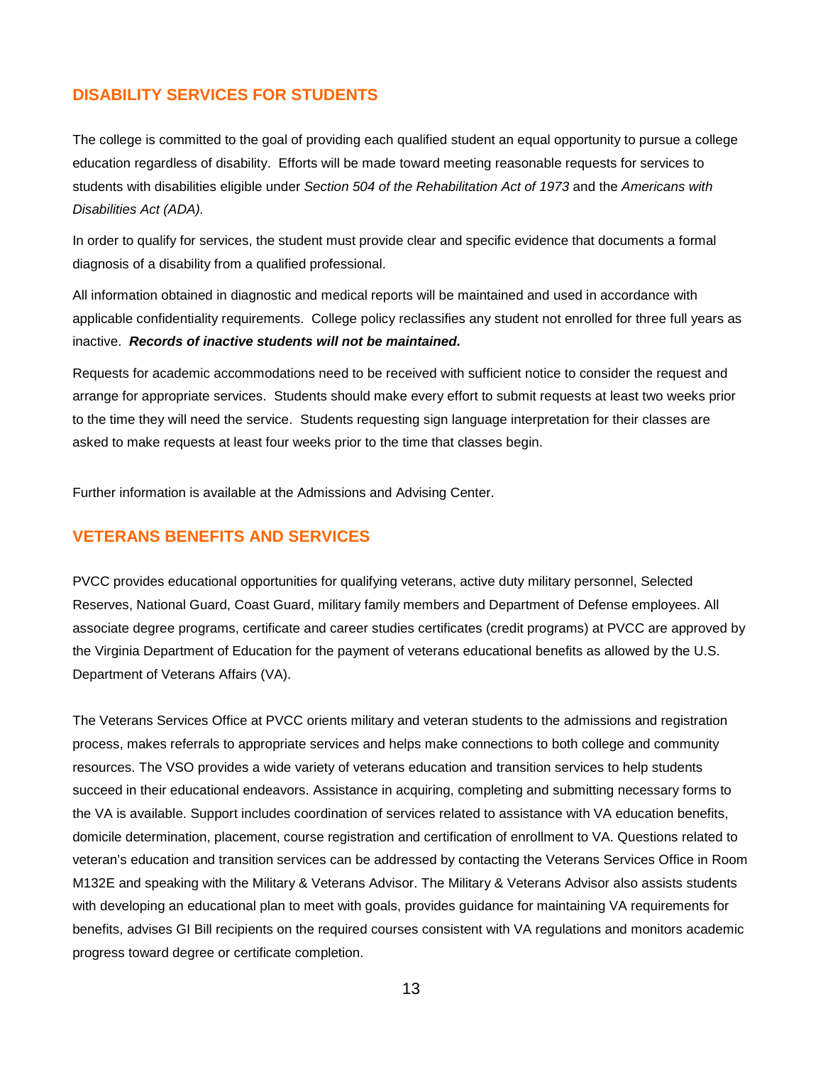## DISABILITY SERVICES FOR STUDENTS

The college is committed to the goal of providing each qualified student an equal opportunity to pursue a college education regardless of disability. Efforts will be made toward meeting reasonable requests for services to students with disabilities eligible under *Section 504 of the Rehabilitation Act of 1973* and the *Americans with Disabilities Act (ADA).*

In order to qualify for services, the student must provide clear and specific evidence that documents a formal diagnosis of a disability from a qualified professional.

All information obtained in diagnostic and medical reports will be maintained and used in accordance with applicable confidentiality requirements. College policy reclassifies any student not enrolled for three full years as inactive. ***Records of inactive students will not be maintained.***

Requests for academic accommodations need to be received with sufficient notice to consider the request and arrange for appropriate services. Students should make every effort to submit requests at least two weeks prior to the time they will need the service. Students requesting sign language interpretation for their classes are asked to make requests at least four weeks prior to the time that classes begin.

Further information is available at the Admissions and Advising Center.

## VETERANS BENEFITS AND SERVICES

PVCC provides educational opportunities for qualifying veterans, active duty military personnel, Selected Reserves, National Guard, Coast Guard, military family members and Department of Defense employees. All associate degree programs, certificate and career studies certificates (credit programs) at PVCC are approved by the Virginia Department of Education for the payment of veterans educational benefits as allowed by the U.S. Department of Veterans Affairs (VA).

The Veterans Services Office at PVCC orients military and veteran students to the admissions and registration process, makes referrals to appropriate services and helps make connections to both college and community resources. The VSO provides a wide variety of veterans education and transition services to help students succeed in their educational endeavors. Assistance in acquiring, completing and submitting necessary forms to the VA is available. Support includes coordination of services related to assistance with VA education benefits, domicile determination, placement, course registration and certification of enrollment to VA. Questions related to veteran's education and transition services can be addressed by contacting the Veterans Services Office in Room M132E and speaking with the Military & Veterans Advisor. The Military & Veterans Advisor also assists students with developing an educational plan to meet with goals, provides guidance for maintaining VA requirements for benefits, advises GI Bill recipients on the required courses consistent with VA regulations and monitors academic progress toward degree or certificate completion.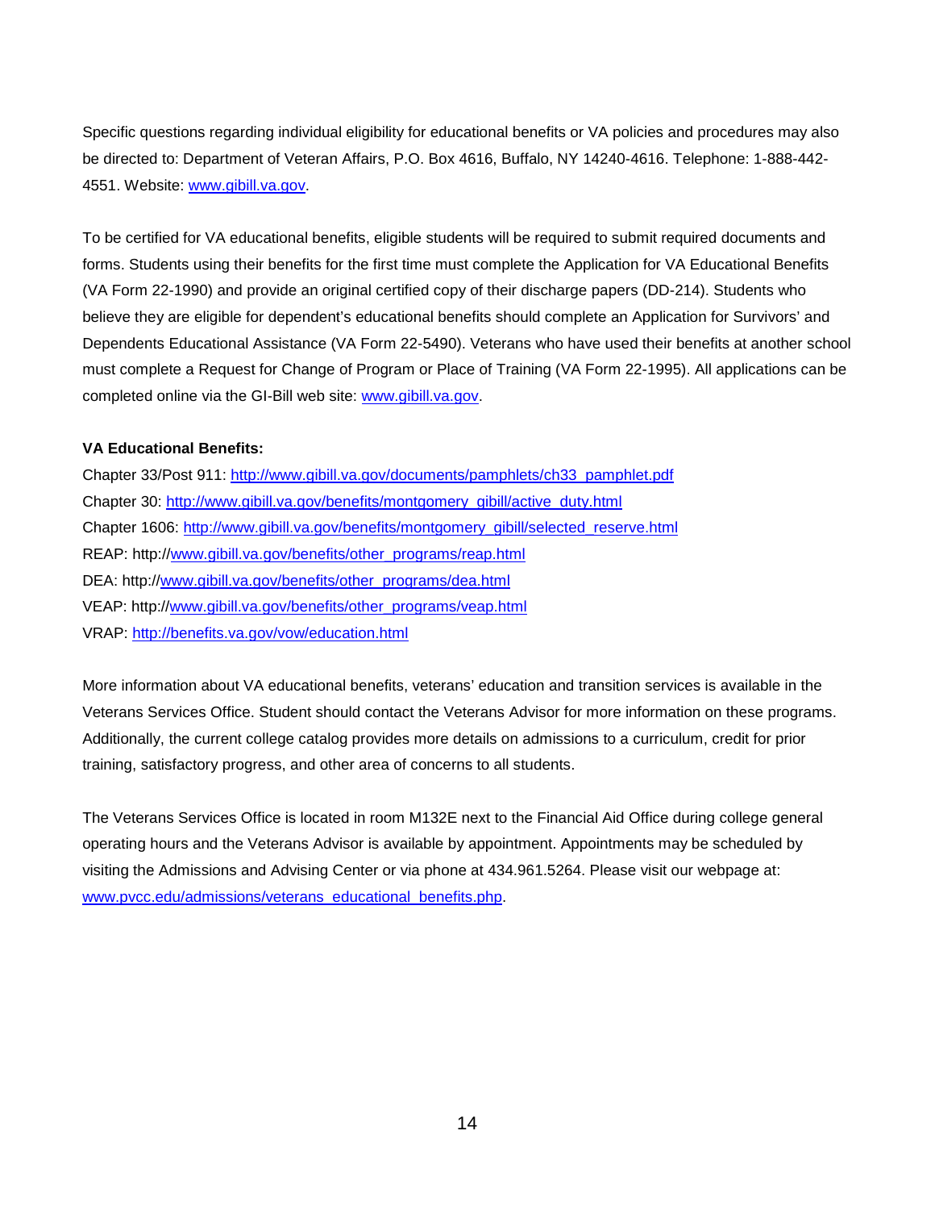Specific questions regarding individual eligibility for educational benefits or VA policies and procedures may also be directed to: Department of Veteran Affairs, P.O. Box 4616, Buffalo, NY 14240-4616. Telephone: 1-888-442-4551. Website: www.gibill.va.gov.

To be certified for VA educational benefits, eligible students will be required to submit required documents and forms. Students using their benefits for the first time must complete the Application for VA Educational Benefits (VA Form 22-1990) and provide an original certified copy of their discharge papers (DD-214). Students who believe they are eligible for dependent's educational benefits should complete an Application for Survivors' and Dependents Educational Assistance (VA Form 22-5490). Veterans who have used their benefits at another school must complete a Request for Change of Program or Place of Training (VA Form 22-1995). All applications can be completed online via the GI-Bill web site: www.gibill.va.gov.

**VA Educational Benefits:**

Chapter 33/Post 911: http://www.gibill.va.gov/documents/pamphlets/ch33_pamphlet.pdf
Chapter 30: http://www.gibill.va.gov/benefits/montgomery_gibill/active_duty.html
Chapter 1606: http://www.gibill.va.gov/benefits/montgomery_gibill/selected_reserve.html
REAP: http://www.gibill.va.gov/benefits/other_programs/reap.html
DEA: http://www.gibill.va.gov/benefits/other_programs/dea.html
VEAP: http://www.gibill.va.gov/benefits/other_programs/veap.html
VRAP: http://benefits.va.gov/vow/education.html

More information about VA educational benefits, veterans' education and transition services is available in the Veterans Services Office. Student should contact the Veterans Advisor for more information on these programs. Additionally, the current college catalog provides more details on admissions to a curriculum, credit for prior training, satisfactory progress, and other area of concerns to all students.

The Veterans Services Office is located in room M132E next to the Financial Aid Office during college general operating hours and the Veterans Advisor is available by appointment. Appointments may be scheduled by visiting the Admissions and Advising Center or via phone at 434.961.5264. Please visit our webpage at: www.pvcc.edu/admissions/veterans_educational_benefits.php.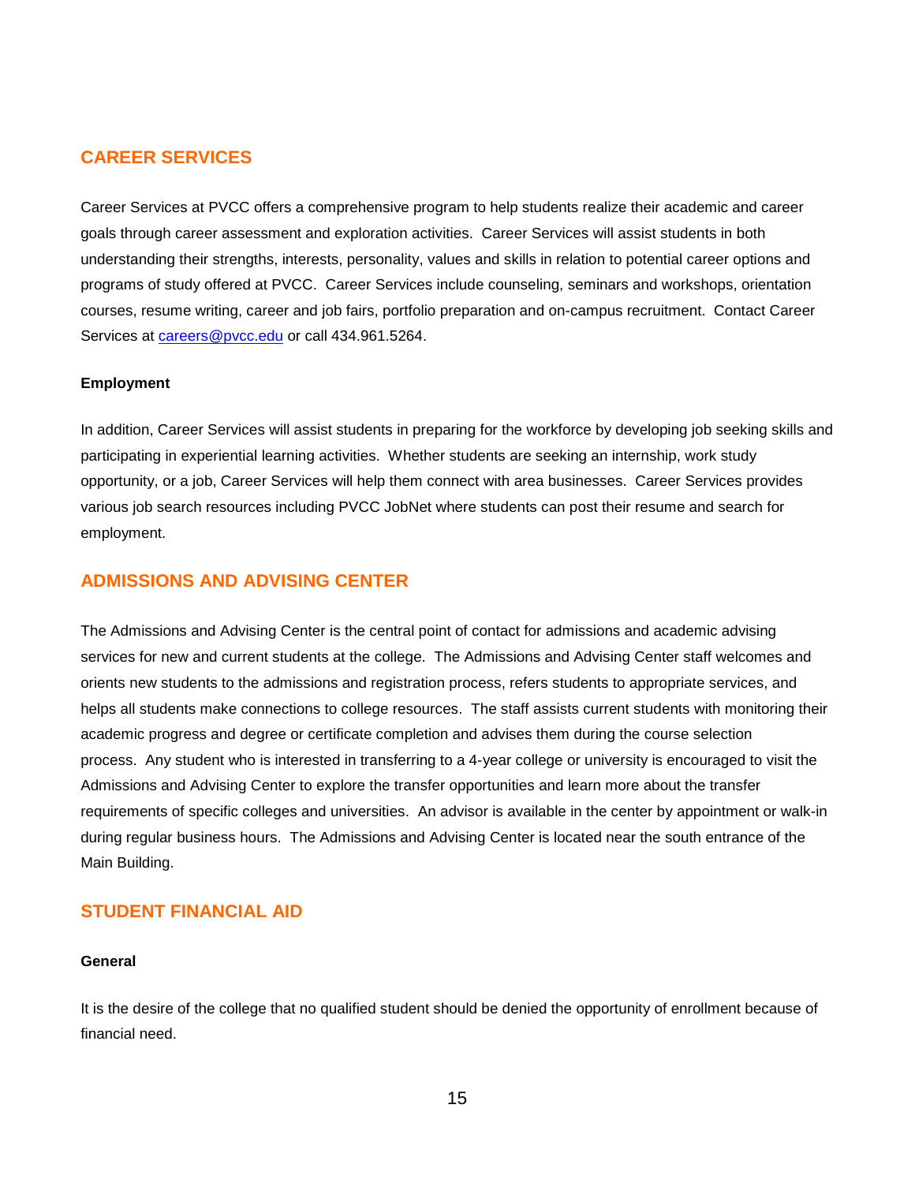## CAREER SERVICES

Career Services at PVCC offers a comprehensive program to help students realize their academic and career goals through career assessment and exploration activities. Career Services will assist students in both understanding their strengths, interests, personality, values and skills in relation to potential career options and programs of study offered at PVCC. Career Services include counseling, seminars and workshops, orientation courses, resume writing, career and job fairs, portfolio preparation and on-campus recruitment. Contact Career Services at [careers@pvcc.edu](mailto:careers@pvcc.edu) or call 434.961.5264.

### Employment

In addition, Career Services will assist students in preparing for the workforce by developing job seeking skills and participating in experiential learning activities. Whether students are seeking an internship, work study opportunity, or a job, Career Services will help them connect with area businesses. Career Services provides various job search resources including PVCC JobNet where students can post their resume and search for employment.

## ADMISSIONS AND ADVISING CENTER

The Admissions and Advising Center is the central point of contact for admissions and academic advising services for new and current students at the college. The Admissions and Advising Center staff welcomes and orients new students to the admissions and registration process, refers students to appropriate services, and helps all students make connections to college resources. The staff assists current students with monitoring their academic progress and degree or certificate completion and advises them during the course selection process. Any student who is interested in transferring to a 4-year college or university is encouraged to visit the Admissions and Advising Center to explore the transfer opportunities and learn more about the transfer requirements of specific colleges and universities. An advisor is available in the center by appointment or walk-in during regular business hours. The Admissions and Advising Center is located near the south entrance of the Main Building.

## STUDENT FINANCIAL AID

### General

It is the desire of the college that no qualified student should be denied the opportunity of enrollment because of financial need.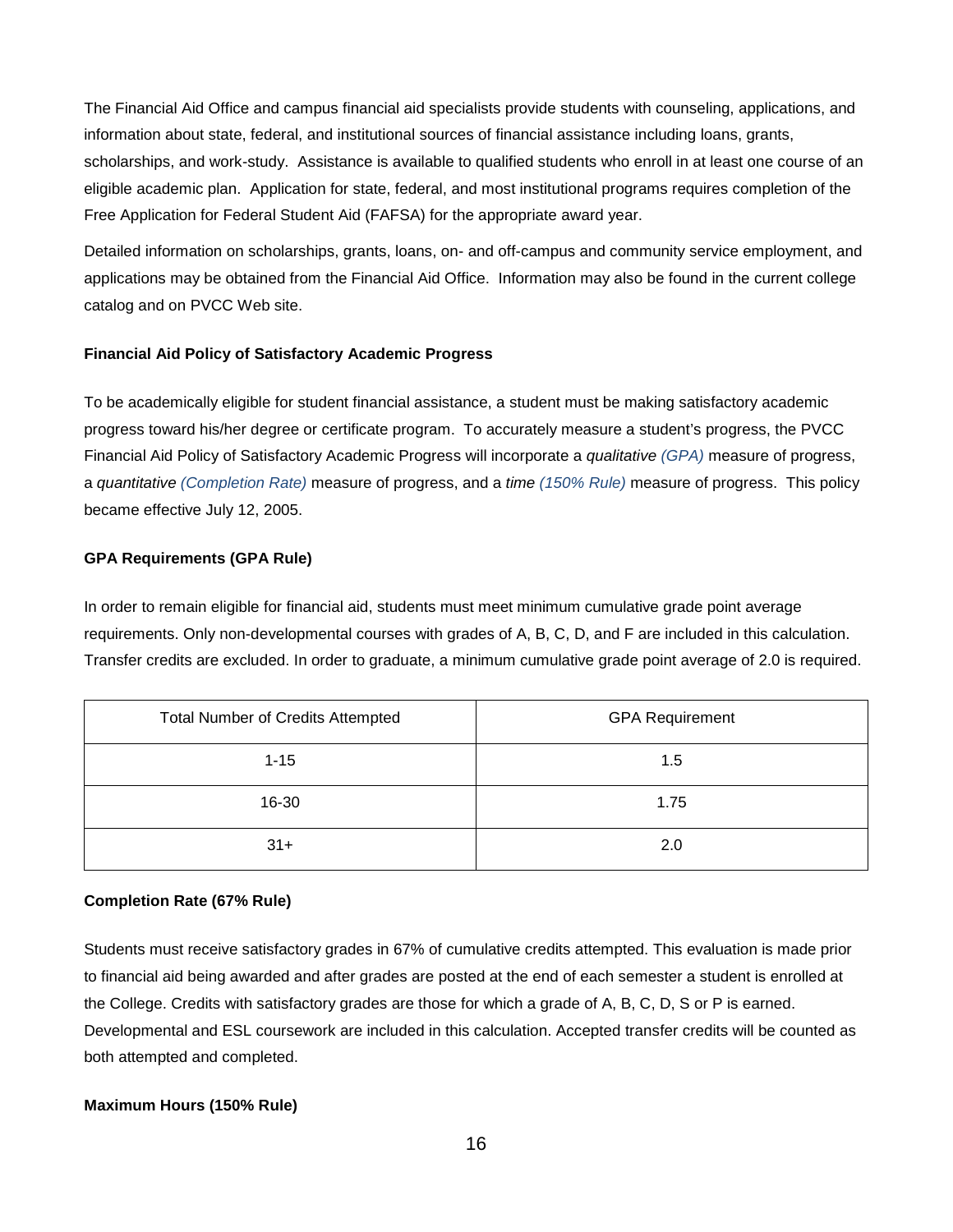The Financial Aid Office and campus financial aid specialists provide students with counseling, applications, and information about state, federal, and institutional sources of financial assistance including loans, grants, scholarships, and work-study. Assistance is available to qualified students who enroll in at least one course of an eligible academic plan. Application for state, federal, and most institutional programs requires completion of the Free Application for Federal Student Aid (FAFSA) for the appropriate award year.

Detailed information on scholarships, grants, loans, on- and off-campus and community service employment, and applications may be obtained from the Financial Aid Office. Information may also be found in the current college catalog and on PVCC Web site.

**Financial Aid Policy of Satisfactory Academic Progress**

To be academically eligible for student financial assistance, a student must be making satisfactory academic progress toward his/her degree or certificate program. To accurately measure a student's progress, the PVCC Financial Aid Policy of Satisfactory Academic Progress will incorporate a *qualitative (GPA)* measure of progress, a *quantitative (Completion Rate)* measure of progress, and a *time (150% Rule)* measure of progress. This policy became effective July 12, 2005.

**GPA Requirements (GPA Rule)**

In order to remain eligible for financial aid, students must meet minimum cumulative grade point average requirements. Only non-developmental courses with grades of A, B, C, D, and F are included in this calculation. Transfer credits are excluded. In order to graduate, a minimum cumulative grade point average of 2.0 is required.

| Total Number of Credits Attempted | GPA Requirement |
| --- | --- |
| 1-15 | 1.5 |
| 16-30 | 1.75 |
| 31+ | 2.0 |

**Completion Rate (67% Rule)**

Students must receive satisfactory grades in 67% of cumulative credits attempted. This evaluation is made prior to financial aid being awarded and after grades are posted at the end of each semester a student is enrolled at the College. Credits with satisfactory grades are those for which a grade of A, B, C, D, S or P is earned. Developmental and ESL coursework are included in this calculation. Accepted transfer credits will be counted as both attempted and completed.

**Maximum Hours (150% Rule)**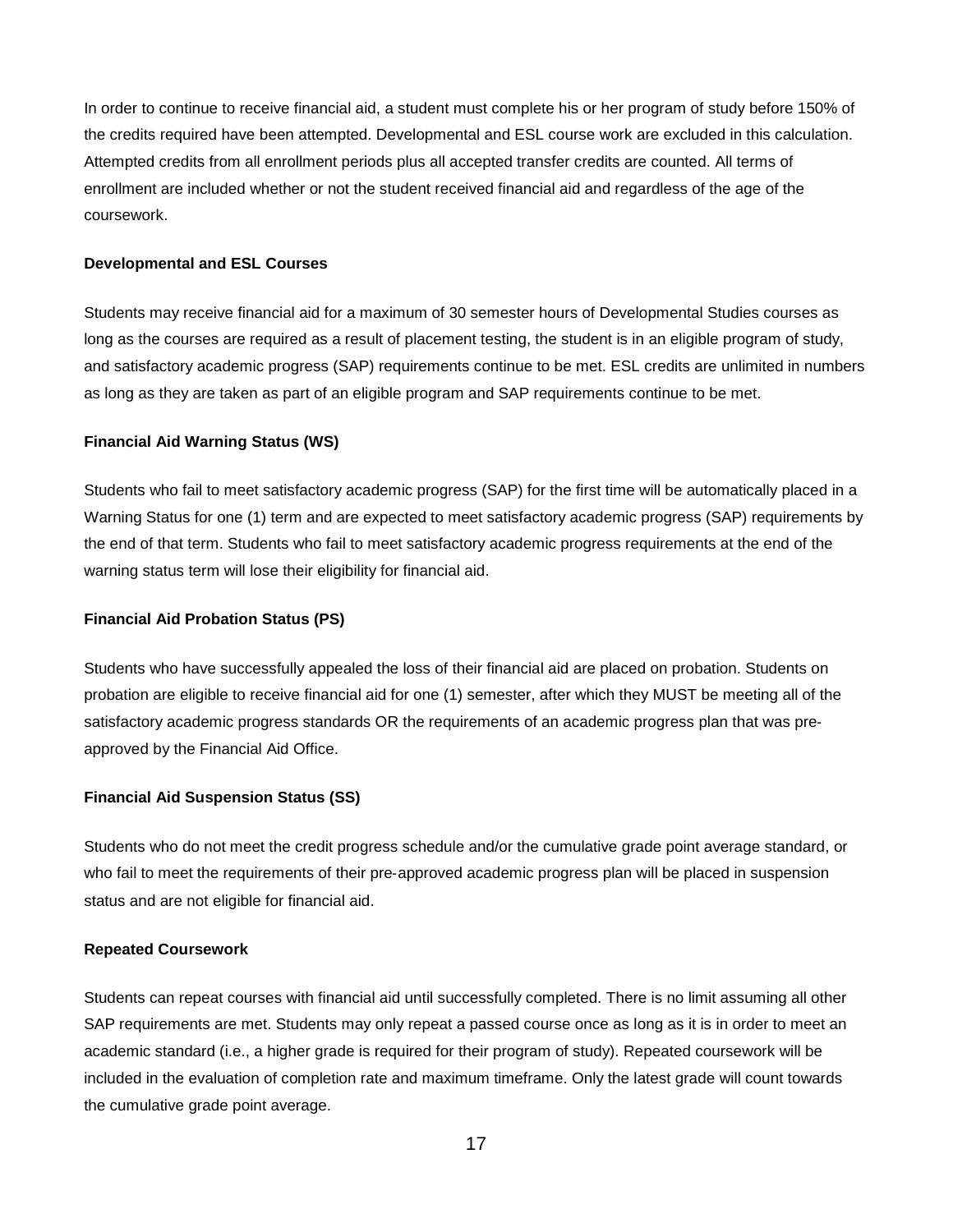In order to continue to receive financial aid, a student must complete his or her program of study before 150% of the credits required have been attempted. Developmental and ESL course work are excluded in this calculation. Attempted credits from all enrollment periods plus all accepted transfer credits are counted. All terms of enrollment are included whether or not the student received financial aid and regardless of the age of the coursework.

**Developmental and ESL Courses**

Students may receive financial aid for a maximum of 30 semester hours of Developmental Studies courses as long as the courses are required as a result of placement testing, the student is in an eligible program of study, and satisfactory academic progress (SAP) requirements continue to be met. ESL credits are unlimited in numbers as long as they are taken as part of an eligible program and SAP requirements continue to be met.

**Financial Aid Warning Status (WS)**

Students who fail to meet satisfactory academic progress (SAP) for the first time will be automatically placed in a Warning Status for one (1) term and are expected to meet satisfactory academic progress (SAP) requirements by the end of that term. Students who fail to meet satisfactory academic progress requirements at the end of the warning status term will lose their eligibility for financial aid.

**Financial Aid Probation Status (PS)**

Students who have successfully appealed the loss of their financial aid are placed on probation. Students on probation are eligible to receive financial aid for one (1) semester, after which they MUST be meeting all of the satisfactory academic progress standards OR the requirements of an academic progress plan that was pre-approved by the Financial Aid Office.

**Financial Aid Suspension Status (SS)**

Students who do not meet the credit progress schedule and/or the cumulative grade point average standard, or who fail to meet the requirements of their pre-approved academic progress plan will be placed in suspension status and are not eligible for financial aid.

**Repeated Coursework**

Students can repeat courses with financial aid until successfully completed. There is no limit assuming all other SAP requirements are met. Students may only repeat a passed course once as long as it is in order to meet an academic standard (i.e., a higher grade is required for their program of study). Repeated coursework will be included in the evaluation of completion rate and maximum timeframe. Only the latest grade will count towards the cumulative grade point average.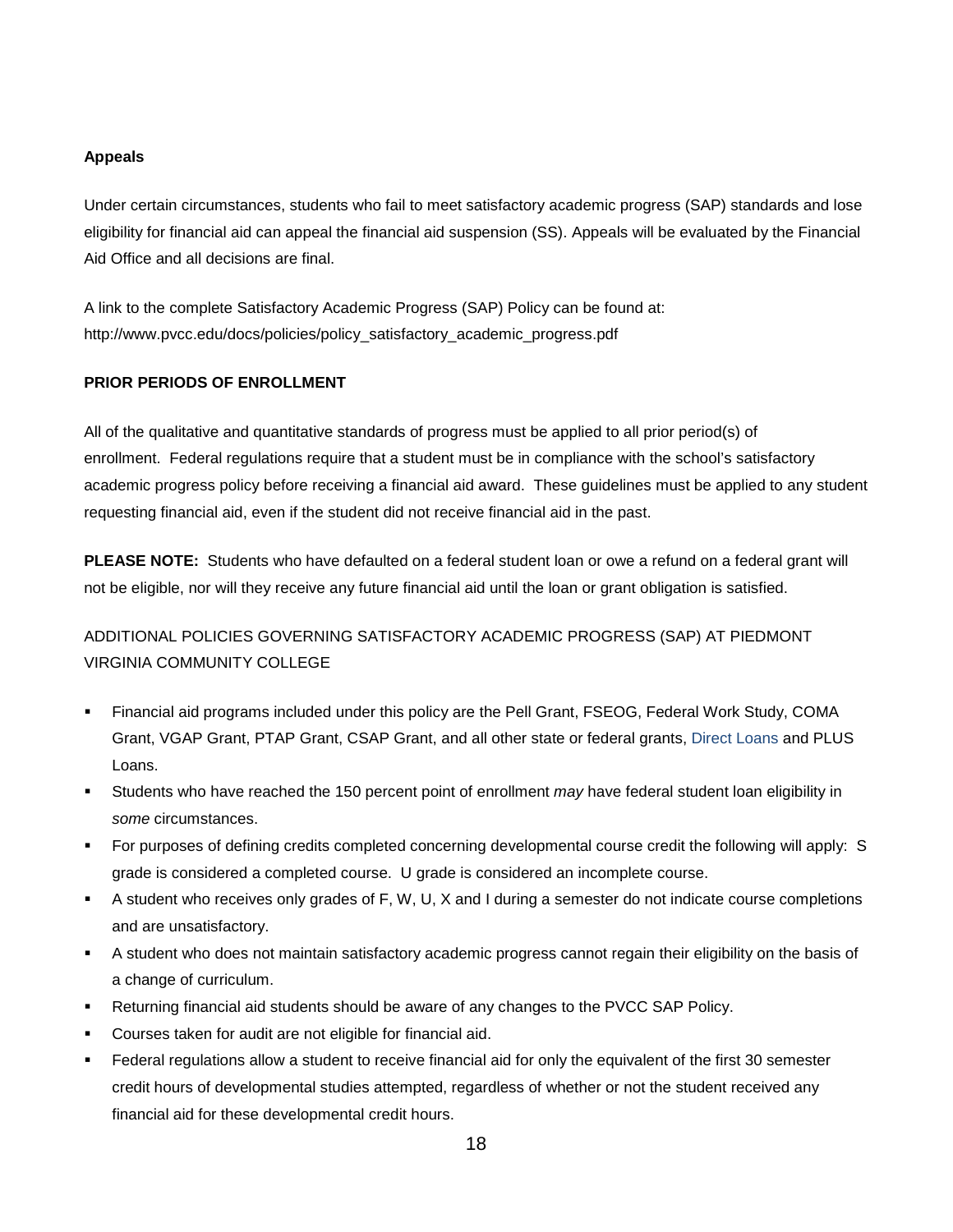**Appeals**

Under certain circumstances, students who fail to meet satisfactory academic progress (SAP) standards and lose eligibility for financial aid can appeal the financial aid suspension (SS). Appeals will be evaluated by the Financial Aid Office and all decisions are final.

A link to the complete Satisfactory Academic Progress (SAP) Policy can be found at: http://www.pvcc.edu/docs/policies/policy_satisfactory_academic_progress.pdf

**PRIOR PERIODS OF ENROLLMENT**

All of the qualitative and quantitative standards of progress must be applied to all prior period(s) of enrollment. Federal regulations require that a student must be in compliance with the school's satisfactory academic progress policy before receiving a financial aid award. These guidelines must be applied to any student requesting financial aid, even if the student did not receive financial aid in the past.

**PLEASE NOTE:** Students who have defaulted on a federal student loan or owe a refund on a federal grant will not be eligible, nor will they receive any future financial aid until the loan or grant obligation is satisfied.

ADDITIONAL POLICIES GOVERNING SATISFACTORY ACADEMIC PROGRESS (SAP) AT PIEDMONT VIRGINIA COMMUNITY COLLEGE

- Financial aid programs included under this policy are the Pell Grant, FSEOG, Federal Work Study, COMA Grant, VGAP Grant, PTAP Grant, CSAP Grant, and all other state or federal grants, Direct Loans and PLUS Loans.
- Students who have reached the 150 percent point of enrollment *may* have federal student loan eligibility in *some* circumstances.
- For purposes of defining credits completed concerning developmental course credit the following will apply: S grade is considered a completed course. U grade is considered an incomplete course.
- A student who receives only grades of F, W, U, X and I during a semester do not indicate course completions and are unsatisfactory.
- A student who does not maintain satisfactory academic progress cannot regain their eligibility on the basis of a change of curriculum.
- Returning financial aid students should be aware of any changes to the PVCC SAP Policy.
- Courses taken for audit are not eligible for financial aid.
- Federal regulations allow a student to receive financial aid for only the equivalent of the first 30 semester credit hours of developmental studies attempted, regardless of whether or not the student received any financial aid for these developmental credit hours.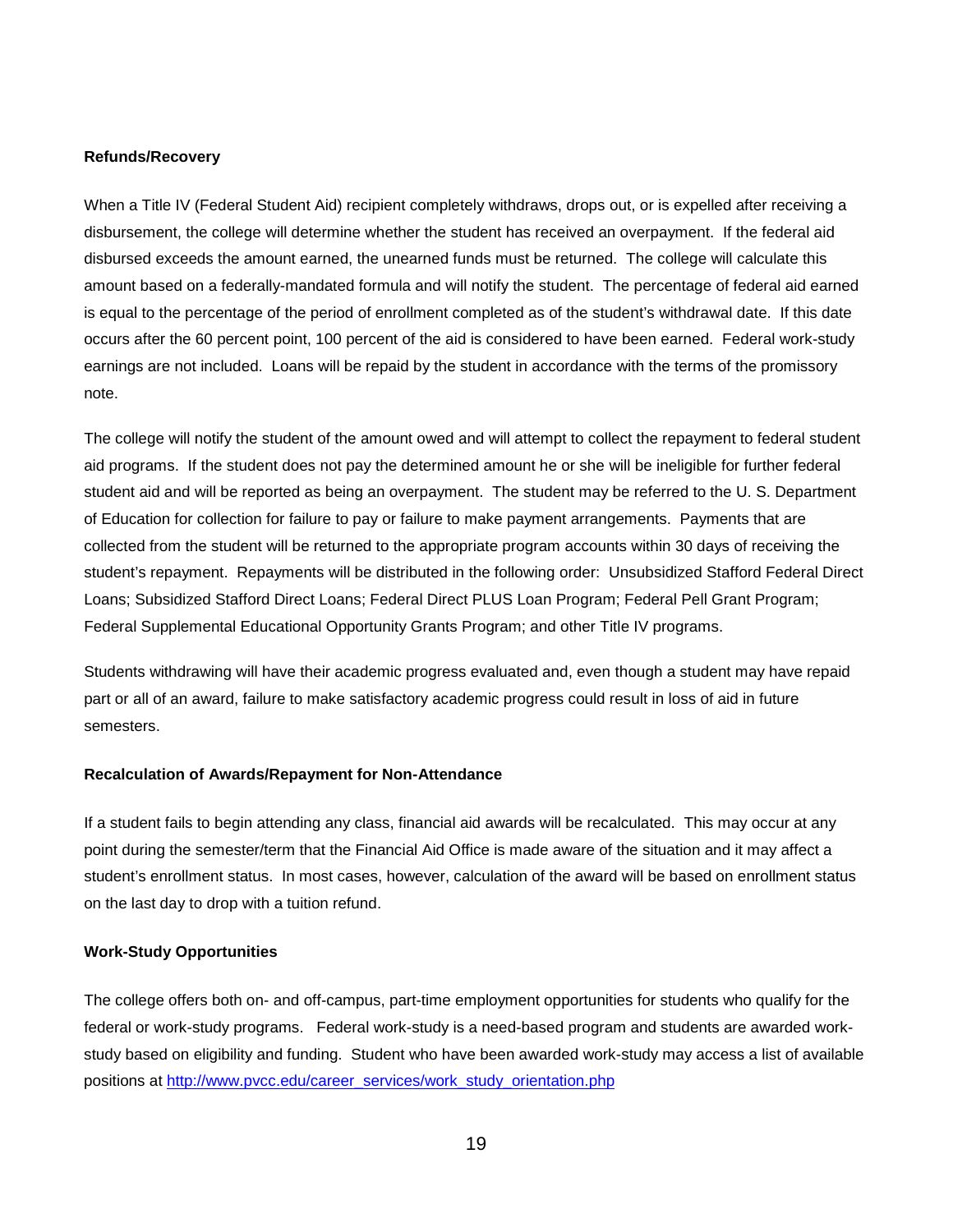**Refunds/Recovery**

When a Title IV (Federal Student Aid) recipient completely withdraws, drops out, or is expelled after receiving a disbursement, the college will determine whether the student has received an overpayment. If the federal aid disbursed exceeds the amount earned, the unearned funds must be returned. The college will calculate this amount based on a federally-mandated formula and will notify the student. The percentage of federal aid earned is equal to the percentage of the period of enrollment completed as of the student's withdrawal date. If this date occurs after the 60 percent point, 100 percent of the aid is considered to have been earned. Federal work-study earnings are not included. Loans will be repaid by the student in accordance with the terms of the promissory note.

The college will notify the student of the amount owed and will attempt to collect the repayment to federal student aid programs. If the student does not pay the determined amount he or she will be ineligible for further federal student aid and will be reported as being an overpayment. The student may be referred to the U. S. Department of Education for collection for failure to pay or failure to make payment arrangements. Payments that are collected from the student will be returned to the appropriate program accounts within 30 days of receiving the student's repayment. Repayments will be distributed in the following order: Unsubsidized Stafford Federal Direct Loans; Subsidized Stafford Direct Loans; Federal Direct PLUS Loan Program; Federal Pell Grant Program; Federal Supplemental Educational Opportunity Grants Program; and other Title IV programs.

Students withdrawing will have their academic progress evaluated and, even though a student may have repaid part or all of an award, failure to make satisfactory academic progress could result in loss of aid in future semesters.

**Recalculation of Awards/Repayment for Non-Attendance**

If a student fails to begin attending any class, financial aid awards will be recalculated. This may occur at any point during the semester/term that the Financial Aid Office is made aware of the situation and it may affect a student's enrollment status. In most cases, however, calculation of the award will be based on enrollment status on the last day to drop with a tuition refund.

**Work-Study Opportunities**

The college offers both on- and off-campus, part-time employment opportunities for students who qualify for the federal or work-study programs. Federal work-study is a need-based program and students are awarded work-study based on eligibility and funding. Student who have been awarded work-study may access a list of available positions at [http://www.pvcc.edu/career_services/work_study_orientation.php](http://www.pvcc.edu/career_services/work_study_orientation.php)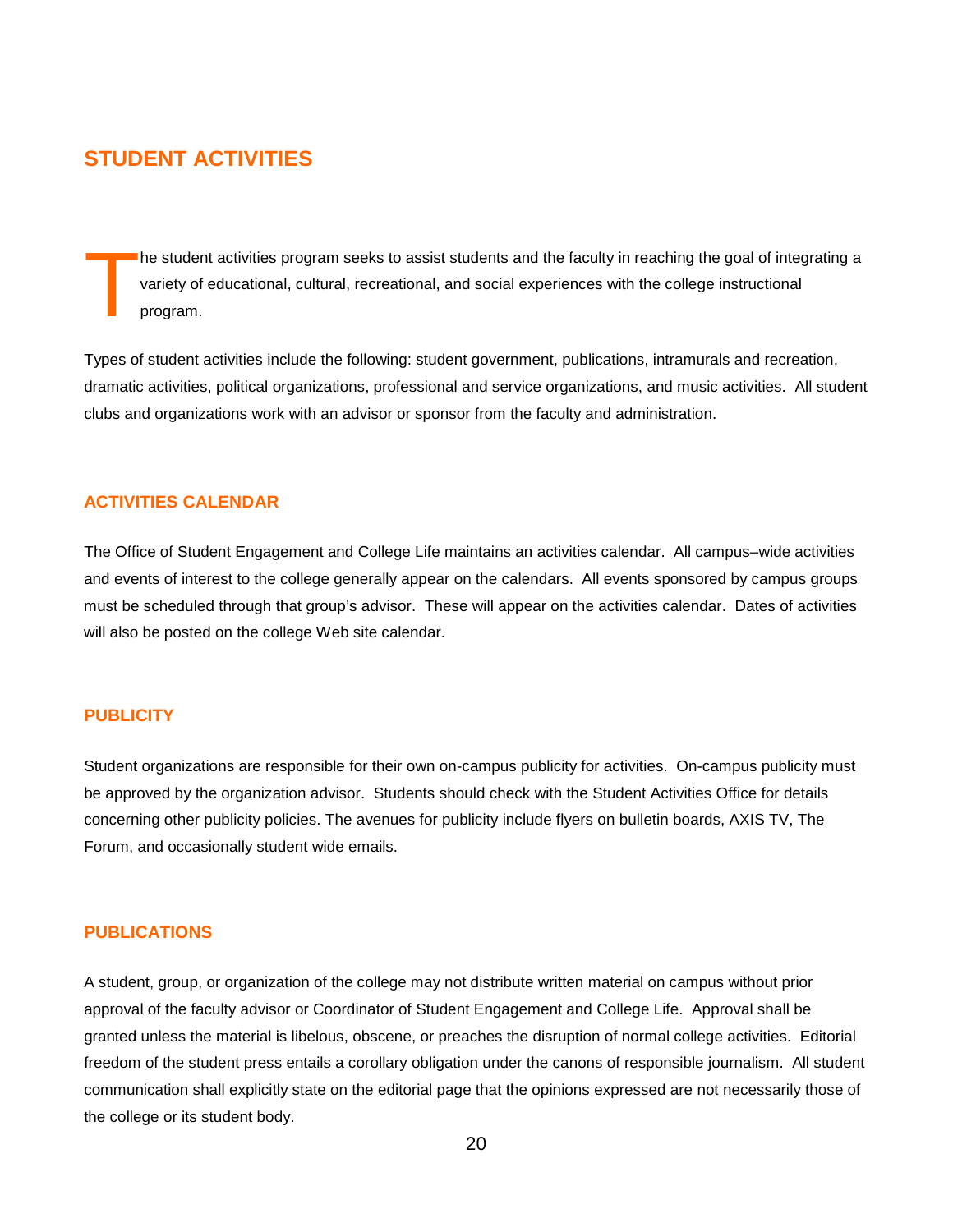# STUDENT ACTIVITIES

The student activities program seeks to assist students and the faculty in reaching the goal of integrating a variety of educational, cultural, recreational, and social experiences with the college instructional program.

Types of student activities include the following: student government, publications, intramurals and recreation, dramatic activities, political organizations, professional and service organizations, and music activities. All student clubs and organizations work with an advisor or sponsor from the faculty and administration.

## ACTIVITIES CALENDAR

The Office of Student Engagement and College Life maintains an activities calendar. All campus–wide activities and events of interest to the college generally appear on the calendars. All events sponsored by campus groups must be scheduled through that group's advisor. These will appear on the activities calendar. Dates of activities will also be posted on the college Web site calendar.

## PUBLICITY

Student organizations are responsible for their own on-campus publicity for activities. On-campus publicity must be approved by the organization advisor. Students should check with the Student Activities Office for details concerning other publicity policies. The avenues for publicity include flyers on bulletin boards, AXIS TV, The Forum, and occasionally student wide emails.

## PUBLICATIONS

A student, group, or organization of the college may not distribute written material on campus without prior approval of the faculty advisor or Coordinator of Student Engagement and College Life. Approval shall be granted unless the material is libelous, obscene, or preaches the disruption of normal college activities. Editorial freedom of the student press entails a corollary obligation under the canons of responsible journalism. All student communication shall explicitly state on the editorial page that the opinions expressed are not necessarily those of the college or its student body.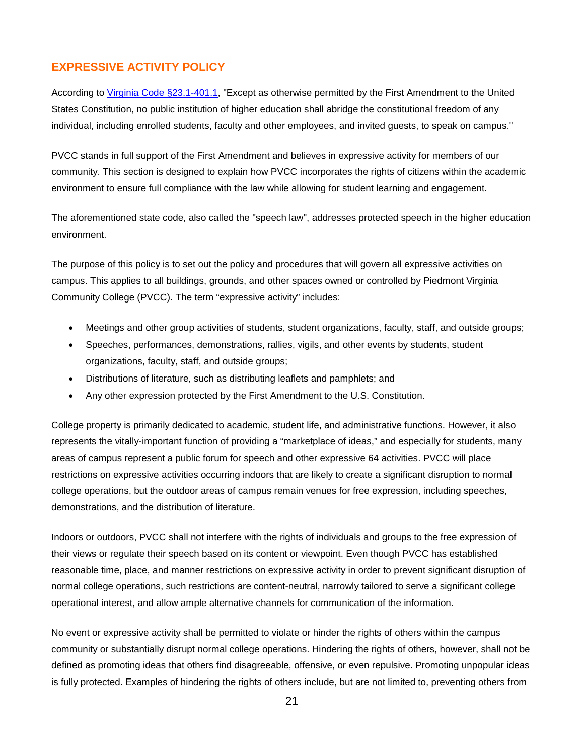## EXPRESSIVE ACTIVITY POLICY

According to [Virginia Code §23.1-401.1](), "Except as otherwise permitted by the First Amendment to the United States Constitution, no public institution of higher education shall abridge the constitutional freedom of any individual, including enrolled students, faculty and other employees, and invited guests, to speak on campus."

PVCC stands in full support of the First Amendment and believes in expressive activity for members of our community. This section is designed to explain how PVCC incorporates the rights of citizens within the academic environment to ensure full compliance with the law while allowing for student learning and engagement.

The aforementioned state code, also called the "speech law", addresses protected speech in the higher education environment.

The purpose of this policy is to set out the policy and procedures that will govern all expressive activities on campus. This applies to all buildings, grounds, and other spaces owned or controlled by Piedmont Virginia Community College (PVCC). The term "expressive activity" includes:

- Meetings and other group activities of students, student organizations, faculty, staff, and outside groups;
- Speeches, performances, demonstrations, rallies, vigils, and other events by students, student organizations, faculty, staff, and outside groups;
- Distributions of literature, such as distributing leaflets and pamphlets; and
- Any other expression protected by the First Amendment to the U.S. Constitution.

College property is primarily dedicated to academic, student life, and administrative functions. However, it also represents the vitally-important function of providing a "marketplace of ideas," and especially for students, many areas of campus represent a public forum for speech and other expressive 64 activities. PVCC will place restrictions on expressive activities occurring indoors that are likely to create a significant disruption to normal college operations, but the outdoor areas of campus remain venues for free expression, including speeches, demonstrations, and the distribution of literature.

Indoors or outdoors, PVCC shall not interfere with the rights of individuals and groups to the free expression of their views or regulate their speech based on its content or viewpoint. Even though PVCC has established reasonable time, place, and manner restrictions on expressive activity in order to prevent significant disruption of normal college operations, such restrictions are content-neutral, narrowly tailored to serve a significant college operational interest, and allow ample alternative channels for communication of the information.

No event or expressive activity shall be permitted to violate or hinder the rights of others within the campus community or substantially disrupt normal college operations. Hindering the rights of others, however, shall not be defined as promoting ideas that others find disagreeable, offensive, or even repulsive. Promoting unpopular ideas is fully protected. Examples of hindering the rights of others include, but are not limited to, preventing others from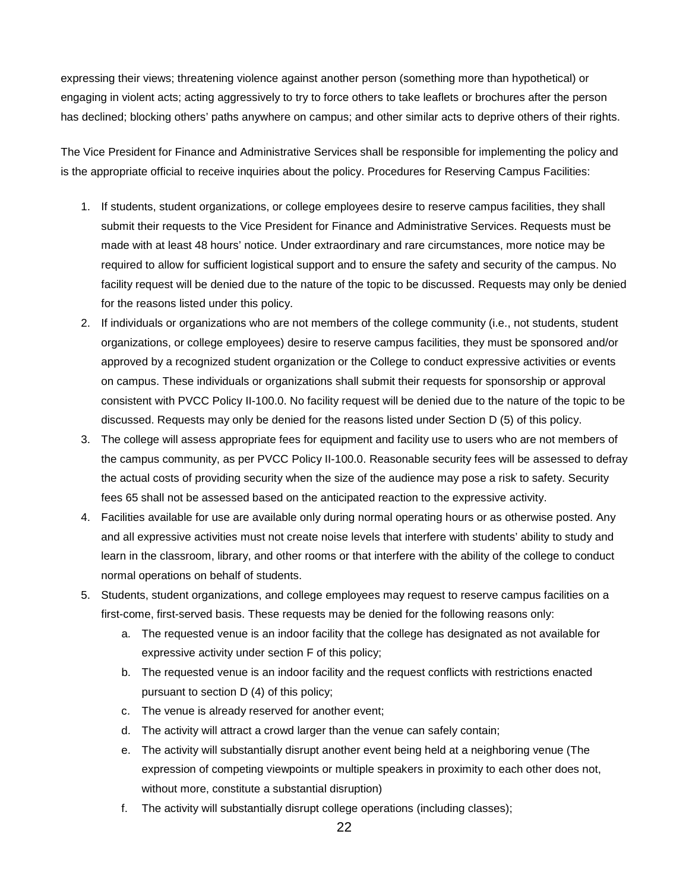expressing their views; threatening violence against another person (something more than hypothetical) or engaging in violent acts; acting aggressively to try to force others to take leaflets or brochures after the person has declined; blocking others' paths anywhere on campus; and other similar acts to deprive others of their rights.

The Vice President for Finance and Administrative Services shall be responsible for implementing the policy and is the appropriate official to receive inquiries about the policy. Procedures for Reserving Campus Facilities:

1. If students, student organizations, or college employees desire to reserve campus facilities, they shall submit their requests to the Vice President for Finance and Administrative Services. Requests must be made with at least 48 hours' notice. Under extraordinary and rare circumstances, more notice may be required to allow for sufficient logistical support and to ensure the safety and security of the campus. No facility request will be denied due to the nature of the topic to be discussed. Requests may only be denied for the reasons listed under this policy.
2. If individuals or organizations who are not members of the college community (i.e., not students, student organizations, or college employees) desire to reserve campus facilities, they must be sponsored and/or approved by a recognized student organization or the College to conduct expressive activities or events on campus. These individuals or organizations shall submit their requests for sponsorship or approval consistent with PVCC Policy II-100.0. No facility request will be denied due to the nature of the topic to be discussed. Requests may only be denied for the reasons listed under Section D (5) of this policy.
3. The college will assess appropriate fees for equipment and facility use to users who are not members of the campus community, as per PVCC Policy II-100.0. Reasonable security fees will be assessed to defray the actual costs of providing security when the size of the audience may pose a risk to safety. Security fees 65 shall not be assessed based on the anticipated reaction to the expressive activity.
4. Facilities available for use are available only during normal operating hours or as otherwise posted. Any and all expressive activities must not create noise levels that interfere with students' ability to study and learn in the classroom, library, and other rooms or that interfere with the ability of the college to conduct normal operations on behalf of students.
5. Students, student organizations, and college employees may request to reserve campus facilities on a first-come, first-served basis. These requests may be denied for the following reasons only:
   a. The requested venue is an indoor facility that the college has designated as not available for expressive activity under section F of this policy;
   b. The requested venue is an indoor facility and the request conflicts with restrictions enacted pursuant to section D (4) of this policy;
   c. The venue is already reserved for another event;
   d. The activity will attract a crowd larger than the venue can safely contain;
   e. The activity will substantially disrupt another event being held at a neighboring venue (The expression of competing viewpoints or multiple speakers in proximity to each other does not, without more, constitute a substantial disruption)
   f. The activity will substantially disrupt college operations (including classes);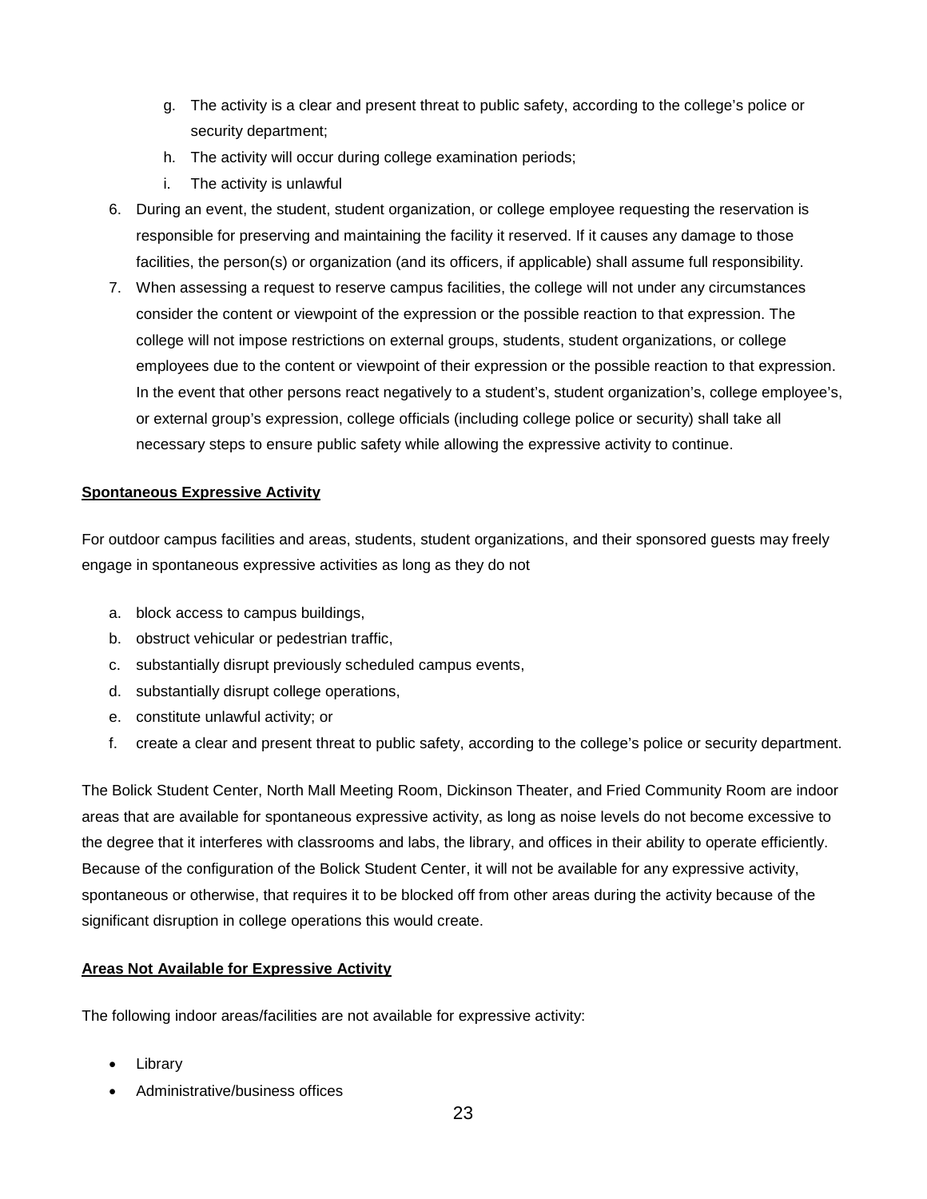g. The activity is a clear and present threat to public safety, according to the college's police or security department;
   h. The activity will occur during college examination periods;
   i. The activity is unlawful

6. During an event, the student, student organization, or college employee requesting the reservation is responsible for preserving and maintaining the facility it reserved. If it causes any damage to those facilities, the person(s) or organization (and its officers, if applicable) shall assume full responsibility.
7. When assessing a request to reserve campus facilities, the college will not under any circumstances consider the content or viewpoint of the expression or the possible reaction to that expression. The college will not impose restrictions on external groups, students, student organizations, or college employees due to the content or viewpoint of their expression or the possible reaction to that expression. In the event that other persons react negatively to a student's, student organization's, college employee's, or external group's expression, college officials (including college police or security) shall take all necessary steps to ensure public safety while allowing the expressive activity to continue.

**Spontaneous Expressive Activity**

For outdoor campus facilities and areas, students, student organizations, and their sponsored guests may freely engage in spontaneous expressive activities as long as they do not

a. block access to campus buildings,
b. obstruct vehicular or pedestrian traffic,
c. substantially disrupt previously scheduled campus events,
d. substantially disrupt college operations,
e. constitute unlawful activity; or
f. create a clear and present threat to public safety, according to the college's police or security department.

The Bolick Student Center, North Mall Meeting Room, Dickinson Theater, and Fried Community Room are indoor areas that are available for spontaneous expressive activity, as long as noise levels do not become excessive to the degree that it interferes with classrooms and labs, the library, and offices in their ability to operate efficiently. Because of the configuration of the Bolick Student Center, it will not be available for any expressive activity, spontaneous or otherwise, that requires it to be blocked off from other areas during the activity because of the significant disruption in college operations this would create.

**Areas Not Available for Expressive Activity**

The following indoor areas/facilities are not available for expressive activity:

- Library
- Administrative/business offices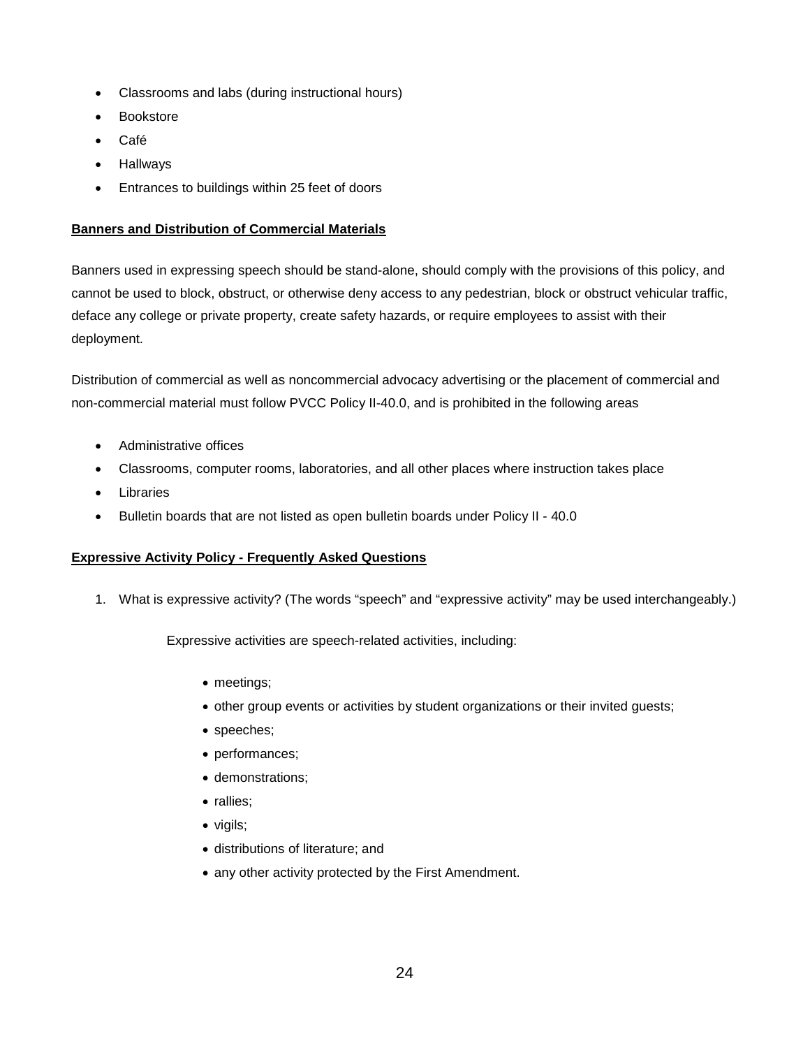- Classrooms and labs (during instructional hours)
- Bookstore
- Café
- Hallways
- Entrances to buildings within 25 feet of doors

**Banners and Distribution of Commercial Materials**

Banners used in expressing speech should be stand-alone, should comply with the provisions of this policy, and cannot be used to block, obstruct, or otherwise deny access to any pedestrian, block or obstruct vehicular traffic, deface any college or private property, create safety hazards, or require employees to assist with their deployment.

Distribution of commercial as well as noncommercial advocacy advertising or the placement of commercial and non-commercial material must follow PVCC Policy II-40.0, and is prohibited in the following areas

- Administrative offices
- Classrooms, computer rooms, laboratories, and all other places where instruction takes place
- Libraries
- Bulletin boards that are not listed as open bulletin boards under Policy II - 40.0

**Expressive Activity Policy - Frequently Asked Questions**

1. What is expressive activity? (The words "speech" and "expressive activity" may be used interchangeably.)

   Expressive activities are speech-related activities, including:

   - meetings;
   - other group events or activities by student organizations or their invited guests;
   - speeches;
   - performances;
   - demonstrations;
   - rallies;
   - vigils;
   - distributions of literature; and
   - any other activity protected by the First Amendment.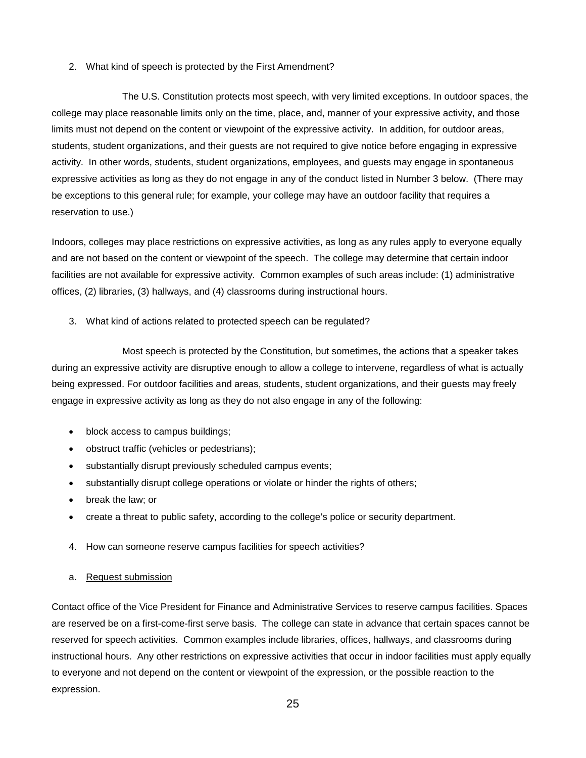2. What kind of speech is protected by the First Amendment?

The U.S. Constitution protects most speech, with very limited exceptions. In outdoor spaces, the college may place reasonable limits only on the time, place, and, manner of your expressive activity, and those limits must not depend on the content or viewpoint of the expressive activity. In addition, for outdoor areas, students, student organizations, and their guests are not required to give notice before engaging in expressive activity. In other words, students, student organizations, employees, and guests may engage in spontaneous expressive activities as long as they do not engage in any of the conduct listed in Number 3 below. (There may be exceptions to this general rule; for example, your college may have an outdoor facility that requires a reservation to use.)

Indoors, colleges may place restrictions on expressive activities, as long as any rules apply to everyone equally and are not based on the content or viewpoint of the speech. The college may determine that certain indoor facilities are not available for expressive activity. Common examples of such areas include: (1) administrative offices, (2) libraries, (3) hallways, and (4) classrooms during instructional hours.

3. What kind of actions related to protected speech can be regulated?

Most speech is protected by the Constitution, but sometimes, the actions that a speaker takes during an expressive activity are disruptive enough to allow a college to intervene, regardless of what is actually being expressed. For outdoor facilities and areas, students, student organizations, and their guests may freely engage in expressive activity as long as they do not also engage in any of the following:

- block access to campus buildings;
- obstruct traffic (vehicles or pedestrians);
- substantially disrupt previously scheduled campus events;
- substantially disrupt college operations or violate or hinder the rights of others;
- break the law; or
- create a threat to public safety, according to the college's police or security department.

4. How can someone reserve campus facilities for speech activities?

a. Request submission

Contact office of the Vice President for Finance and Administrative Services to reserve campus facilities. Spaces are reserved be on a first-come-first serve basis. The college can state in advance that certain spaces cannot be reserved for speech activities. Common examples include libraries, offices, hallways, and classrooms during instructional hours. Any other restrictions on expressive activities that occur in indoor facilities must apply equally to everyone and not depend on the content or viewpoint of the expression, or the possible reaction to the expression.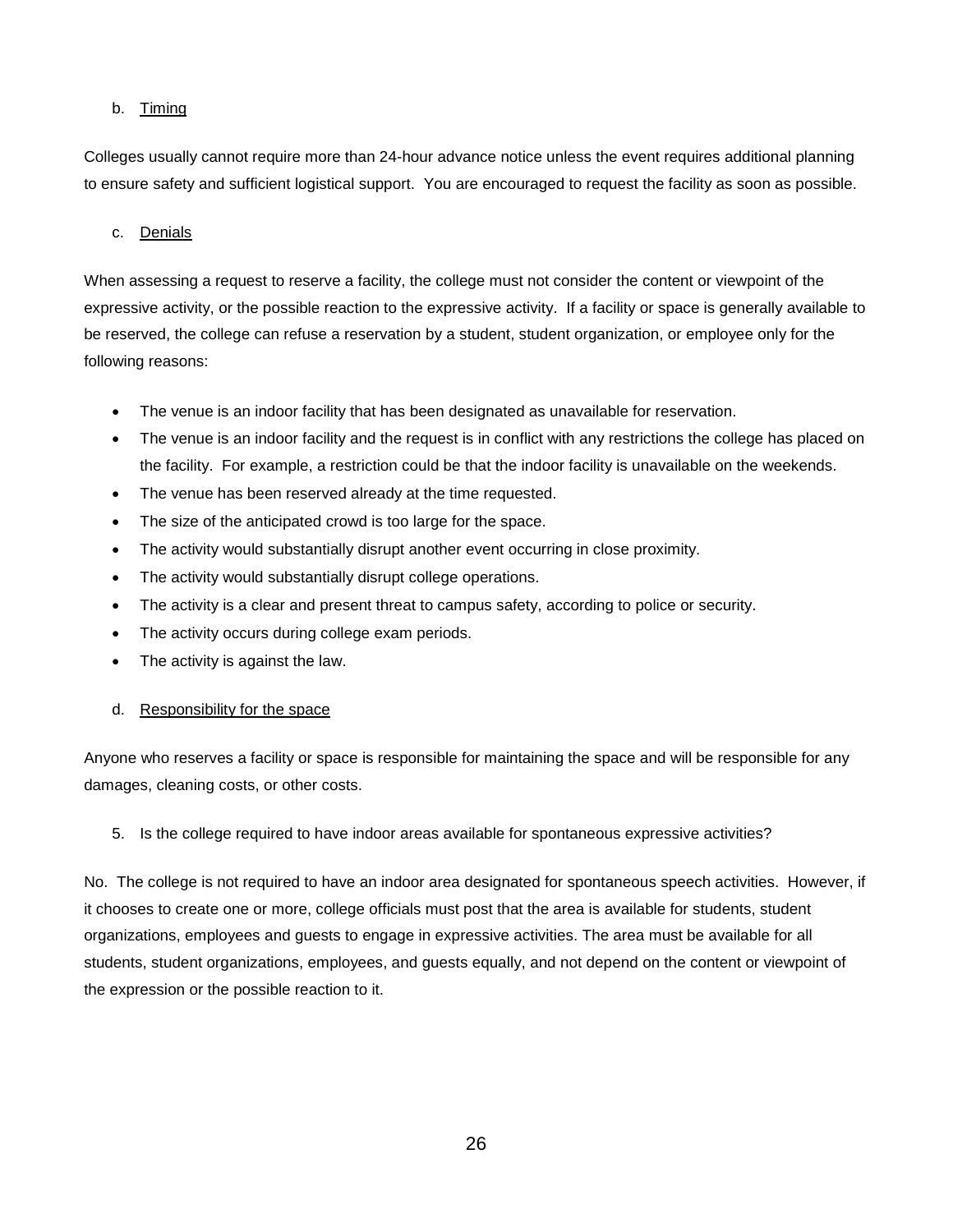b. Timing

Colleges usually cannot require more than 24-hour advance notice unless the event requires additional planning to ensure safety and sufficient logistical support. You are encouraged to request the facility as soon as possible.

c. Denials

When assessing a request to reserve a facility, the college must not consider the content or viewpoint of the expressive activity, or the possible reaction to the expressive activity. If a facility or space is generally available to be reserved, the college can refuse a reservation by a student, student organization, or employee only for the following reasons:

- The venue is an indoor facility that has been designated as unavailable for reservation.
- The venue is an indoor facility and the request is in conflict with any restrictions the college has placed on the facility. For example, a restriction could be that the indoor facility is unavailable on the weekends.
- The venue has been reserved already at the time requested.
- The size of the anticipated crowd is too large for the space.
- The activity would substantially disrupt another event occurring in close proximity.
- The activity would substantially disrupt college operations.
- The activity is a clear and present threat to campus safety, according to police or security.
- The activity occurs during college exam periods.
- The activity is against the law.

d. Responsibility for the space

Anyone who reserves a facility or space is responsible for maintaining the space and will be responsible for any damages, cleaning costs, or other costs.

5. Is the college required to have indoor areas available for spontaneous expressive activities?

No. The college is not required to have an indoor area designated for spontaneous speech activities. However, if it chooses to create one or more, college officials must post that the area is available for students, student organizations, employees and guests to engage in expressive activities. The area must be available for all students, student organizations, employees, and guests equally, and not depend on the content or viewpoint of the expression or the possible reaction to it.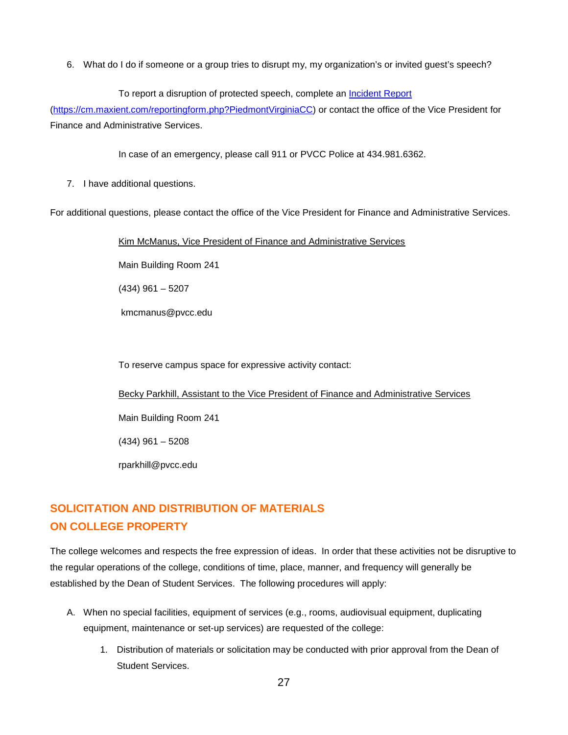6. What do I do if someone or a group tries to disrupt my, my organization's or invited guest's speech?

To report a disruption of protected speech, complete an [Incident Report](https://cm.maxient.com/reportingform.php?PiedmontVirginiaCC) (https://cm.maxient.com/reportingform.php?PiedmontVirginiaCC) or contact the office of the Vice President for Finance and Administrative Services.

In case of an emergency, please call 911 or PVCC Police at 434.981.6362.

7. I have additional questions.

For additional questions, please contact the office of the Vice President for Finance and Administrative Services.

Kim McManus, Vice President of Finance and Administrative Services

Main Building Room 241

(434) 961 – 5207

kmcmanus@pvcc.edu

To reserve campus space for expressive activity contact:

Becky Parkhill, Assistant to the Vice President of Finance and Administrative Services

Main Building Room 241

(434) 961 – 5208

rparkhill@pvcc.edu

## SOLICITATION AND DISTRIBUTION OF MATERIALS ON COLLEGE PROPERTY

The college welcomes and respects the free expression of ideas. In order that these activities not be disruptive to the regular operations of the college, conditions of time, place, manner, and frequency will generally be established by the Dean of Student Services. The following procedures will apply:

A. When no special facilities, equipment of services (e.g., rooms, audiovisual equipment, duplicating equipment, maintenance or set-up services) are requested of the college:

   1. Distribution of materials or solicitation may be conducted with prior approval from the Dean of Student Services.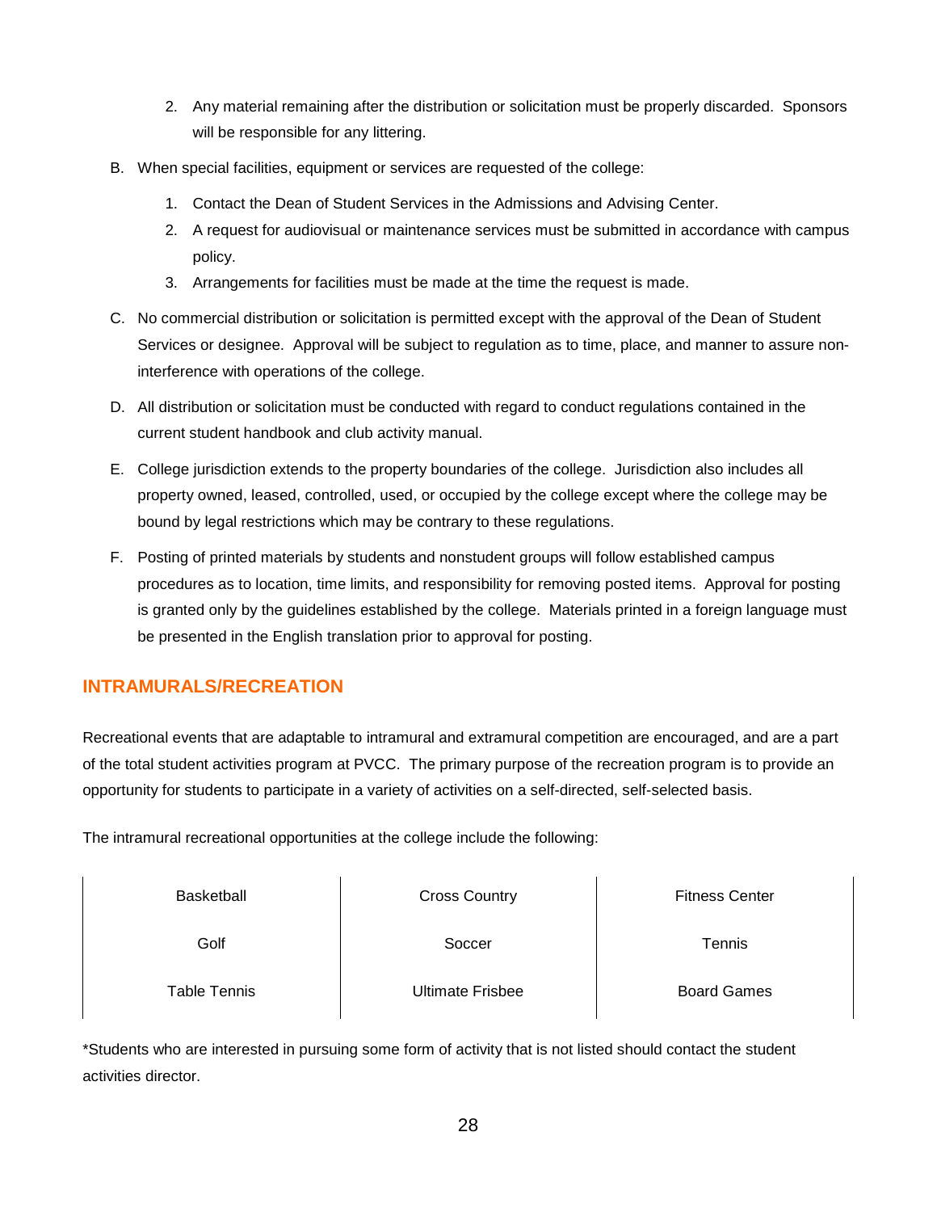2. Any material remaining after the distribution or solicitation must be properly discarded. Sponsors will be responsible for any littering.

B. When special facilities, equipment or services are requested of the college:

1. Contact the Dean of Student Services in the Admissions and Advising Center.
2. A request for audiovisual or maintenance services must be submitted in accordance with campus policy.
3. Arrangements for facilities must be made at the time the request is made.

C. No commercial distribution or solicitation is permitted except with the approval of the Dean of Student Services or designee. Approval will be subject to regulation as to time, place, and manner to assure non-interference with operations of the college.

D. All distribution or solicitation must be conducted with regard to conduct regulations contained in the current student handbook and club activity manual.

E. College jurisdiction extends to the property boundaries of the college. Jurisdiction also includes all property owned, leased, controlled, used, or occupied by the college except where the college may be bound by legal restrictions which may be contrary to these regulations.

F. Posting of printed materials by students and nonstudent groups will follow established campus procedures as to location, time limits, and responsibility for removing posted items. Approval for posting is granted only by the guidelines established by the college. Materials printed in a foreign language must be presented in the English translation prior to approval for posting.

## INTRAMURALS/RECREATION

Recreational events that are adaptable to intramural and extramural competition are encouraged, and are a part of the total student activities program at PVCC. The primary purpose of the recreation program is to provide an opportunity for students to participate in a variety of activities on a self-directed, self-selected basis.

The intramural recreational opportunities at the college include the following:

| | | |
|---|---|---|
| Basketball | Cross Country | Fitness Center |
| Golf | Soccer | Tennis |
| Table Tennis | Ultimate Frisbee | Board Games |

*Students who are interested in pursuing some form of activity that is not listed should contact the student activities director.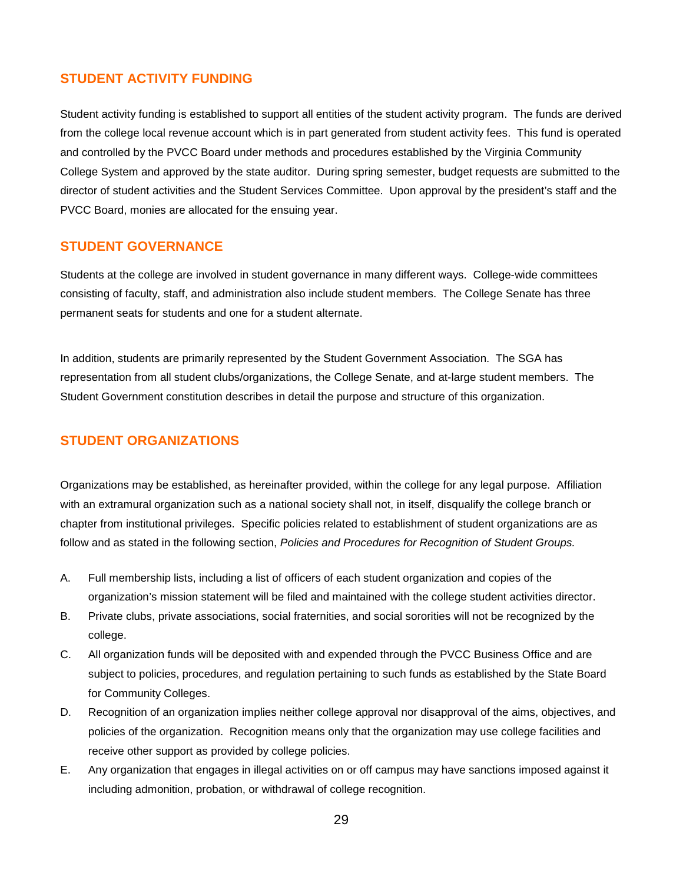## STUDENT ACTIVITY FUNDING

Student activity funding is established to support all entities of the student activity program. The funds are derived from the college local revenue account which is in part generated from student activity fees. This fund is operated and controlled by the PVCC Board under methods and procedures established by the Virginia Community College System and approved by the state auditor. During spring semester, budget requests are submitted to the director of student activities and the Student Services Committee. Upon approval by the president's staff and the PVCC Board, monies are allocated for the ensuing year.

## STUDENT GOVERNANCE

Students at the college are involved in student governance in many different ways. College-wide committees consisting of faculty, staff, and administration also include student members. The College Senate has three permanent seats for students and one for a student alternate.

In addition, students are primarily represented by the Student Government Association. The SGA has representation from all student clubs/organizations, the College Senate, and at-large student members. The Student Government constitution describes in detail the purpose and structure of this organization.

## STUDENT ORGANIZATIONS

Organizations may be established, as hereinafter provided, within the college for any legal purpose. Affiliation with an extramural organization such as a national society shall not, in itself, disqualify the college branch or chapter from institutional privileges. Specific policies related to establishment of student organizations are as follow and as stated in the following section, *Policies and Procedures for Recognition of Student Groups.*

A. Full membership lists, including a list of officers of each student organization and copies of the organization's mission statement will be filed and maintained with the college student activities director.

B. Private clubs, private associations, social fraternities, and social sororities will not be recognized by the college.

C. All organization funds will be deposited with and expended through the PVCC Business Office and are subject to policies, procedures, and regulation pertaining to such funds as established by the State Board for Community Colleges.

D. Recognition of an organization implies neither college approval nor disapproval of the aims, objectives, and policies of the organization. Recognition means only that the organization may use college facilities and receive other support as provided by college policies.

E. Any organization that engages in illegal activities on or off campus may have sanctions imposed against it including admonition, probation, or withdrawal of college recognition.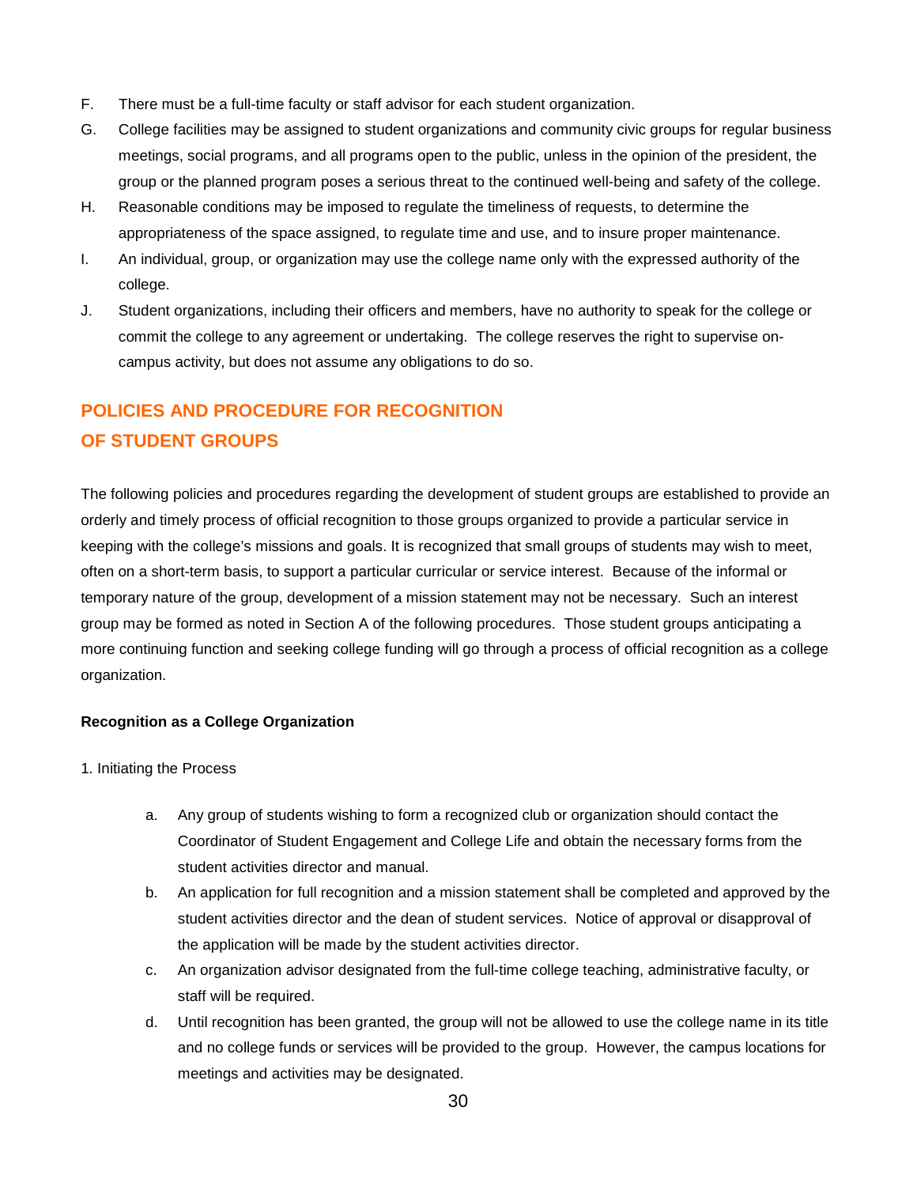F. There must be a full-time faculty or staff advisor for each student organization.

G. College facilities may be assigned to student organizations and community civic groups for regular business meetings, social programs, and all programs open to the public, unless in the opinion of the president, the group or the planned program poses a serious threat to the continued well-being and safety of the college.

H. Reasonable conditions may be imposed to regulate the timeliness of requests, to determine the appropriateness of the space assigned, to regulate time and use, and to insure proper maintenance.

I. An individual, group, or organization may use the college name only with the expressed authority of the college.

J. Student organizations, including their officers and members, have no authority to speak for the college or commit the college to any agreement or undertaking. The college reserves the right to supervise on-campus activity, but does not assume any obligations to do so.

## POLICIES AND PROCEDURE FOR RECOGNITION OF STUDENT GROUPS

The following policies and procedures regarding the development of student groups are established to provide an orderly and timely process of official recognition to those groups organized to provide a particular service in keeping with the college's missions and goals. It is recognized that small groups of students may wish to meet, often on a short-term basis, to support a particular curricular or service interest. Because of the informal or temporary nature of the group, development of a mission statement may not be necessary. Such an interest group may be formed as noted in Section A of the following procedures. Those student groups anticipating a more continuing function and seeking college funding will go through a process of official recognition as a college organization.

**Recognition as a College Organization**

1. Initiating the Process

   a. Any group of students wishing to form a recognized club or organization should contact the Coordinator of Student Engagement and College Life and obtain the necessary forms from the student activities director and manual.

   b. An application for full recognition and a mission statement shall be completed and approved by the student activities director and the dean of student services. Notice of approval or disapproval of the application will be made by the student activities director.

   c. An organization advisor designated from the full-time college teaching, administrative faculty, or staff will be required.

   d. Until recognition has been granted, the group will not be allowed to use the college name in its title and no college funds or services will be provided to the group. However, the campus locations for meetings and activities may be designated.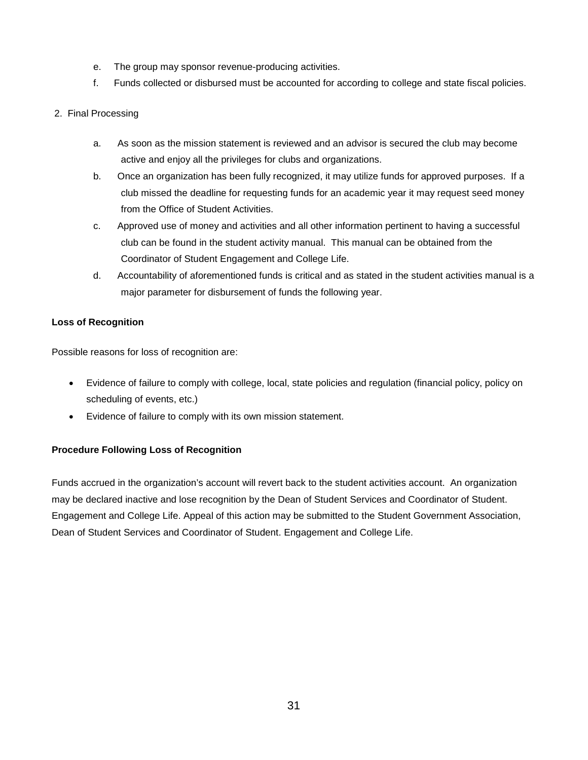e. The group may sponsor revenue-producing activities.

f. Funds collected or disbursed must be accounted for according to college and state fiscal policies.

2. Final Processing

a. As soon as the mission statement is reviewed and an advisor is secured the club may become active and enjoy all the privileges for clubs and organizations.

b. Once an organization has been fully recognized, it may utilize funds for approved purposes. If a club missed the deadline for requesting funds for an academic year it may request seed money from the Office of Student Activities.

c. Approved use of money and activities and all other information pertinent to having a successful club can be found in the student activity manual. This manual can be obtained from the Coordinator of Student Engagement and College Life.

d. Accountability of aforementioned funds is critical and as stated in the student activities manual is a major parameter for disbursement of funds the following year.

**Loss of Recognition**

Possible reasons for loss of recognition are:

- Evidence of failure to comply with college, local, state policies and regulation (financial policy, policy on scheduling of events, etc.)
- Evidence of failure to comply with its own mission statement.

**Procedure Following Loss of Recognition**

Funds accrued in the organization's account will revert back to the student activities account. An organization may be declared inactive and lose recognition by the Dean of Student Services and Coordinator of Student. Engagement and College Life. Appeal of this action may be submitted to the Student Government Association, Dean of Student Services and Coordinator of Student. Engagement and College Life.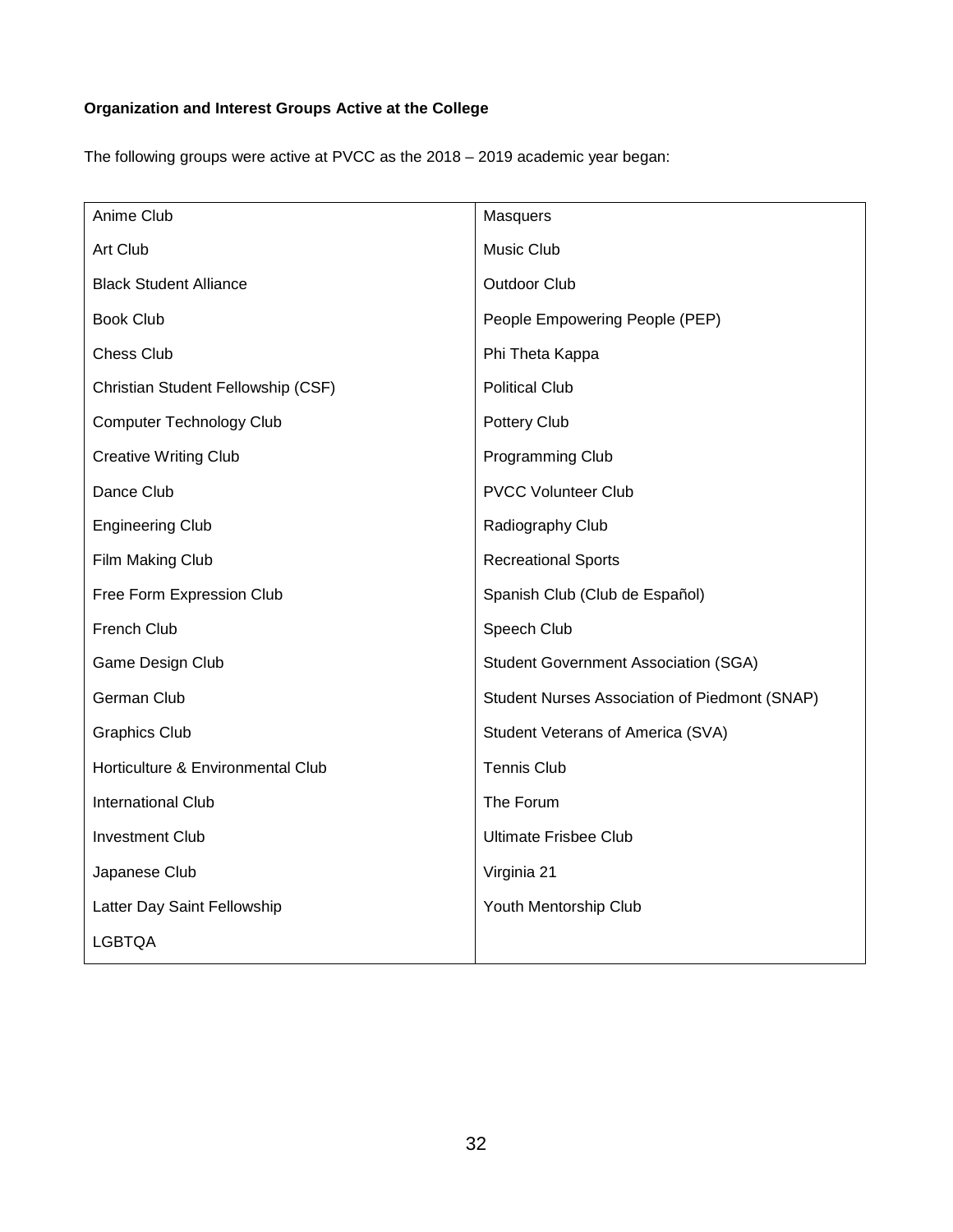**Organization and Interest Groups Active at the College**

The following groups were active at PVCC as the 2018 – 2019 academic year began:

| | |
|---|---|
| Anime Club | Masquers |
| Art Club | Music Club |
| Black Student Alliance | Outdoor Club |
| Book Club | People Empowering People (PEP) |
| Chess Club | Phi Theta Kappa |
| Christian Student Fellowship (CSF) | Political Club |
| Computer Technology Club | Pottery Club |
| Creative Writing Club | Programming Club |
| Dance Club | PVCC Volunteer Club |
| Engineering Club | Radiography Club |
| Film Making Club | Recreational Sports |
| Free Form Expression Club | Spanish Club (Club de Español) |
| French Club | Speech Club |
| Game Design Club | Student Government Association (SGA) |
| German Club | Student Nurses Association of Piedmont (SNAP) |
| Graphics Club | Student Veterans of America (SVA) |
| Horticulture & Environmental Club | Tennis Club |
| International Club | The Forum |
| Investment Club | Ultimate Frisbee Club |
| Japanese Club | Virginia 21 |
| Latter Day Saint Fellowship | Youth Mentorship Club |
| LGBTQA | |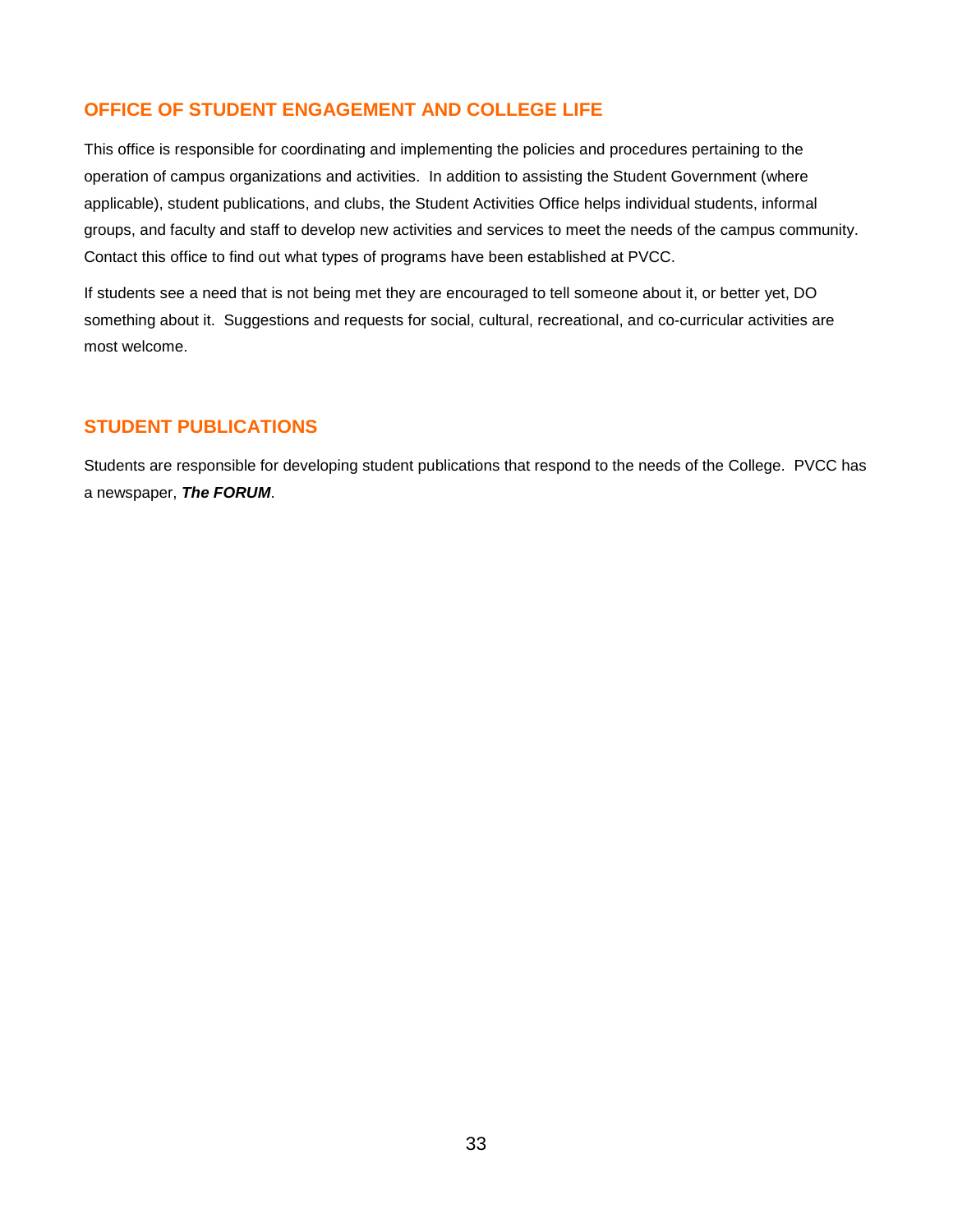## OFFICE OF STUDENT ENGAGEMENT AND COLLEGE LIFE

This office is responsible for coordinating and implementing the policies and procedures pertaining to the operation of campus organizations and activities. In addition to assisting the Student Government (where applicable), student publications, and clubs, the Student Activities Office helps individual students, informal groups, and faculty and staff to develop new activities and services to meet the needs of the campus community. Contact this office to find out what types of programs have been established at PVCC.

If students see a need that is not being met they are encouraged to tell someone about it, or better yet, DO something about it. Suggestions and requests for social, cultural, recreational, and co-curricular activities are most welcome.

## STUDENT PUBLICATIONS

Students are responsible for developing student publications that respond to the needs of the College. PVCC has a newspaper, ***The FORUM***.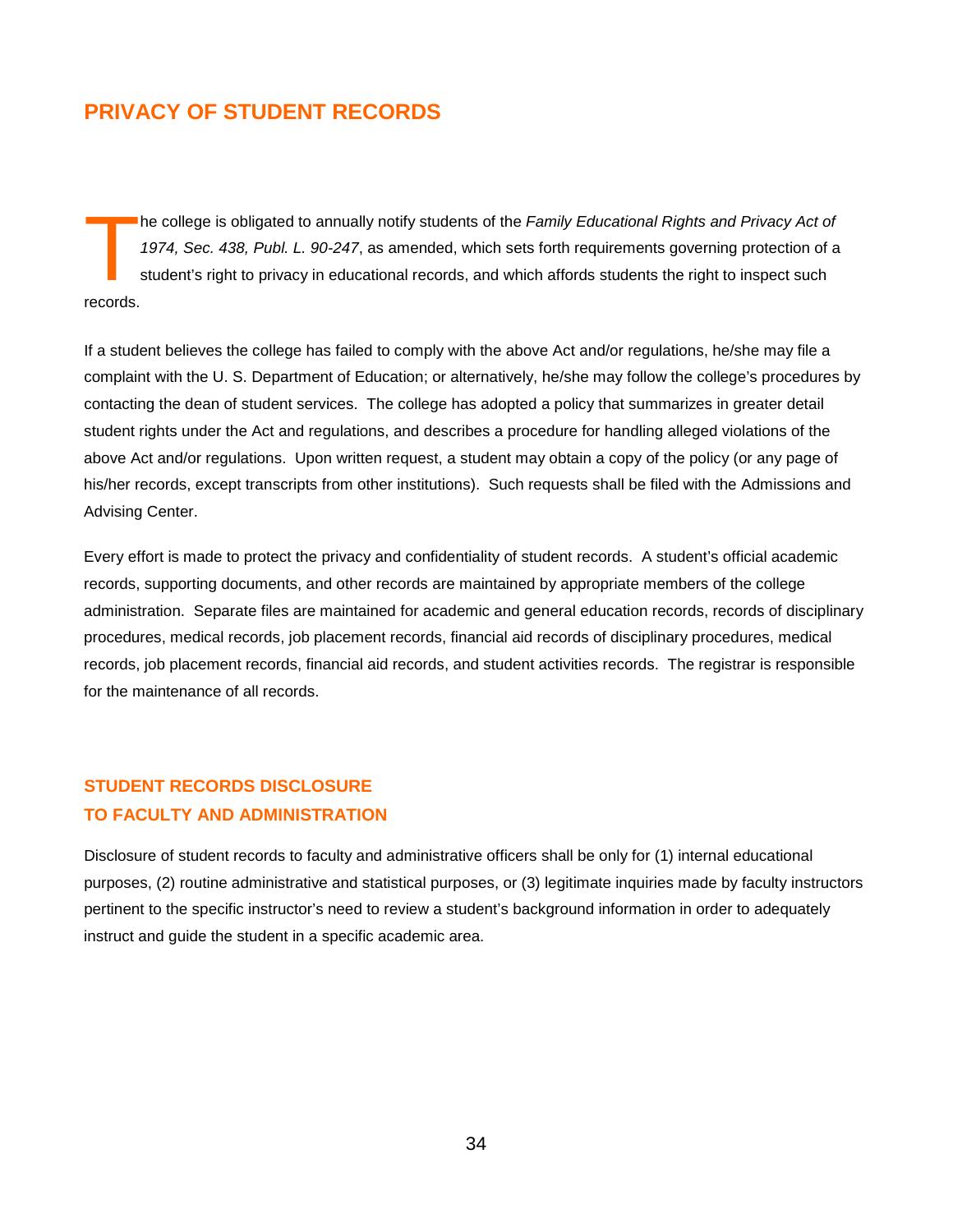## PRIVACY OF STUDENT RECORDS

The college is obligated to annually notify students of the *Family Educational Rights and Privacy Act of 1974, Sec. 438, Publ. L. 90-247*, as amended, which sets forth requirements governing protection of a student's right to privacy in educational records, and which affords students the right to inspect such records.

If a student believes the college has failed to comply with the above Act and/or regulations, he/she may file a complaint with the U. S. Department of Education; or alternatively, he/she may follow the college's procedures by contacting the dean of student services. The college has adopted a policy that summarizes in greater detail student rights under the Act and regulations, and describes a procedure for handling alleged violations of the above Act and/or regulations. Upon written request, a student may obtain a copy of the policy (or any page of his/her records, except transcripts from other institutions). Such requests shall be filed with the Admissions and Advising Center.

Every effort is made to protect the privacy and confidentiality of student records. A student's official academic records, supporting documents, and other records are maintained by appropriate members of the college administration. Separate files are maintained for academic and general education records, records of disciplinary procedures, medical records, job placement records, financial aid records of disciplinary procedures, medical records, job placement records, financial aid records, and student activities records. The registrar is responsible for the maintenance of all records.

### STUDENT RECORDS DISCLOSURE TO FACULTY AND ADMINISTRATION

Disclosure of student records to faculty and administrative officers shall be only for (1) internal educational purposes, (2) routine administrative and statistical purposes, or (3) legitimate inquiries made by faculty instructors pertinent to the specific instructor's need to review a student's background information in order to adequately instruct and guide the student in a specific academic area.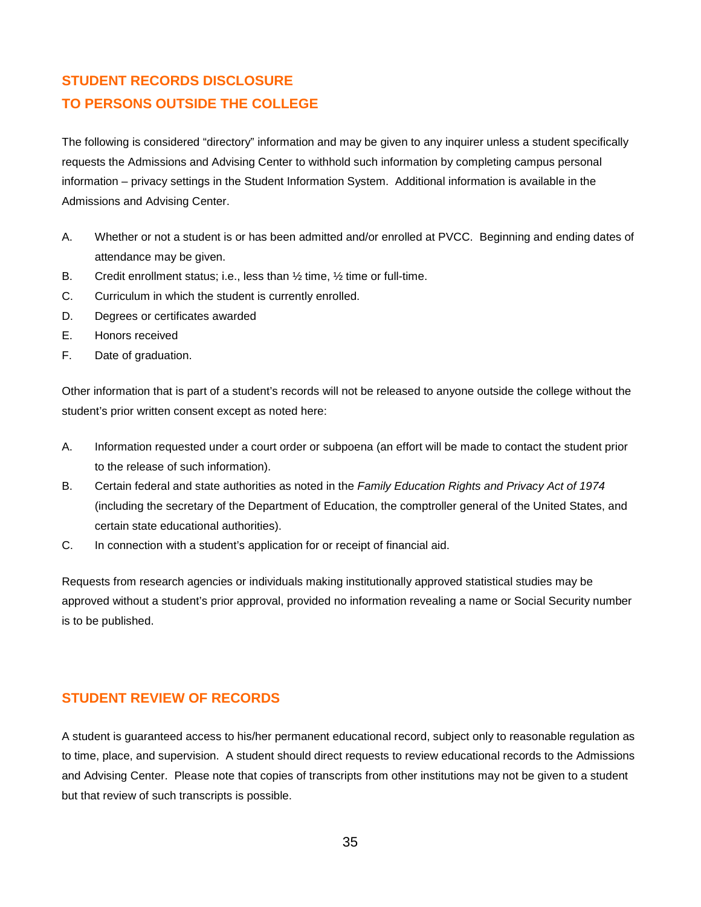## STUDENT RECORDS DISCLOSURE TO PERSONS OUTSIDE THE COLLEGE

The following is considered "directory" information and may be given to any inquirer unless a student specifically requests the Admissions and Advising Center to withhold such information by completing campus personal information – privacy settings in the Student Information System. Additional information is available in the Admissions and Advising Center.

A. Whether or not a student is or has been admitted and/or enrolled at PVCC. Beginning and ending dates of attendance may be given.
B. Credit enrollment status; i.e., less than ½ time, ½ time or full-time.
C. Curriculum in which the student is currently enrolled.
D. Degrees or certificates awarded
E. Honors received
F. Date of graduation.

Other information that is part of a student's records will not be released to anyone outside the college without the student's prior written consent except as noted here:

A. Information requested under a court order or subpoena (an effort will be made to contact the student prior to the release of such information).
B. Certain federal and state authorities as noted in the *Family Education Rights and Privacy Act of 1974* (including the secretary of the Department of Education, the comptroller general of the United States, and certain state educational authorities).
C. In connection with a student's application for or receipt of financial aid.

Requests from research agencies or individuals making institutionally approved statistical studies may be approved without a student's prior approval, provided no information revealing a name or Social Security number is to be published.

## STUDENT REVIEW OF RECORDS

A student is guaranteed access to his/her permanent educational record, subject only to reasonable regulation as to time, place, and supervision. A student should direct requests to review educational records to the Admissions and Advising Center. Please note that copies of transcripts from other institutions may not be given to a student but that review of such transcripts is possible.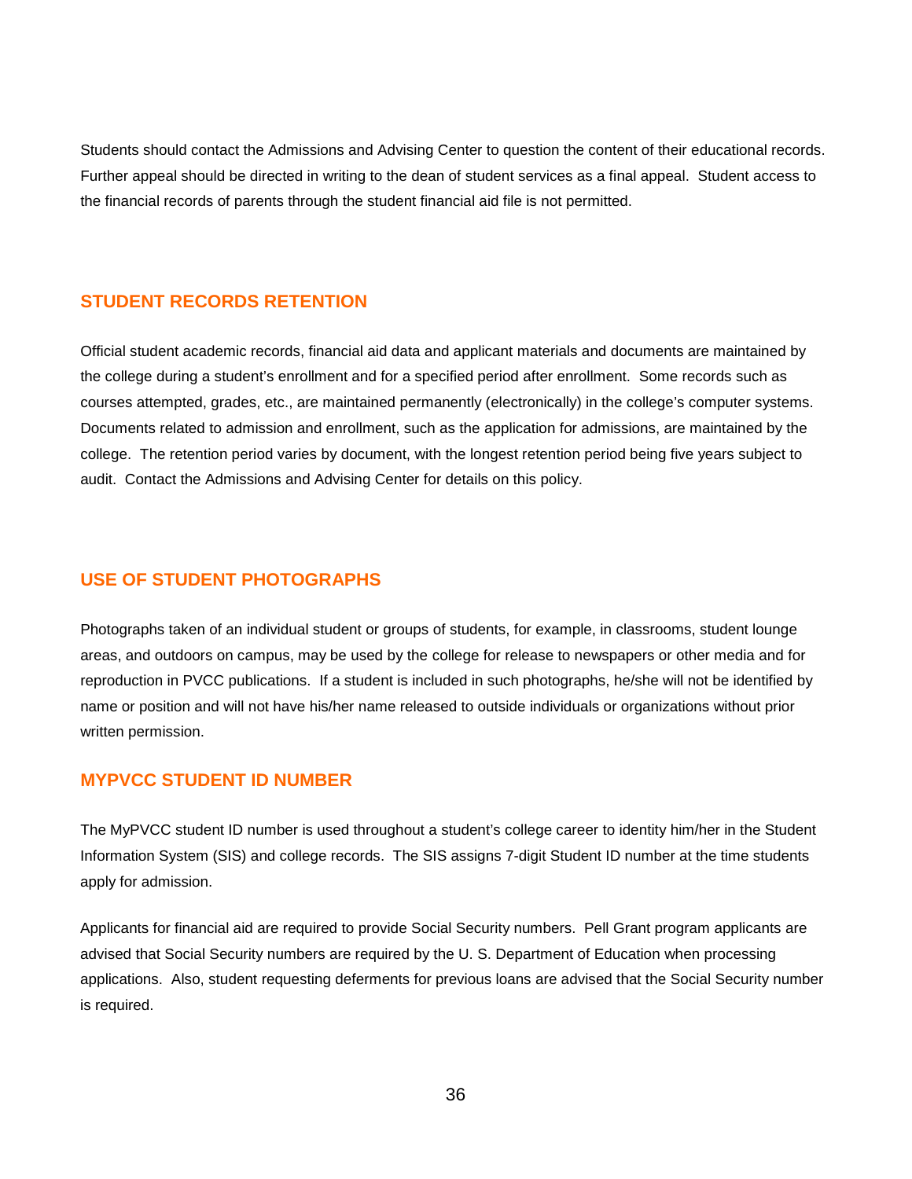Students should contact the Admissions and Advising Center to question the content of their educational records. Further appeal should be directed in writing to the dean of student services as a final appeal. Student access to the financial records of parents through the student financial aid file is not permitted.

## STUDENT RECORDS RETENTION

Official student academic records, financial aid data and applicant materials and documents are maintained by the college during a student's enrollment and for a specified period after enrollment. Some records such as courses attempted, grades, etc., are maintained permanently (electronically) in the college's computer systems. Documents related to admission and enrollment, such as the application for admissions, are maintained by the college. The retention period varies by document, with the longest retention period being five years subject to audit. Contact the Admissions and Advising Center for details on this policy.

## USE OF STUDENT PHOTOGRAPHS

Photographs taken of an individual student or groups of students, for example, in classrooms, student lounge areas, and outdoors on campus, may be used by the college for release to newspapers or other media and for reproduction in PVCC publications. If a student is included in such photographs, he/she will not be identified by name or position and will not have his/her name released to outside individuals or organizations without prior written permission.

## MYPVCC STUDENT ID NUMBER

The MyPVCC student ID number is used throughout a student's college career to identity him/her in the Student Information System (SIS) and college records. The SIS assigns 7-digit Student ID number at the time students apply for admission.

Applicants for financial aid are required to provide Social Security numbers. Pell Grant program applicants are advised that Social Security numbers are required by the U. S. Department of Education when processing applications. Also, student requesting deferments for previous loans are advised that the Social Security number is required.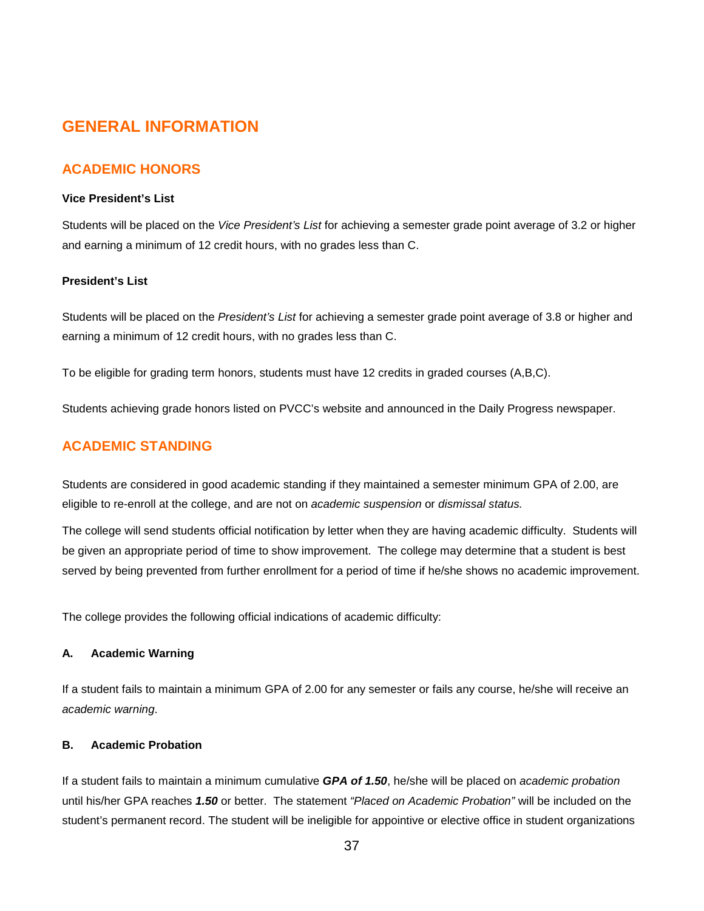# GENERAL INFORMATION

## ACADEMIC HONORS

**Vice President's List**

Students will be placed on the *Vice President's List* for achieving a semester grade point average of 3.2 or higher and earning a minimum of 12 credit hours, with no grades less than C.

**President's List**

Students will be placed on the *President's List* for achieving a semester grade point average of 3.8 or higher and earning a minimum of 12 credit hours, with no grades less than C.

To be eligible for grading term honors, students must have 12 credits in graded courses (A,B,C).

Students achieving grade honors listed on PVCC's website and announced in the Daily Progress newspaper.

## ACADEMIC STANDING

Students are considered in good academic standing if they maintained a semester minimum GPA of 2.00, are eligible to re-enroll at the college, and are not on *academic suspension* or *dismissal status.*

The college will send students official notification by letter when they are having academic difficulty. Students will be given an appropriate period of time to show improvement. The college may determine that a student is best served by being prevented from further enrollment for a period of time if he/she shows no academic improvement.

The college provides the following official indications of academic difficulty:

**A. Academic Warning**

If a student fails to maintain a minimum GPA of 2.00 for any semester or fails any course, he/she will receive an *academic warning*.

**B. Academic Probation**

If a student fails to maintain a minimum cumulative ***GPA of 1.50***, he/she will be placed on *academic probation* until his/her GPA reaches ***1.50*** or better. The statement *"Placed on Academic Probation"* will be included on the student's permanent record. The student will be ineligible for appointive or elective office in student organizations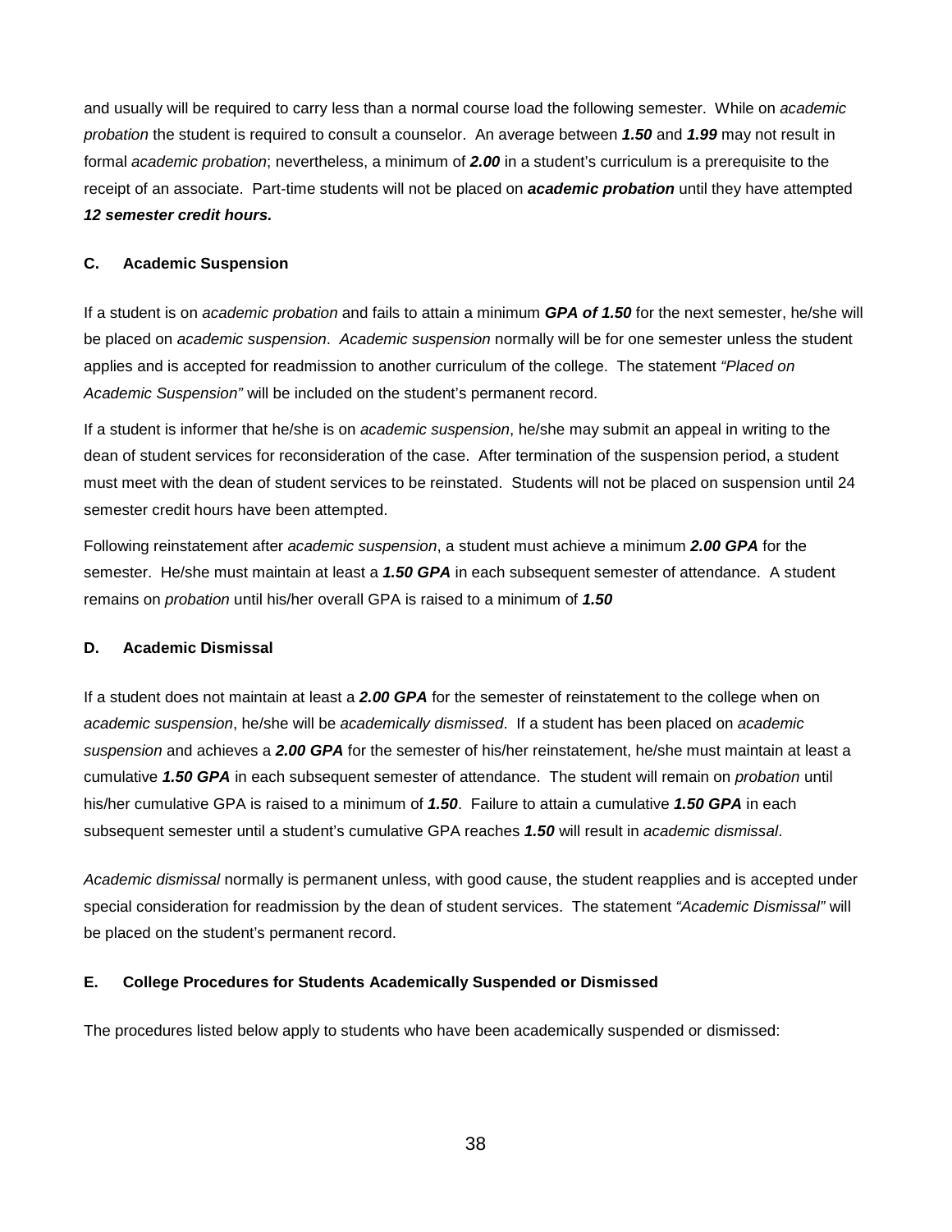and usually will be required to carry less than a normal course load the following semester. While on *academic probation* the student is required to consult a counselor. An average between ***1.50*** and ***1.99*** may not result in formal *academic probation*; nevertheless, a minimum of ***2.00*** in a student's curriculum is a prerequisite to the receipt of an associate. Part-time students will not be placed on ***academic probation*** until they have attempted ***12 semester credit hours.***

### C. Academic Suspension

If a student is on *academic probation* and fails to attain a minimum ***GPA of 1.50*** for the next semester, he/she will be placed on *academic suspension*. *Academic suspension* normally will be for one semester unless the student applies and is accepted for readmission to another curriculum of the college. The statement *"Placed on Academic Suspension"* will be included on the student's permanent record.

If a student is informer that he/she is on *academic suspension*, he/she may submit an appeal in writing to the dean of student services for reconsideration of the case. After termination of the suspension period, a student must meet with the dean of student services to be reinstated. Students will not be placed on suspension until 24 semester credit hours have been attempted.

Following reinstatement after *academic suspension*, a student must achieve a minimum ***2.00 GPA*** for the semester. He/she must maintain at least a ***1.50 GPA*** in each subsequent semester of attendance. A student remains on *probation* until his/her overall GPA is raised to a minimum of ***1.50***

### D. Academic Dismissal

If a student does not maintain at least a ***2.00 GPA*** for the semester of reinstatement to the college when on *academic suspension*, he/she will be *academically dismissed*. If a student has been placed on *academic suspension* and achieves a ***2.00 GPA*** for the semester of his/her reinstatement, he/she must maintain at least a cumulative ***1.50 GPA*** in each subsequent semester of attendance. The student will remain on *probation* until his/her cumulative GPA is raised to a minimum of ***1.50***. Failure to attain a cumulative ***1.50 GPA*** in each subsequent semester until a student's cumulative GPA reaches ***1.50*** will result in *academic dismissal*.

*Academic dismissal* normally is permanent unless, with good cause, the student reapplies and is accepted under special consideration for readmission by the dean of student services. The statement *"Academic Dismissal"* will be placed on the student's permanent record.

### E. College Procedures for Students Academically Suspended or Dismissed

The procedures listed below apply to students who have been academically suspended or dismissed: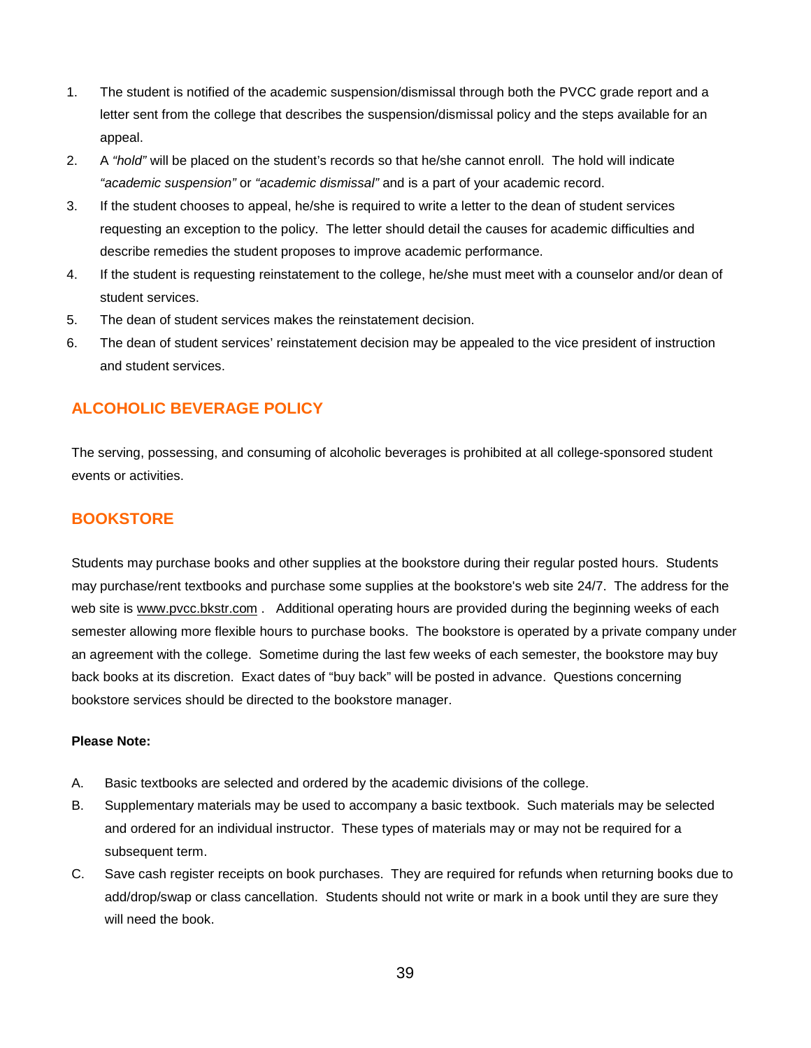1. The student is notified of the academic suspension/dismissal through both the PVCC grade report and a letter sent from the college that describes the suspension/dismissal policy and the steps available for an appeal.
2. A *"hold"* will be placed on the student's records so that he/she cannot enroll. The hold will indicate *"academic suspension"* or *"academic dismissal"* and is a part of your academic record.
3. If the student chooses to appeal, he/she is required to write a letter to the dean of student services requesting an exception to the policy. The letter should detail the causes for academic difficulties and describe remedies the student proposes to improve academic performance.
4. If the student is requesting reinstatement to the college, he/she must meet with a counselor and/or dean of student services.
5. The dean of student services makes the reinstatement decision.
6. The dean of student services' reinstatement decision may be appealed to the vice president of instruction and student services.

## ALCOHOLIC BEVERAGE POLICY

The serving, possessing, and consuming of alcoholic beverages is prohibited at all college-sponsored student events or activities.

## BOOKSTORE

Students may purchase books and other supplies at the bookstore during their regular posted hours. Students may purchase/rent textbooks and purchase some supplies at the bookstore's web site 24/7. The address for the web site is www.pvcc.bkstr.com . Additional operating hours are provided during the beginning weeks of each semester allowing more flexible hours to purchase books. The bookstore is operated by a private company under an agreement with the college. Sometime during the last few weeks of each semester, the bookstore may buy back books at its discretion. Exact dates of "buy back" will be posted in advance. Questions concerning bookstore services should be directed to the bookstore manager.

**Please Note:**

A. Basic textbooks are selected and ordered by the academic divisions of the college.

B. Supplementary materials may be used to accompany a basic textbook. Such materials may be selected and ordered for an individual instructor. These types of materials may or may not be required for a subsequent term.

C. Save cash register receipts on book purchases. They are required for refunds when returning books due to add/drop/swap or class cancellation. Students should not write or mark in a book until they are sure they will need the book.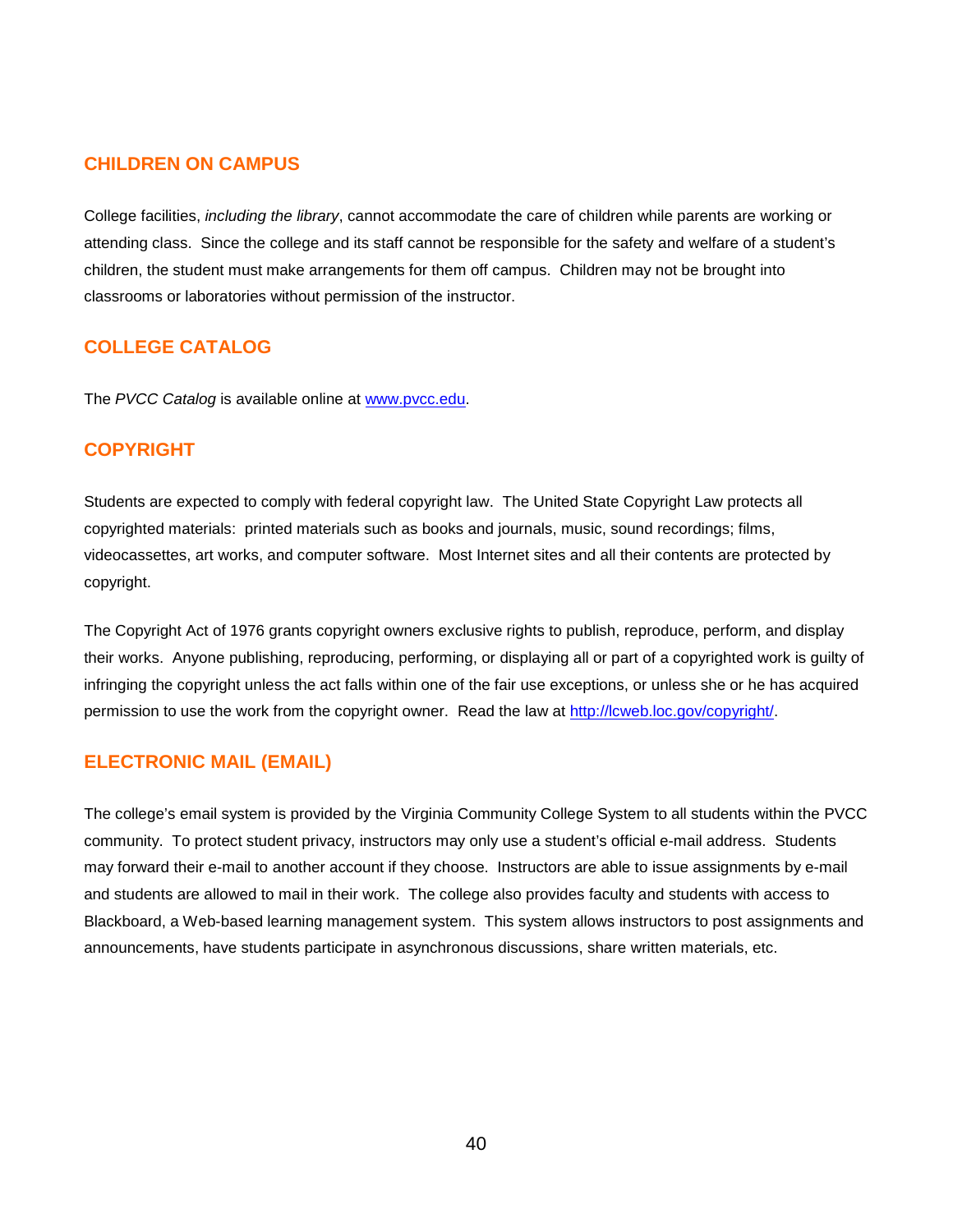## CHILDREN ON CAMPUS

College facilities, *including the library*, cannot accommodate the care of children while parents are working or attending class. Since the college and its staff cannot be responsible for the safety and welfare of a student's children, the student must make arrangements for them off campus. Children may not be brought into classrooms or laboratories without permission of the instructor.

## COLLEGE CATALOG

The *PVCC Catalog* is available online at [www.pvcc.edu](http://www.pvcc.edu).

## COPYRIGHT

Students are expected to comply with federal copyright law. The United State Copyright Law protects all copyrighted materials: printed materials such as books and journals, music, sound recordings; films, videocassettes, art works, and computer software. Most Internet sites and all their contents are protected by copyright.

The Copyright Act of 1976 grants copyright owners exclusive rights to publish, reproduce, perform, and display their works. Anyone publishing, reproducing, performing, or displaying all or part of a copyrighted work is guilty of infringing the copyright unless the act falls within one of the fair use exceptions, or unless she or he has acquired permission to use the work from the copyright owner. Read the law at [http://lcweb.loc.gov/copyright/](http://lcweb.loc.gov/copyright/).

## ELECTRONIC MAIL (EMAIL)

The college's email system is provided by the Virginia Community College System to all students within the PVCC community. To protect student privacy, instructors may only use a student's official e-mail address. Students may forward their e-mail to another account if they choose. Instructors are able to issue assignments by e-mail and students are allowed to mail in their work. The college also provides faculty and students with access to Blackboard, a Web-based learning management system. This system allows instructors to post assignments and announcements, have students participate in asynchronous discussions, share written materials, etc.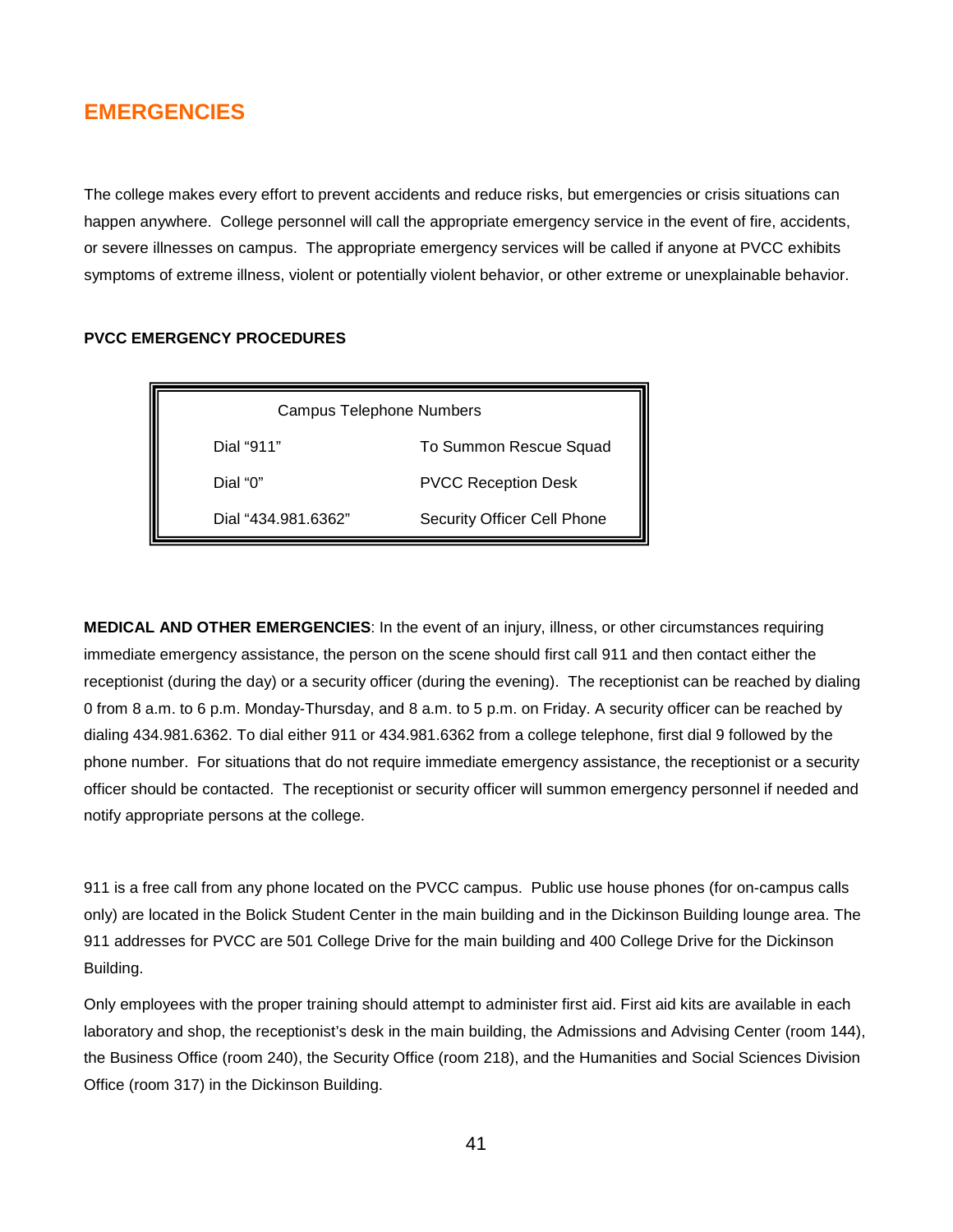# EMERGENCIES

The college makes every effort to prevent accidents and reduce risks, but emergencies or crisis situations can happen anywhere. College personnel will call the appropriate emergency service in the event of fire, accidents, or severe illnesses on campus. The appropriate emergency services will be called if anyone at PVCC exhibits symptoms of extreme illness, violent or potentially violent behavior, or other extreme or unexplainable behavior.

**PVCC EMERGENCY PROCEDURES**

| Campus Telephone Numbers | |
|---|---|
| Dial "911" | To Summon Rescue Squad |
| Dial "0" | PVCC Reception Desk |
| Dial "434.981.6362" | Security Officer Cell Phone |

**MEDICAL AND OTHER EMERGENCIES**: In the event of an injury, illness, or other circumstances requiring immediate emergency assistance, the person on the scene should first call 911 and then contact either the receptionist (during the day) or a security officer (during the evening). The receptionist can be reached by dialing 0 from 8 a.m. to 6 p.m. Monday-Thursday, and 8 a.m. to 5 p.m. on Friday. A security officer can be reached by dialing 434.981.6362. To dial either 911 or 434.981.6362 from a college telephone, first dial 9 followed by the phone number. For situations that do not require immediate emergency assistance, the receptionist or a security officer should be contacted. The receptionist or security officer will summon emergency personnel if needed and notify appropriate persons at the college.

911 is a free call from any phone located on the PVCC campus. Public use house phones (for on-campus calls only) are located in the Bolick Student Center in the main building and in the Dickinson Building lounge area. The 911 addresses for PVCC are 501 College Drive for the main building and 400 College Drive for the Dickinson Building.

Only employees with the proper training should attempt to administer first aid. First aid kits are available in each laboratory and shop, the receptionist's desk in the main building, the Admissions and Advising Center (room 144), the Business Office (room 240), the Security Office (room 218), and the Humanities and Social Sciences Division Office (room 317) in the Dickinson Building.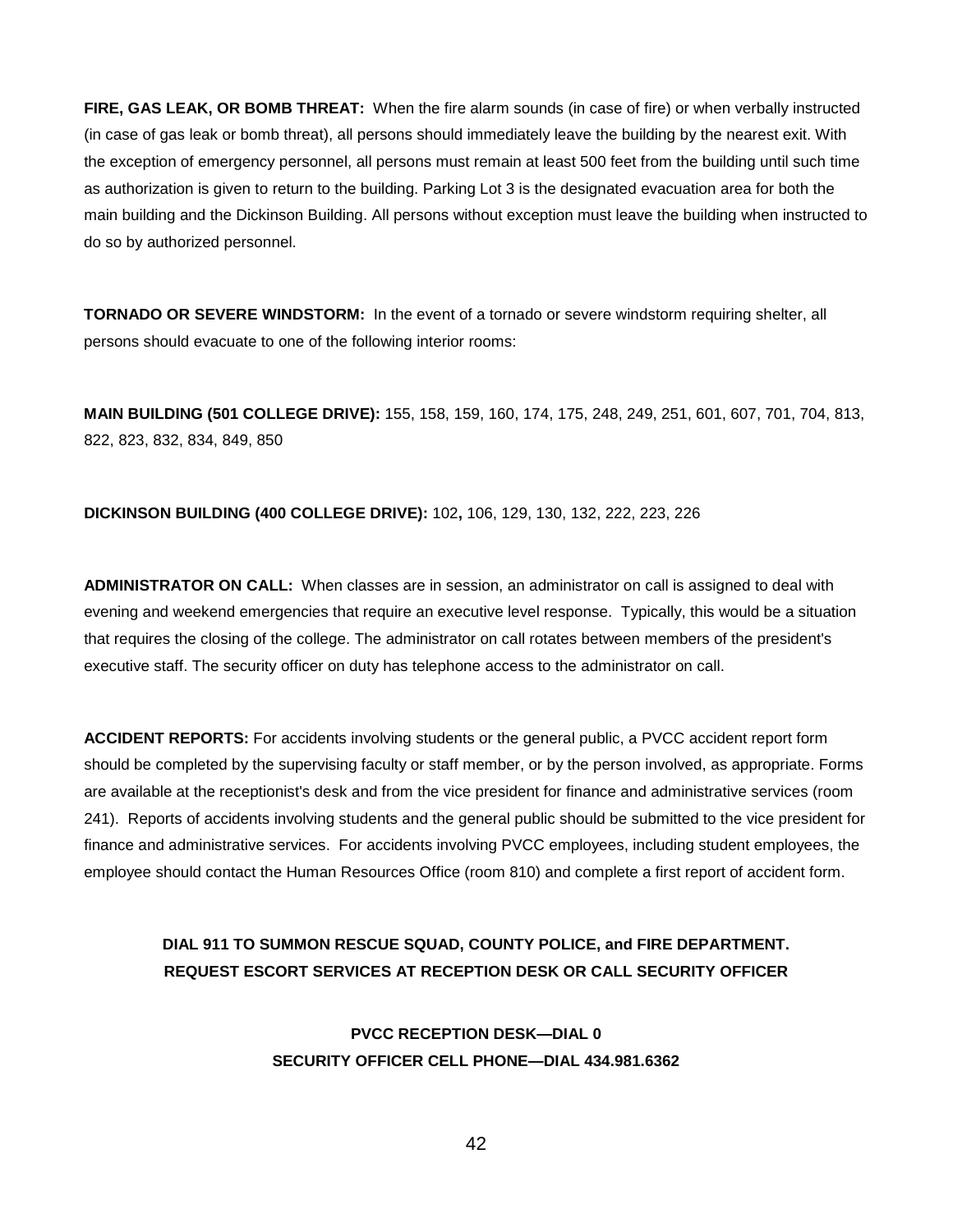**FIRE, GAS LEAK, OR BOMB THREAT:** When the fire alarm sounds (in case of fire) or when verbally instructed (in case of gas leak or bomb threat), all persons should immediately leave the building by the nearest exit. With the exception of emergency personnel, all persons must remain at least 500 feet from the building until such time as authorization is given to return to the building. Parking Lot 3 is the designated evacuation area for both the main building and the Dickinson Building. All persons without exception must leave the building when instructed to do so by authorized personnel.

**TORNADO OR SEVERE WINDSTORM:** In the event of a tornado or severe windstorm requiring shelter, all persons should evacuate to one of the following interior rooms:

**MAIN BUILDING (501 COLLEGE DRIVE):** 155, 158, 159, 160, 174, 175, 248, 249, 251, 601, 607, 701, 704, 813, 822, 823, 832, 834, 849, 850

**DICKINSON BUILDING (400 COLLEGE DRIVE):** 102**,** 106, 129, 130, 132, 222, 223, 226

**ADMINISTRATOR ON CALL:** When classes are in session, an administrator on call is assigned to deal with evening and weekend emergencies that require an executive level response. Typically, this would be a situation that requires the closing of the college. The administrator on call rotates between members of the president's executive staff. The security officer on duty has telephone access to the administrator on call.

**ACCIDENT REPORTS:** For accidents involving students or the general public, a PVCC accident report form should be completed by the supervising faculty or staff member, or by the person involved, as appropriate. Forms are available at the receptionist's desk and from the vice president for finance and administrative services (room 241). Reports of accidents involving students and the general public should be submitted to the vice president for finance and administrative services. For accidents involving PVCC employees, including student employees, the employee should contact the Human Resources Office (room 810) and complete a first report of accident form.

**DIAL 911 TO SUMMON RESCUE SQUAD, COUNTY POLICE, and FIRE DEPARTMENT.**
**REQUEST ESCORT SERVICES AT RECEPTION DESK OR CALL SECURITY OFFICER**

**PVCC RECEPTION DESK—DIAL 0**
**SECURITY OFFICER CELL PHONE—DIAL 434.981.6362**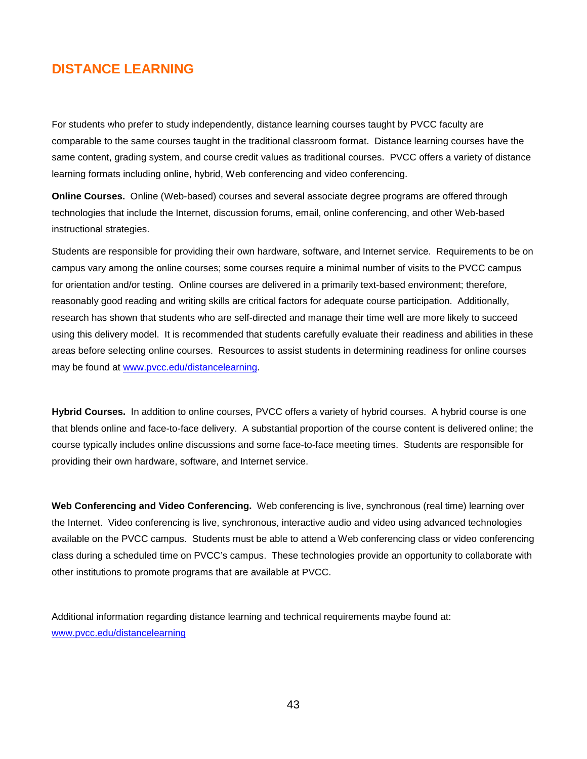# DISTANCE LEARNING

For students who prefer to study independently, distance learning courses taught by PVCC faculty are comparable to the same courses taught in the traditional classroom format. Distance learning courses have the same content, grading system, and course credit values as traditional courses. PVCC offers a variety of distance learning formats including online, hybrid, Web conferencing and video conferencing.

**Online Courses.** Online (Web-based) courses and several associate degree programs are offered through technologies that include the Internet, discussion forums, email, online conferencing, and other Web-based instructional strategies.

Students are responsible for providing their own hardware, software, and Internet service. Requirements to be on campus vary among the online courses; some courses require a minimal number of visits to the PVCC campus for orientation and/or testing. Online courses are delivered in a primarily text-based environment; therefore, reasonably good reading and writing skills are critical factors for adequate course participation. Additionally, research has shown that students who are self-directed and manage their time well are more likely to succeed using this delivery model. It is recommended that students carefully evaluate their readiness and abilities in these areas before selecting online courses. Resources to assist students in determining readiness for online courses may be found at [www.pvcc.edu/distancelearning](http://www.pvcc.edu/distancelearning).

**Hybrid Courses.** In addition to online courses, PVCC offers a variety of hybrid courses. A hybrid course is one that blends online and face-to-face delivery. A substantial proportion of the course content is delivered online; the course typically includes online discussions and some face-to-face meeting times. Students are responsible for providing their own hardware, software, and Internet service.

**Web Conferencing and Video Conferencing.** Web conferencing is live, synchronous (real time) learning over the Internet. Video conferencing is live, synchronous, interactive audio and video using advanced technologies available on the PVCC campus. Students must be able to attend a Web conferencing class or video conferencing class during a scheduled time on PVCC's campus. These technologies provide an opportunity to collaborate with other institutions to promote programs that are available at PVCC.

Additional information regarding distance learning and technical requirements maybe found at: [www.pvcc.edu/distancelearning](http://www.pvcc.edu/distancelearning)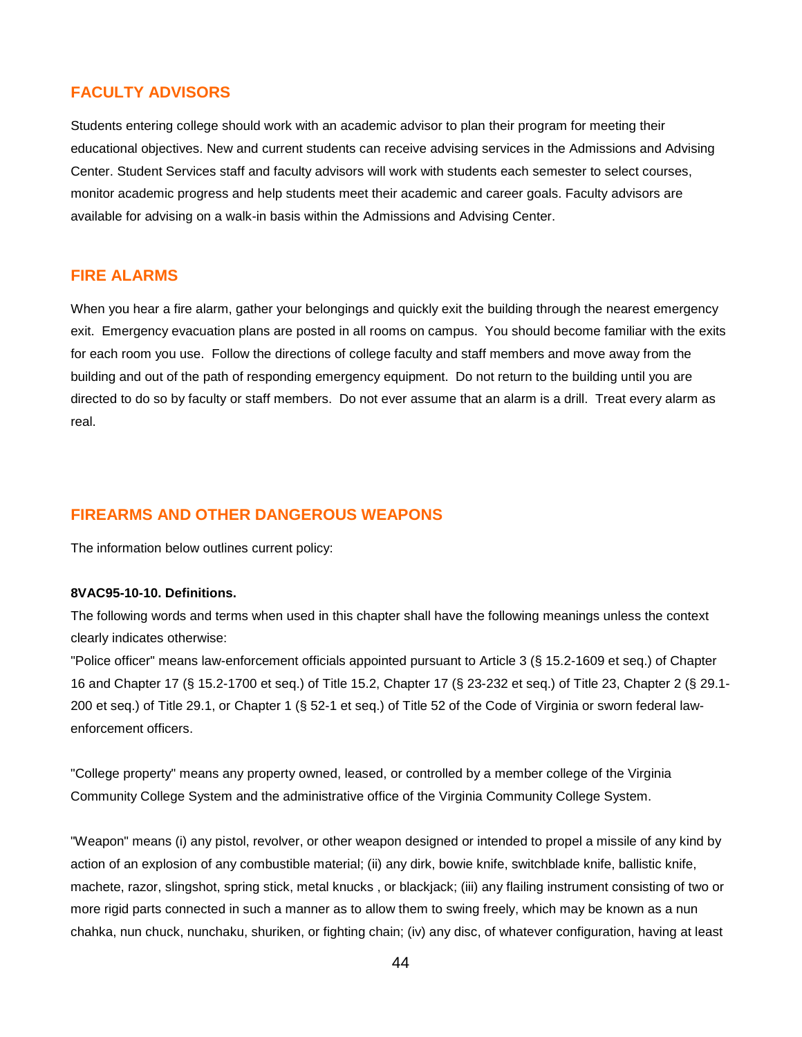## FACULTY ADVISORS

Students entering college should work with an academic advisor to plan their program for meeting their educational objectives. New and current students can receive advising services in the Admissions and Advising Center. Student Services staff and faculty advisors will work with students each semester to select courses, monitor academic progress and help students meet their academic and career goals. Faculty advisors are available for advising on a walk-in basis within the Admissions and Advising Center.

## FIRE ALARMS

When you hear a fire alarm, gather your belongings and quickly exit the building through the nearest emergency exit. Emergency evacuation plans are posted in all rooms on campus. You should become familiar with the exits for each room you use. Follow the directions of college faculty and staff members and move away from the building and out of the path of responding emergency equipment. Do not return to the building until you are directed to do so by faculty or staff members. Do not ever assume that an alarm is a drill. Treat every alarm as real.

## FIREARMS AND OTHER DANGEROUS WEAPONS

The information below outlines current policy:

**8VAC95-10-10. Definitions.**

The following words and terms when used in this chapter shall have the following meanings unless the context clearly indicates otherwise:

"Police officer" means law-enforcement officials appointed pursuant to Article 3 (§ 15.2-1609 et seq.) of Chapter 16 and Chapter 17 (§ 15.2-1700 et seq.) of Title 15.2, Chapter 17 (§ 23-232 et seq.) of Title 23, Chapter 2 (§ 29.1-200 et seq.) of Title 29.1, or Chapter 1 (§ 52-1 et seq.) of Title 52 of the Code of Virginia or sworn federal law-enforcement officers.

"College property" means any property owned, leased, or controlled by a member college of the Virginia Community College System and the administrative office of the Virginia Community College System.

"Weapon" means (i) any pistol, revolver, or other weapon designed or intended to propel a missile of any kind by action of an explosion of any combustible material; (ii) any dirk, bowie knife, switchblade knife, ballistic knife, machete, razor, slingshot, spring stick, metal knucks , or blackjack; (iii) any flailing instrument consisting of two or more rigid parts connected in such a manner as to allow them to swing freely, which may be known as a nun chahka, nun chuck, nunchaku, shuriken, or fighting chain; (iv) any disc, of whatever configuration, having at least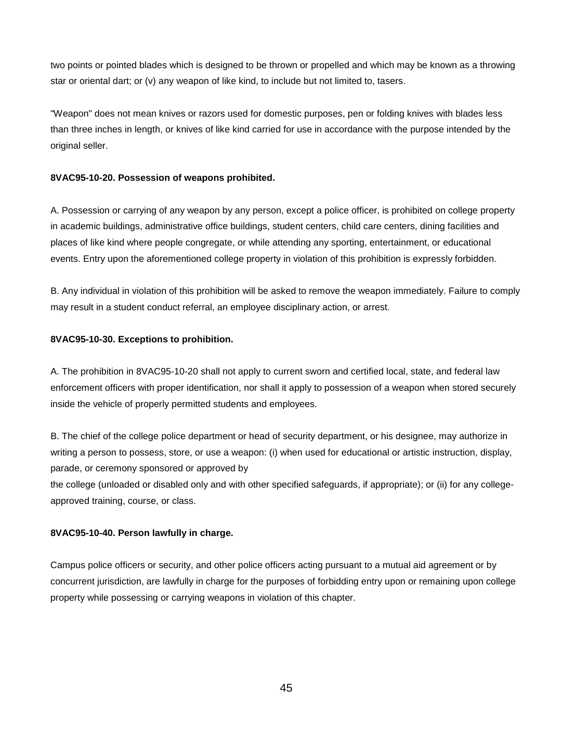two points or pointed blades which is designed to be thrown or propelled and which may be known as a throwing star or oriental dart; or (v) any weapon of like kind, to include but not limited to, tasers.

"Weapon" does not mean knives or razors used for domestic purposes, pen or folding knives with blades less than three inches in length, or knives of like kind carried for use in accordance with the purpose intended by the original seller.

**8VAC95-10-20. Possession of weapons prohibited.**

A. Possession or carrying of any weapon by any person, except a police officer, is prohibited on college property in academic buildings, administrative office buildings, student centers, child care centers, dining facilities and places of like kind where people congregate, or while attending any sporting, entertainment, or educational events. Entry upon the aforementioned college property in violation of this prohibition is expressly forbidden.

B. Any individual in violation of this prohibition will be asked to remove the weapon immediately. Failure to comply may result in a student conduct referral, an employee disciplinary action, or arrest.

**8VAC95-10-30. Exceptions to prohibition.**

A. The prohibition in 8VAC95-10-20 shall not apply to current sworn and certified local, state, and federal law enforcement officers with proper identification, nor shall it apply to possession of a weapon when stored securely inside the vehicle of properly permitted students and employees.

B. The chief of the college police department or head of security department, or his designee, may authorize in writing a person to possess, store, or use a weapon: (i) when used for educational or artistic instruction, display, parade, or ceremony sponsored or approved by the college (unloaded or disabled only and with other specified safeguards, if appropriate); or (ii) for any college-approved training, course, or class.

**8VAC95-10-40. Person lawfully in charge.**

Campus police officers or security, and other police officers acting pursuant to a mutual aid agreement or by concurrent jurisdiction, are lawfully in charge for the purposes of forbidding entry upon or remaining upon college property while possessing or carrying weapons in violation of this chapter.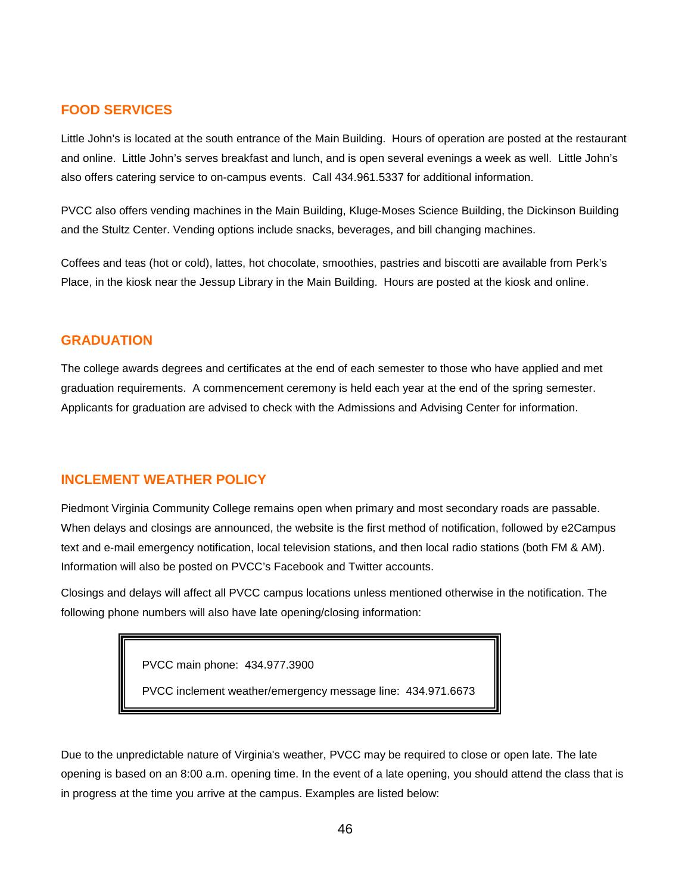## FOOD SERVICES

Little John's is located at the south entrance of the Main Building. Hours of operation are posted at the restaurant and online. Little John's serves breakfast and lunch, and is open several evenings a week as well. Little John's also offers catering service to on-campus events. Call 434.961.5337 for additional information.

PVCC also offers vending machines in the Main Building, Kluge-Moses Science Building, the Dickinson Building and the Stultz Center. Vending options include snacks, beverages, and bill changing machines.

Coffees and teas (hot or cold), lattes, hot chocolate, smoothies, pastries and biscotti are available from Perk's Place, in the kiosk near the Jessup Library in the Main Building. Hours are posted at the kiosk and online.

## GRADUATION

The college awards degrees and certificates at the end of each semester to those who have applied and met graduation requirements. A commencement ceremony is held each year at the end of the spring semester. Applicants for graduation are advised to check with the Admissions and Advising Center for information.

## INCLEMENT WEATHER POLICY

Piedmont Virginia Community College remains open when primary and most secondary roads are passable. When delays and closings are announced, the website is the first method of notification, followed by e2Campus text and e-mail emergency notification, local television stations, and then local radio stations (both FM & AM). Information will also be posted on PVCC's Facebook and Twitter accounts.

Closings and delays will affect all PVCC campus locations unless mentioned otherwise in the notification. The following phone numbers will also have late opening/closing information:

> PVCC main phone: 434.977.3900
>
> PVCC inclement weather/emergency message line: 434.971.6673

Due to the unpredictable nature of Virginia's weather, PVCC may be required to close or open late. The late opening is based on an 8:00 a.m. opening time. In the event of a late opening, you should attend the class that is in progress at the time you arrive at the campus. Examples are listed below: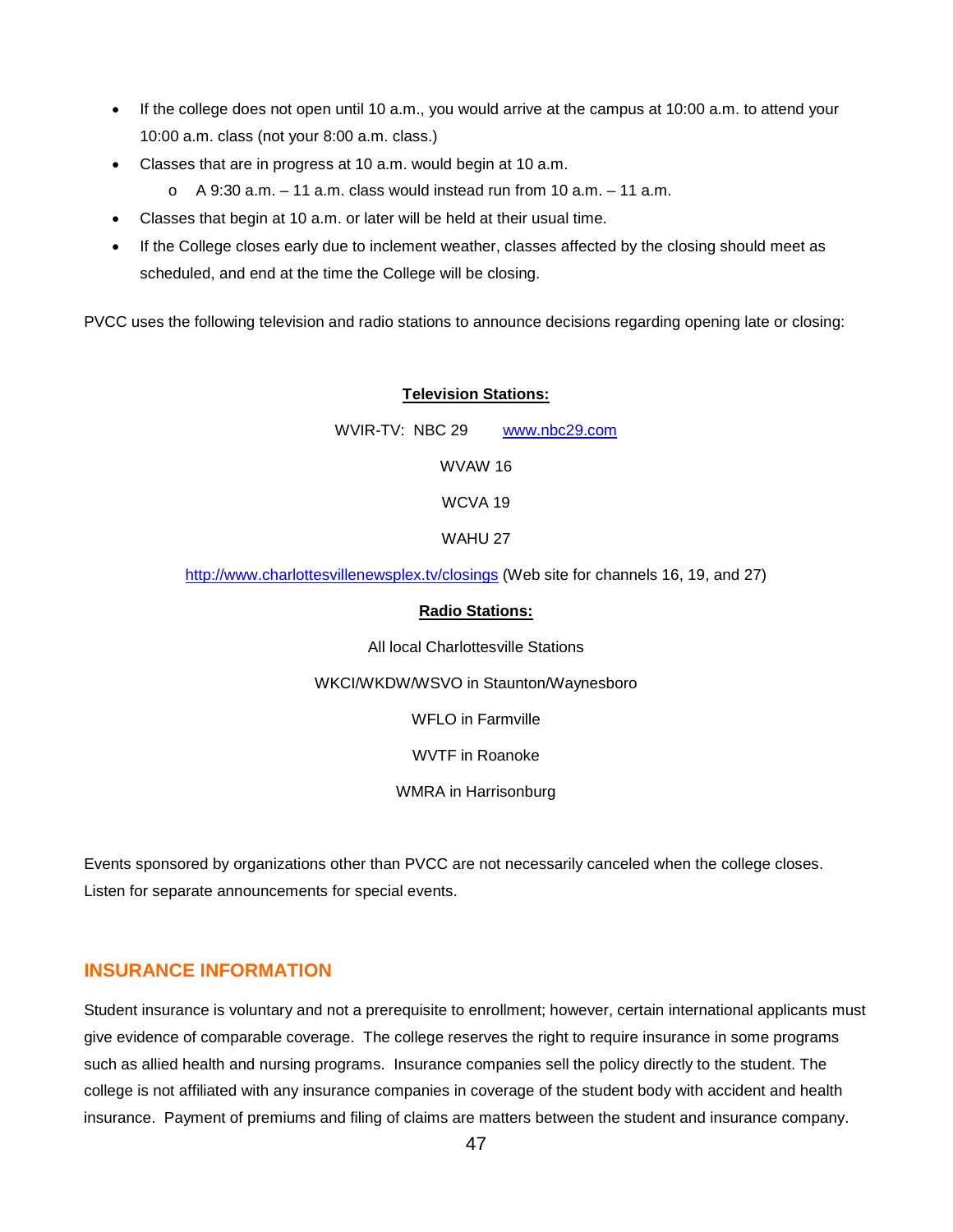- If the college does not open until 10 a.m., you would arrive at the campus at 10:00 a.m. to attend your 10:00 a.m. class (not your 8:00 a.m. class.)
- Classes that are in progress at 10 a.m. would begin at 10 a.m.
  - A 9:30 a.m. – 11 a.m. class would instead run from 10 a.m. – 11 a.m.
- Classes that begin at 10 a.m. or later will be held at their usual time.
- If the College closes early due to inclement weather, classes affected by the closing should meet as scheduled, and end at the time the College will be closing.

PVCC uses the following television and radio stations to announce decisions regarding opening late or closing:

**Television Stations:**

WVIR-TV: NBC 29 [www.nbc29.com](http://www.nbc29.com)

WVAW 16

WCVA 19

WAHU 27

http://www.charlottesvillenewsplex.tv/closings (Web site for channels 16, 19, and 27)

**Radio Stations:**

All local Charlottesville Stations

WKCI/WKDW/WSVO in Staunton/Waynesboro

WFLO in Farmville

WVTF in Roanoke

WMRA in Harrisonburg

Events sponsored by organizations other than PVCC are not necessarily canceled when the college closes. Listen for separate announcements for special events.

## INSURANCE INFORMATION

Student insurance is voluntary and not a prerequisite to enrollment; however, certain international applicants must give evidence of comparable coverage. The college reserves the right to require insurance in some programs such as allied health and nursing programs. Insurance companies sell the policy directly to the student. The college is not affiliated with any insurance companies in coverage of the student body with accident and health insurance. Payment of premiums and filing of claims are matters between the student and insurance company.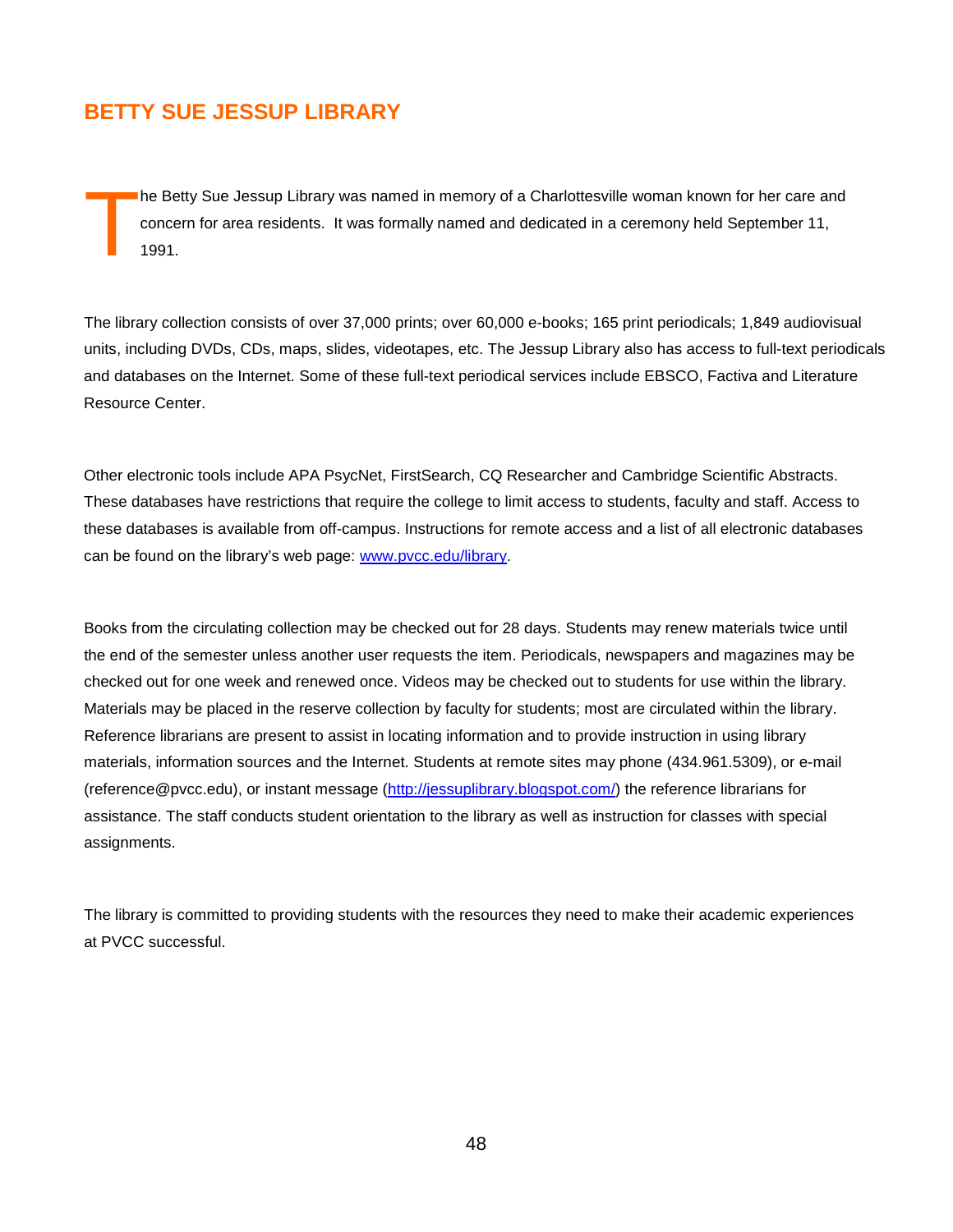## BETTY SUE JESSUP LIBRARY

The Betty Sue Jessup Library was named in memory of a Charlottesville woman known for her care and concern for area residents. It was formally named and dedicated in a ceremony held September 11, 1991.

The library collection consists of over 37,000 prints; over 60,000 e-books; 165 print periodicals; 1,849 audiovisual units, including DVDs, CDs, maps, slides, videotapes, etc. The Jessup Library also has access to full-text periodicals and databases on the Internet. Some of these full-text periodical services include EBSCO, Factiva and Literature Resource Center.

Other electronic tools include APA PsycNet, FirstSearch, CQ Researcher and Cambridge Scientific Abstracts. These databases have restrictions that require the college to limit access to students, faculty and staff. Access to these databases is available from off-campus. Instructions for remote access and a list of all electronic databases can be found on the library's web page: [www.pvcc.edu/library](www.pvcc.edu/library).

Books from the circulating collection may be checked out for 28 days. Students may renew materials twice until the end of the semester unless another user requests the item. Periodicals, newspapers and magazines may be checked out for one week and renewed once. Videos may be checked out to students for use within the library. Materials may be placed in the reserve collection by faculty for students; most are circulated within the library. Reference librarians are present to assist in locating information and to provide instruction in using library materials, information sources and the Internet. Students at remote sites may phone (434.961.5309), or e-mail (reference@pvcc.edu), or instant message ([http://jessuplibrary.blogspot.com/](http://jessuplibrary.blogspot.com/)) the reference librarians for assistance. The staff conducts student orientation to the library as well as instruction for classes with special assignments.

The library is committed to providing students with the resources they need to make their academic experiences at PVCC successful.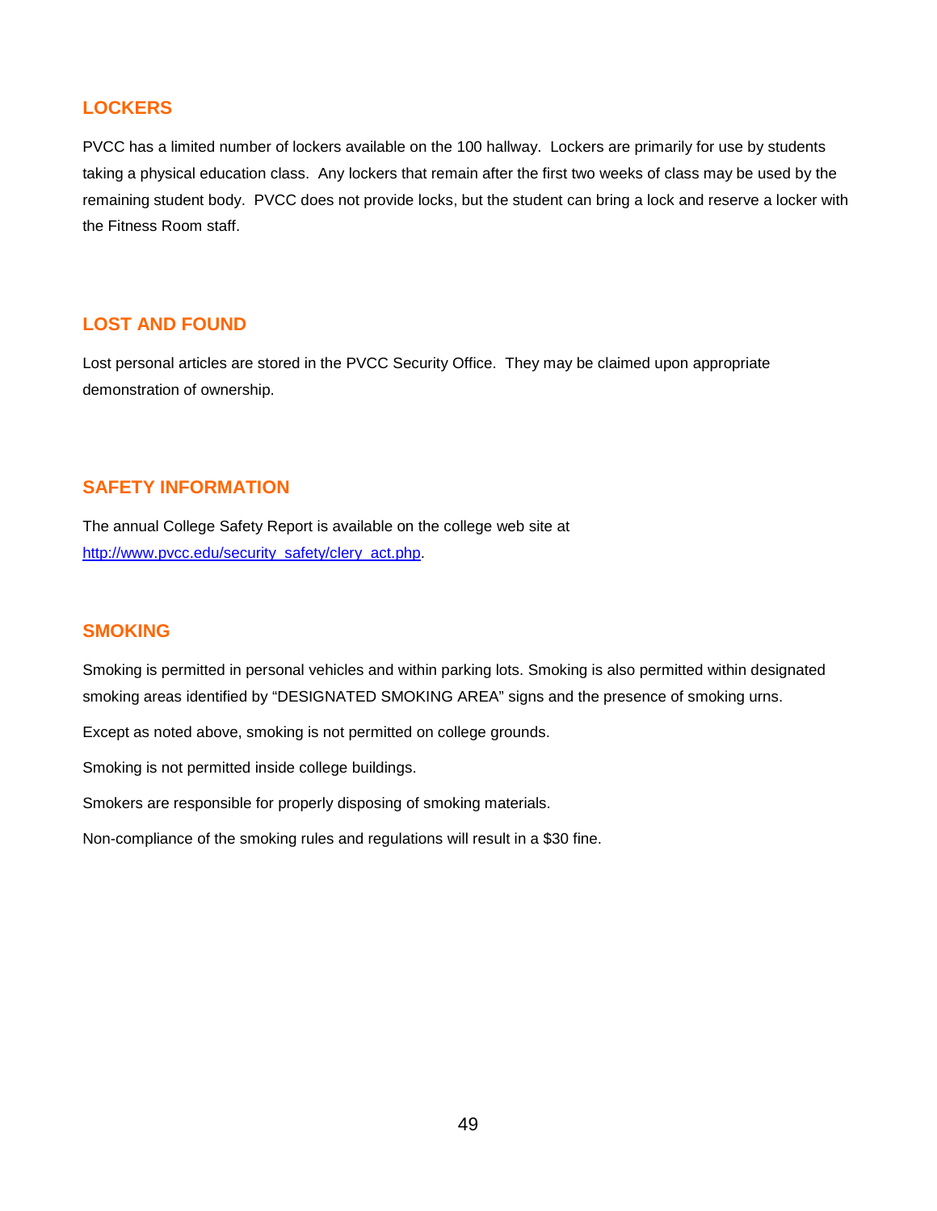## LOCKERS

PVCC has a limited number of lockers available on the 100 hallway. Lockers are primarily for use by students taking a physical education class. Any lockers that remain after the first two weeks of class may be used by the remaining student body. PVCC does not provide locks, but the student can bring a lock and reserve a locker with the Fitness Room staff.

## LOST AND FOUND

Lost personal articles are stored in the PVCC Security Office. They may be claimed upon appropriate demonstration of ownership.

## SAFETY INFORMATION

The annual College Safety Report is available on the college web site at [http://www.pvcc.edu/security_safety/clery_act.php](http://www.pvcc.edu/security_safety/clery_act.php).

## SMOKING

Smoking is permitted in personal vehicles and within parking lots. Smoking is also permitted within designated smoking areas identified by "DESIGNATED SMOKING AREA" signs and the presence of smoking urns.

Except as noted above, smoking is not permitted on college grounds.

Smoking is not permitted inside college buildings.

Smokers are responsible for properly disposing of smoking materials.

Non-compliance of the smoking rules and regulations will result in a $30 fine.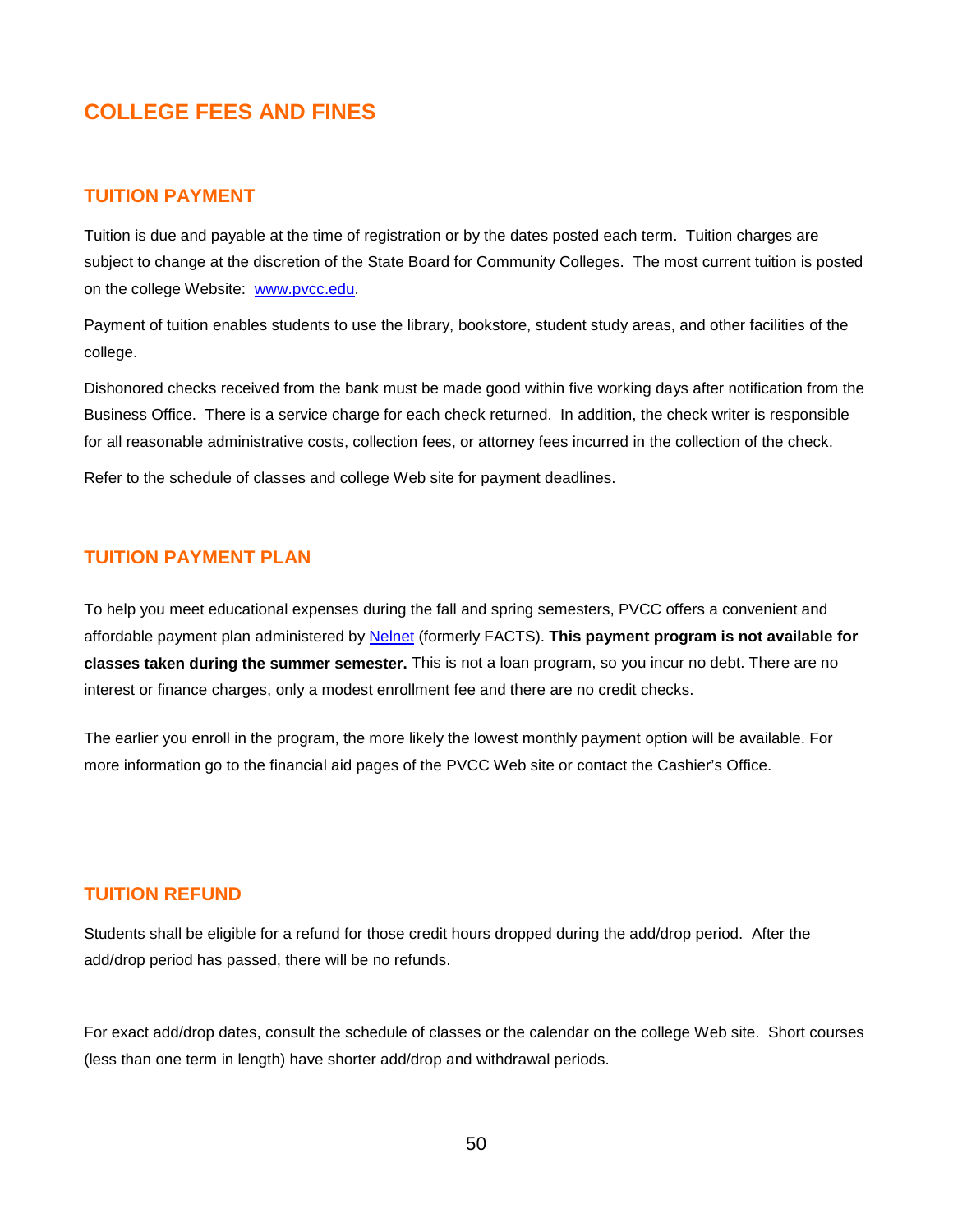# COLLEGE FEES AND FINES

## TUITION PAYMENT

Tuition is due and payable at the time of registration or by the dates posted each term. Tuition charges are subject to change at the discretion of the State Board for Community Colleges. The most current tuition is posted on the college Website: [www.pvcc.edu](www.pvcc.edu).

Payment of tuition enables students to use the library, bookstore, student study areas, and other facilities of the college.

Dishonored checks received from the bank must be made good within five working days after notification from the Business Office. There is a service charge for each check returned. In addition, the check writer is responsible for all reasonable administrative costs, collection fees, or attorney fees incurred in the collection of the check.

Refer to the schedule of classes and college Web site for payment deadlines.

## TUITION PAYMENT PLAN

To help you meet educational expenses during the fall and spring semesters, PVCC offers a convenient and affordable payment plan administered by Nelnet (formerly FACTS). **This payment program is not available for classes taken during the summer semester.** This is not a loan program, so you incur no debt. There are no interest or finance charges, only a modest enrollment fee and there are no credit checks.

The earlier you enroll in the program, the more likely the lowest monthly payment option will be available. For more information go to the financial aid pages of the PVCC Web site or contact the Cashier's Office.

## TUITION REFUND

Students shall be eligible for a refund for those credit hours dropped during the add/drop period. After the add/drop period has passed, there will be no refunds.

For exact add/drop dates, consult the schedule of classes or the calendar on the college Web site. Short courses (less than one term in length) have shorter add/drop and withdrawal periods.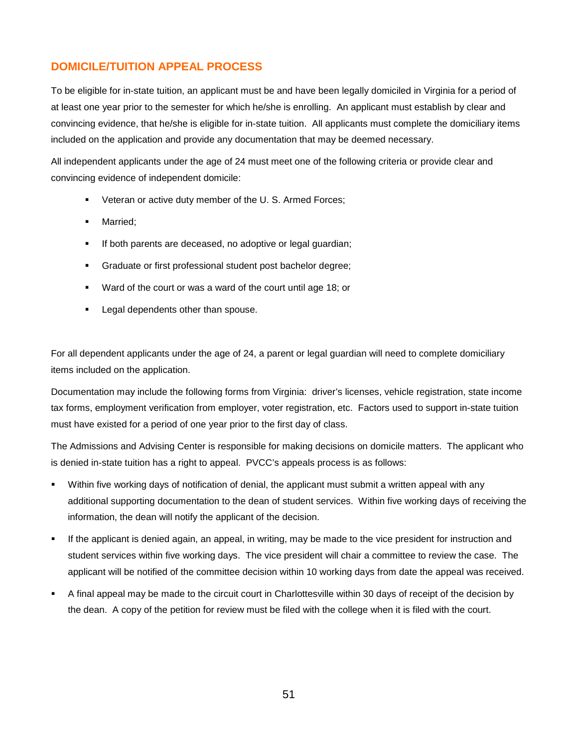## DOMICILE/TUITION APPEAL PROCESS

To be eligible for in-state tuition, an applicant must be and have been legally domiciled in Virginia for a period of at least one year prior to the semester for which he/she is enrolling. An applicant must establish by clear and convincing evidence, that he/she is eligible for in-state tuition. All applicants must complete the domiciliary items included on the application and provide any documentation that may be deemed necessary.

All independent applicants under the age of 24 must meet one of the following criteria or provide clear and convincing evidence of independent domicile:

- Veteran or active duty member of the U. S. Armed Forces;
- Married;
- If both parents are deceased, no adoptive or legal guardian;
- Graduate or first professional student post bachelor degree;
- Ward of the court or was a ward of the court until age 18; or
- Legal dependents other than spouse.

For all dependent applicants under the age of 24, a parent or legal guardian will need to complete domiciliary items included on the application.

Documentation may include the following forms from Virginia: driver's licenses, vehicle registration, state income tax forms, employment verification from employer, voter registration, etc. Factors used to support in-state tuition must have existed for a period of one year prior to the first day of class.

The Admissions and Advising Center is responsible for making decisions on domicile matters. The applicant who is denied in-state tuition has a right to appeal. PVCC's appeals process is as follows:

- Within five working days of notification of denial, the applicant must submit a written appeal with any additional supporting documentation to the dean of student services. Within five working days of receiving the information, the dean will notify the applicant of the decision.
- If the applicant is denied again, an appeal, in writing, may be made to the vice president for instruction and student services within five working days. The vice president will chair a committee to review the case. The applicant will be notified of the committee decision within 10 working days from date the appeal was received.
- A final appeal may be made to the circuit court in Charlottesville within 30 days of receipt of the decision by the dean. A copy of the petition for review must be filed with the college when it is filed with the court.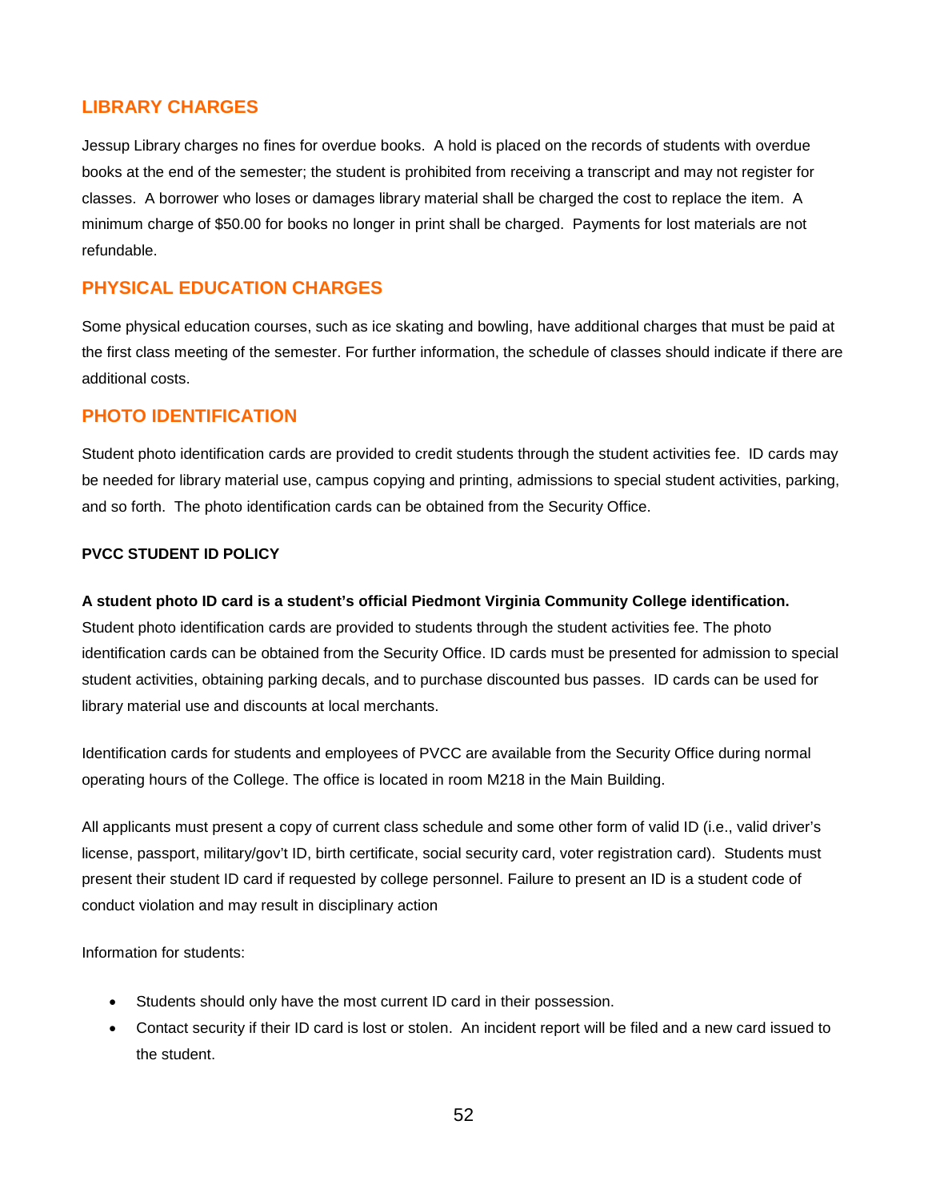## LIBRARY CHARGES

Jessup Library charges no fines for overdue books. A hold is placed on the records of students with overdue books at the end of the semester; the student is prohibited from receiving a transcript and may not register for classes. A borrower who loses or damages library material shall be charged the cost to replace the item. A minimum charge of $50.00 for books no longer in print shall be charged. Payments for lost materials are not refundable.

## PHYSICAL EDUCATION CHARGES

Some physical education courses, such as ice skating and bowling, have additional charges that must be paid at the first class meeting of the semester. For further information, the schedule of classes should indicate if there are additional costs.

## PHOTO IDENTIFICATION

Student photo identification cards are provided to credit students through the student activities fee. ID cards may be needed for library material use, campus copying and printing, admissions to special student activities, parking, and so forth. The photo identification cards can be obtained from the Security Office.

### PVCC STUDENT ID POLICY

**A student photo ID card is a student's official Piedmont Virginia Community College identification.** Student photo identification cards are provided to students through the student activities fee. The photo identification cards can be obtained from the Security Office. ID cards must be presented for admission to special student activities, obtaining parking decals, and to purchase discounted bus passes. ID cards can be used for library material use and discounts at local merchants.

Identification cards for students and employees of PVCC are available from the Security Office during normal operating hours of the College. The office is located in room M218 in the Main Building.

All applicants must present a copy of current class schedule and some other form of valid ID (i.e., valid driver's license, passport, military/gov't ID, birth certificate, social security card, voter registration card). Students must present their student ID card if requested by college personnel. Failure to present an ID is a student code of conduct violation and may result in disciplinary action

Information for students:

- Students should only have the most current ID card in their possession.
- Contact security if their ID card is lost or stolen. An incident report will be filed and a new card issued to the student.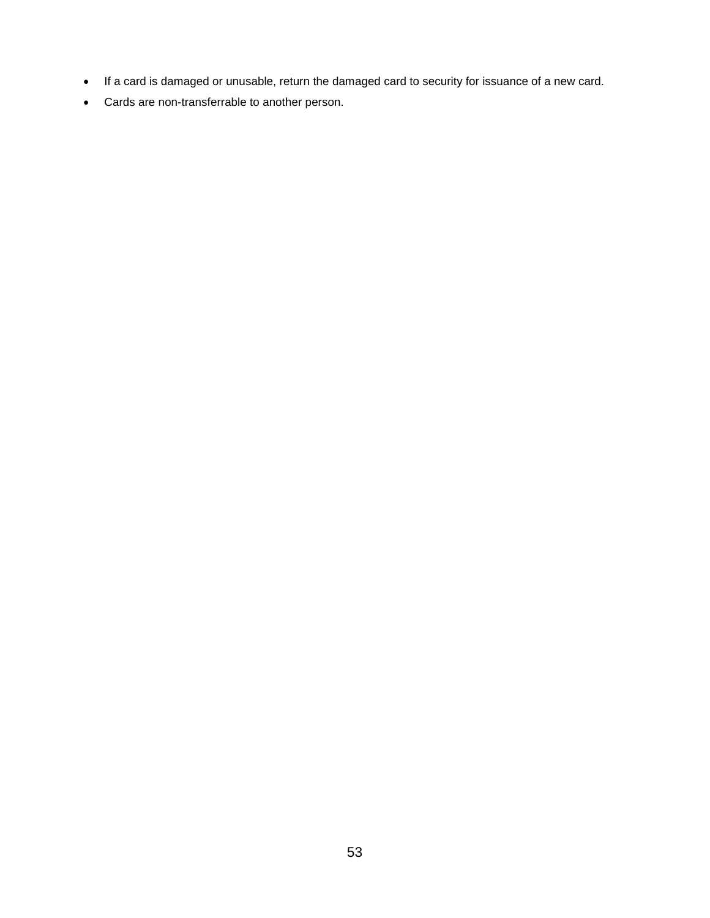- If a card is damaged or unusable, return the damaged card to security for issuance of a new card.
- Cards are non-transferrable to another person.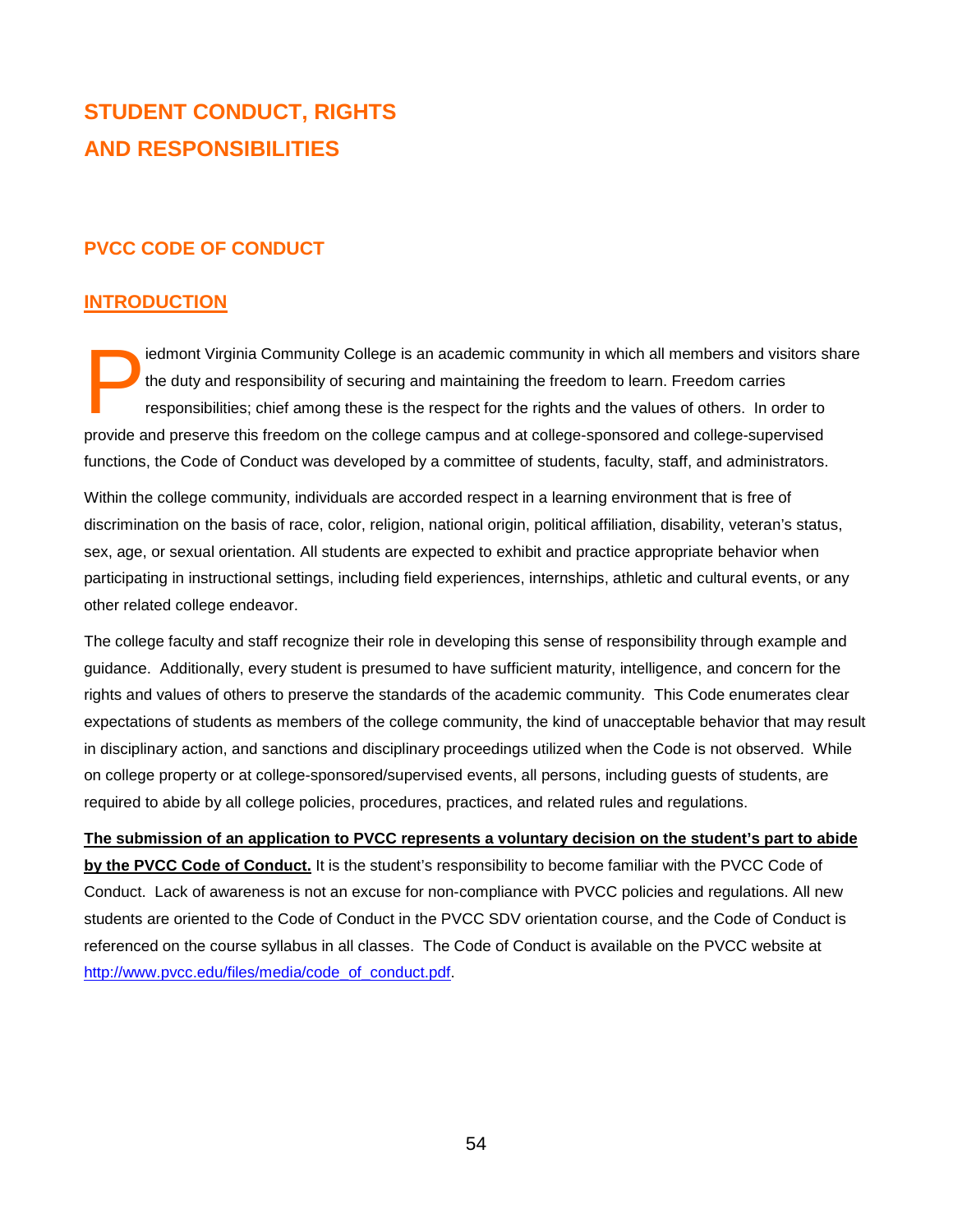# STUDENT CONDUCT, RIGHTS AND RESPONSIBILITIES

## PVCC CODE OF CONDUCT

### INTRODUCTION

Piedmont Virginia Community College is an academic community in which all members and visitors share the duty and responsibility of securing and maintaining the freedom to learn. Freedom carries responsibilities; chief among these is the respect for the rights and the values of others. In order to provide and preserve this freedom on the college campus and at college-sponsored and college-supervised functions, the Code of Conduct was developed by a committee of students, faculty, staff, and administrators.

Within the college community, individuals are accorded respect in a learning environment that is free of discrimination on the basis of race, color, religion, national origin, political affiliation, disability, veteran's status, sex, age, or sexual orientation. All students are expected to exhibit and practice appropriate behavior when participating in instructional settings, including field experiences, internships, athletic and cultural events, or any other related college endeavor.

The college faculty and staff recognize their role in developing this sense of responsibility through example and guidance. Additionally, every student is presumed to have sufficient maturity, intelligence, and concern for the rights and values of others to preserve the standards of the academic community. This Code enumerates clear expectations of students as members of the college community, the kind of unacceptable behavior that may result in disciplinary action, and sanctions and disciplinary proceedings utilized when the Code is not observed. While on college property or at college-sponsored/supervised events, all persons, including guests of students, are required to abide by all college policies, procedures, practices, and related rules and regulations.

**The submission of an application to PVCC represents a voluntary decision on the student's part to abide by the PVCC Code of Conduct.** It is the student's responsibility to become familiar with the PVCC Code of Conduct. Lack of awareness is not an excuse for non-compliance with PVCC policies and regulations. All new students are oriented to the Code of Conduct in the PVCC SDV orientation course, and the Code of Conduct is referenced on the course syllabus in all classes. The Code of Conduct is available on the PVCC website at http://www.pvcc.edu/files/media/code_of_conduct.pdf.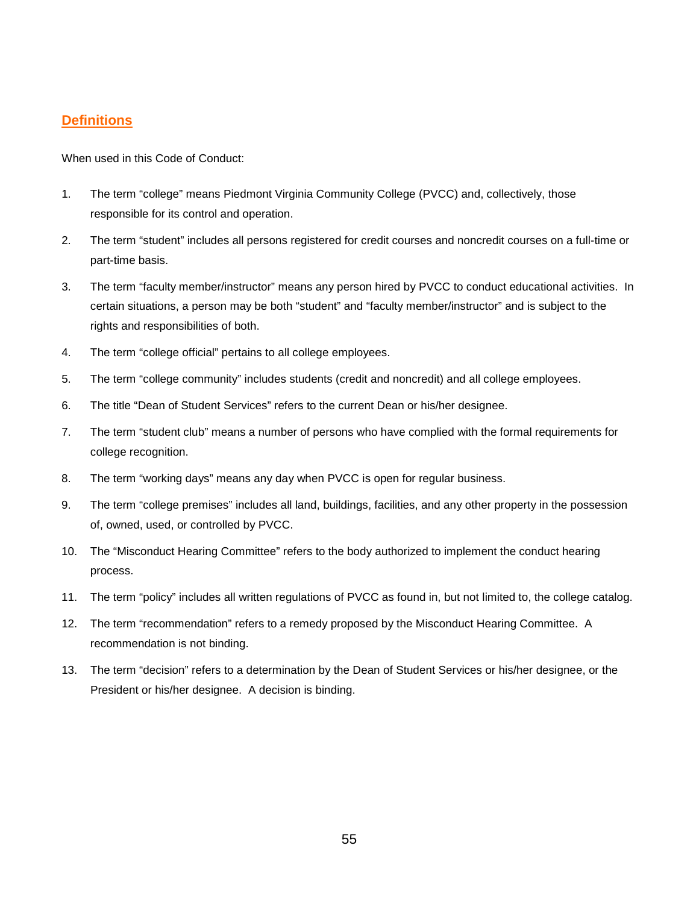## Definitions

When used in this Code of Conduct:

1. The term "college" means Piedmont Virginia Community College (PVCC) and, collectively, those responsible for its control and operation.
2. The term "student" includes all persons registered for credit courses and noncredit courses on a full-time or part-time basis.
3. The term "faculty member/instructor" means any person hired by PVCC to conduct educational activities. In certain situations, a person may be both "student" and "faculty member/instructor" and is subject to the rights and responsibilities of both.
4. The term "college official" pertains to all college employees.
5. The term "college community" includes students (credit and noncredit) and all college employees.
6. The title "Dean of Student Services" refers to the current Dean or his/her designee.
7. The term "student club" means a number of persons who have complied with the formal requirements for college recognition.
8. The term "working days" means any day when PVCC is open for regular business.
9. The term "college premises" includes all land, buildings, facilities, and any other property in the possession of, owned, used, or controlled by PVCC.
10. The "Misconduct Hearing Committee" refers to the body authorized to implement the conduct hearing process.
11. The term "policy" includes all written regulations of PVCC as found in, but not limited to, the college catalog.
12. The term "recommendation" refers to a remedy proposed by the Misconduct Hearing Committee. A recommendation is not binding.
13. The term "decision" refers to a determination by the Dean of Student Services or his/her designee, or the President or his/her designee. A decision is binding.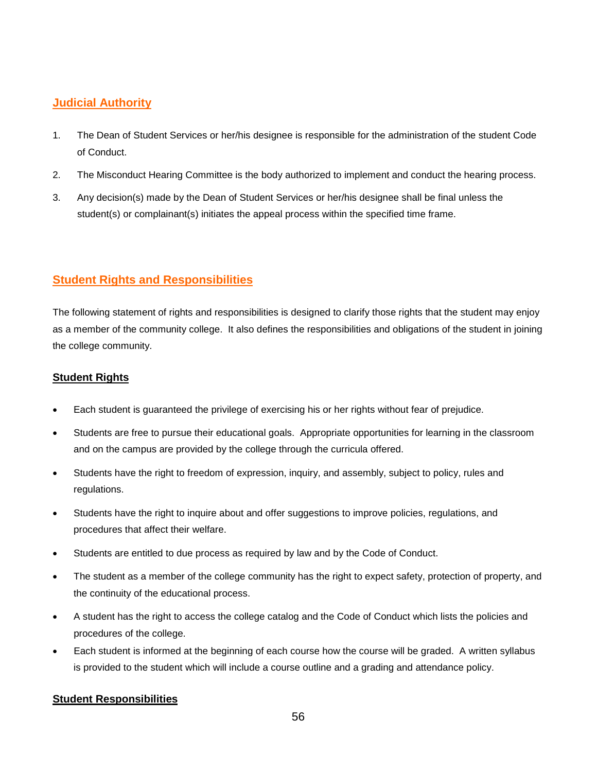## Judicial Authority

1. The Dean of Student Services or her/his designee is responsible for the administration of the student Code of Conduct.
2. The Misconduct Hearing Committee is the body authorized to implement and conduct the hearing process.
3. Any decision(s) made by the Dean of Student Services or her/his designee shall be final unless the student(s) or complainant(s) initiates the appeal process within the specified time frame.

## Student Rights and Responsibilities

The following statement of rights and responsibilities is designed to clarify those rights that the student may enjoy as a member of the community college. It also defines the responsibilities and obligations of the student in joining the college community.

### Student Rights

- Each student is guaranteed the privilege of exercising his or her rights without fear of prejudice.
- Students are free to pursue their educational goals. Appropriate opportunities for learning in the classroom and on the campus are provided by the college through the curricula offered.
- Students have the right to freedom of expression, inquiry, and assembly, subject to policy, rules and regulations.
- Students have the right to inquire about and offer suggestions to improve policies, regulations, and procedures that affect their welfare.
- Students are entitled to due process as required by law and by the Code of Conduct.
- The student as a member of the college community has the right to expect safety, protection of property, and the continuity of the educational process.
- A student has the right to access the college catalog and the Code of Conduct which lists the policies and procedures of the college.
- Each student is informed at the beginning of each course how the course will be graded. A written syllabus is provided to the student which will include a course outline and a grading and attendance policy.

### Student Responsibilities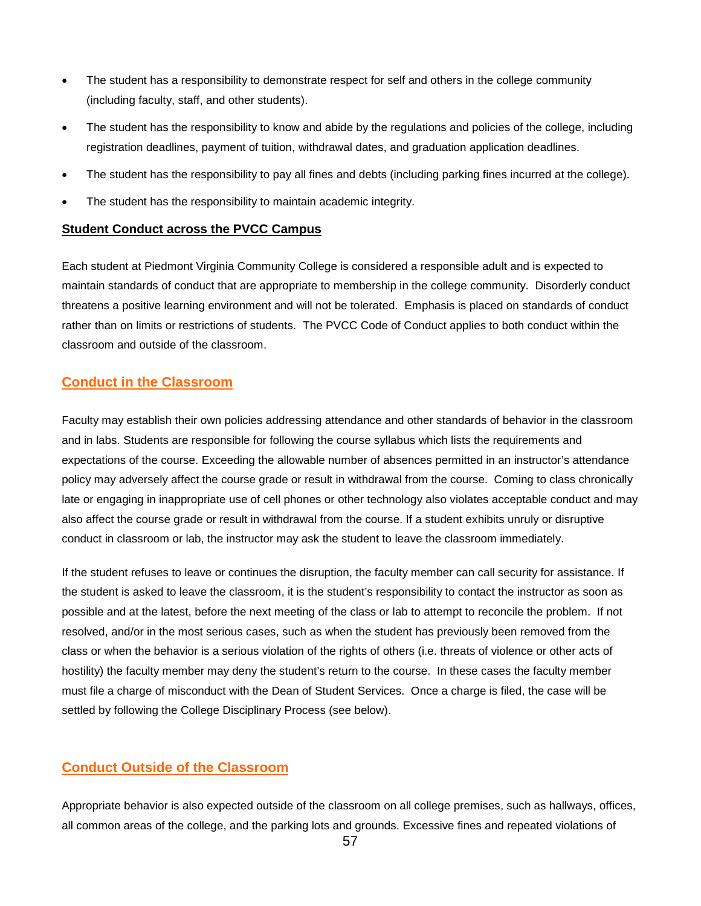- The student has a responsibility to demonstrate respect for self and others in the college community (including faculty, staff, and other students).
- The student has the responsibility to know and abide by the regulations and policies of the college, including registration deadlines, payment of tuition, withdrawal dates, and graduation application deadlines.
- The student has the responsibility to pay all fines and debts (including parking fines incurred at the college).
- The student has the responsibility to maintain academic integrity.

## Student Conduct across the PVCC Campus

Each student at Piedmont Virginia Community College is considered a responsible adult and is expected to maintain standards of conduct that are appropriate to membership in the college community. Disorderly conduct threatens a positive learning environment and will not be tolerated. Emphasis is placed on standards of conduct rather than on limits or restrictions of students. The PVCC Code of Conduct applies to both conduct within the classroom and outside of the classroom.

### Conduct in the Classroom

Faculty may establish their own policies addressing attendance and other standards of behavior in the classroom and in labs. Students are responsible for following the course syllabus which lists the requirements and expectations of the course. Exceeding the allowable number of absences permitted in an instructor's attendance policy may adversely affect the course grade or result in withdrawal from the course. Coming to class chronically late or engaging in inappropriate use of cell phones or other technology also violates acceptable conduct and may also affect the course grade or result in withdrawal from the course. If a student exhibits unruly or disruptive conduct in classroom or lab, the instructor may ask the student to leave the classroom immediately.

If the student refuses to leave or continues the disruption, the faculty member can call security for assistance. If the student is asked to leave the classroom, it is the student's responsibility to contact the instructor as soon as possible and at the latest, before the next meeting of the class or lab to attempt to reconcile the problem. If not resolved, and/or in the most serious cases, such as when the student has previously been removed from the class or when the behavior is a serious violation of the rights of others (i.e. threats of violence or other acts of hostility) the faculty member may deny the student's return to the course. In these cases the faculty member must file a charge of misconduct with the Dean of Student Services. Once a charge is filed, the case will be settled by following the College Disciplinary Process (see below).

### Conduct Outside of the Classroom

Appropriate behavior is also expected outside of the classroom on all college premises, such as hallways, offices, all common areas of the college, and the parking lots and grounds. Excessive fines and repeated violations of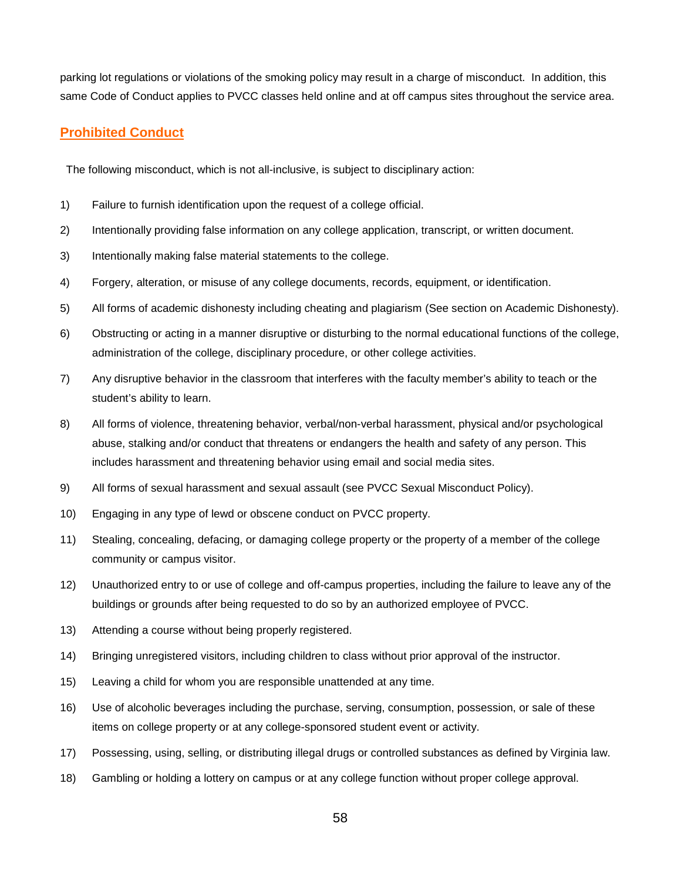parking lot regulations or violations of the smoking policy may result in a charge of misconduct. In addition, this same Code of Conduct applies to PVCC classes held online and at off campus sites throughout the service area.

## Prohibited Conduct

The following misconduct, which is not all-inclusive, is subject to disciplinary action:

1) Failure to furnish identification upon the request of a college official.
2) Intentionally providing false information on any college application, transcript, or written document.
3) Intentionally making false material statements to the college.
4) Forgery, alteration, or misuse of any college documents, records, equipment, or identification.
5) All forms of academic dishonesty including cheating and plagiarism (See section on Academic Dishonesty).
6) Obstructing or acting in a manner disruptive or disturbing to the normal educational functions of the college, administration of the college, disciplinary procedure, or other college activities.
7) Any disruptive behavior in the classroom that interferes with the faculty member's ability to teach or the student's ability to learn.
8) All forms of violence, threatening behavior, verbal/non-verbal harassment, physical and/or psychological abuse, stalking and/or conduct that threatens or endangers the health and safety of any person. This includes harassment and threatening behavior using email and social media sites.
9) All forms of sexual harassment and sexual assault (see PVCC Sexual Misconduct Policy).
10) Engaging in any type of lewd or obscene conduct on PVCC property.
11) Stealing, concealing, defacing, or damaging college property or the property of a member of the college community or campus visitor.
12) Unauthorized entry to or use of college and off-campus properties, including the failure to leave any of the buildings or grounds after being requested to do so by an authorized employee of PVCC.
13) Attending a course without being properly registered.
14) Bringing unregistered visitors, including children to class without prior approval of the instructor.
15) Leaving a child for whom you are responsible unattended at any time.
16) Use of alcoholic beverages including the purchase, serving, consumption, possession, or sale of these items on college property or at any college-sponsored student event or activity.
17) Possessing, using, selling, or distributing illegal drugs or controlled substances as defined by Virginia law.
18) Gambling or holding a lottery on campus or at any college function without proper college approval.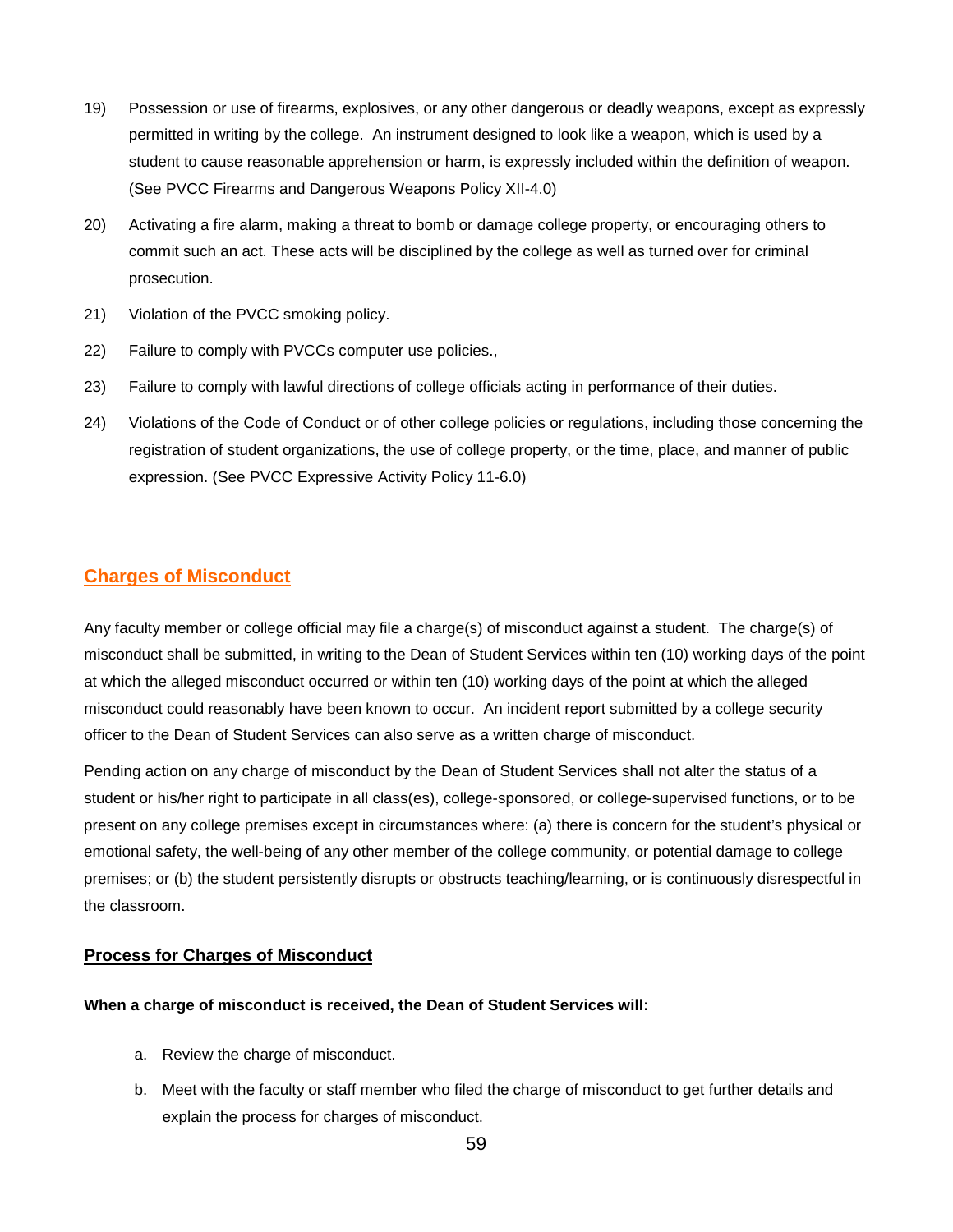19) Possession or use of firearms, explosives, or any other dangerous or deadly weapons, except as expressly permitted in writing by the college. An instrument designed to look like a weapon, which is used by a student to cause reasonable apprehension or harm, is expressly included within the definition of weapon. (See PVCC Firearms and Dangerous Weapons Policy XII-4.0)

20) Activating a fire alarm, making a threat to bomb or damage college property, or encouraging others to commit such an act. These acts will be disciplined by the college as well as turned over for criminal prosecution.

21) Violation of the PVCC smoking policy.

22) Failure to comply with PVCCs computer use policies.,

23) Failure to comply with lawful directions of college officials acting in performance of their duties.

24) Violations of the Code of Conduct or of other college policies or regulations, including those concerning the registration of student organizations, the use of college property, or the time, place, and manner of public expression. (See PVCC Expressive Activity Policy 11-6.0)

## Charges of Misconduct

Any faculty member or college official may file a charge(s) of misconduct against a student. The charge(s) of misconduct shall be submitted, in writing to the Dean of Student Services within ten (10) working days of the point at which the alleged misconduct occurred or within ten (10) working days of the point at which the alleged misconduct could reasonably have been known to occur. An incident report submitted by a college security officer to the Dean of Student Services can also serve as a written charge of misconduct.

Pending action on any charge of misconduct by the Dean of Student Services shall not alter the status of a student or his/her right to participate in all class(es), college-sponsored, or college-supervised functions, or to be present on any college premises except in circumstances where: (a) there is concern for the student's physical or emotional safety, the well-being of any other member of the college community, or potential damage to college premises; or (b) the student persistently disrupts or obstructs teaching/learning, or is continuously disrespectful in the classroom.

### Process for Charges of Misconduct

**When a charge of misconduct is received, the Dean of Student Services will:**

a. Review the charge of misconduct.

b. Meet with the faculty or staff member who filed the charge of misconduct to get further details and explain the process for charges of misconduct.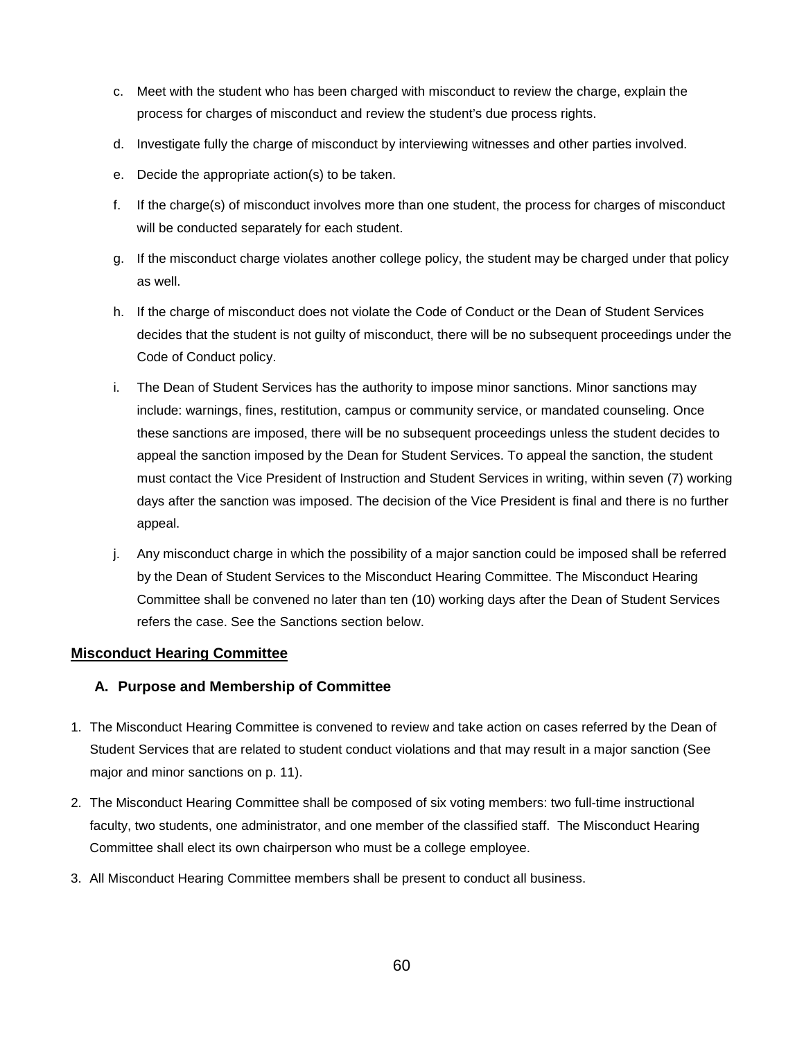c. Meet with the student who has been charged with misconduct to review the charge, explain the process for charges of misconduct and review the student's due process rights.

d. Investigate fully the charge of misconduct by interviewing witnesses and other parties involved.

e. Decide the appropriate action(s) to be taken.

f. If the charge(s) of misconduct involves more than one student, the process for charges of misconduct will be conducted separately for each student.

g. If the misconduct charge violates another college policy, the student may be charged under that policy as well.

h. If the charge of misconduct does not violate the Code of Conduct or the Dean of Student Services decides that the student is not guilty of misconduct, there will be no subsequent proceedings under the Code of Conduct policy.

i. The Dean of Student Services has the authority to impose minor sanctions. Minor sanctions may include: warnings, fines, restitution, campus or community service, or mandated counseling. Once these sanctions are imposed, there will be no subsequent proceedings unless the student decides to appeal the sanction imposed by the Dean for Student Services. To appeal the sanction, the student must contact the Vice President of Instruction and Student Services in writing, within seven (7) working days after the sanction was imposed. The decision of the Vice President is final and there is no further appeal.

j. Any misconduct charge in which the possibility of a major sanction could be imposed shall be referred by the Dean of Student Services to the Misconduct Hearing Committee. The Misconduct Hearing Committee shall be convened no later than ten (10) working days after the Dean of Student Services refers the case. See the Sanctions section below.

## Misconduct Hearing Committee

### A. Purpose and Membership of Committee

1. The Misconduct Hearing Committee is convened to review and take action on cases referred by the Dean of Student Services that are related to student conduct violations and that may result in a major sanction (See major and minor sanctions on p. 11).

2. The Misconduct Hearing Committee shall be composed of six voting members: two full-time instructional faculty, two students, one administrator, and one member of the classified staff. The Misconduct Hearing Committee shall elect its own chairperson who must be a college employee.

3. All Misconduct Hearing Committee members shall be present to conduct all business.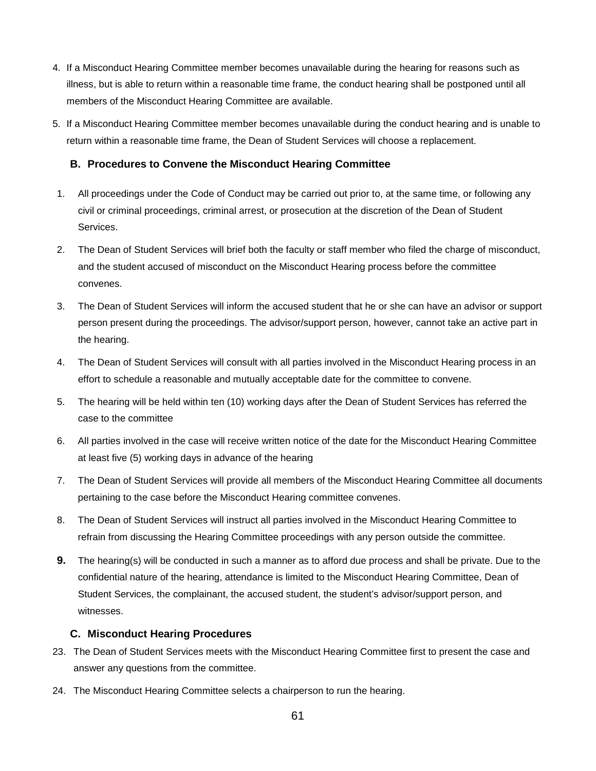4. If a Misconduct Hearing Committee member becomes unavailable during the hearing for reasons such as illness, but is able to return within a reasonable time frame, the conduct hearing shall be postponed until all members of the Misconduct Hearing Committee are available.
5. If a Misconduct Hearing Committee member becomes unavailable during the conduct hearing and is unable to return within a reasonable time frame, the Dean of Student Services will choose a replacement.

### B. Procedures to Convene the Misconduct Hearing Committee

1. All proceedings under the Code of Conduct may be carried out prior to, at the same time, or following any civil or criminal proceedings, criminal arrest, or prosecution at the discretion of the Dean of Student Services.
2. The Dean of Student Services will brief both the faculty or staff member who filed the charge of misconduct, and the student accused of misconduct on the Misconduct Hearing process before the committee convenes.
3. The Dean of Student Services will inform the accused student that he or she can have an advisor or support person present during the proceedings. The advisor/support person, however, cannot take an active part in the hearing.
4. The Dean of Student Services will consult with all parties involved in the Misconduct Hearing process in an effort to schedule a reasonable and mutually acceptable date for the committee to convene.
5. The hearing will be held within ten (10) working days after the Dean of Student Services has referred the case to the committee
6. All parties involved in the case will receive written notice of the date for the Misconduct Hearing Committee at least five (5) working days in advance of the hearing
7. The Dean of Student Services will provide all members of the Misconduct Hearing Committee all documents pertaining to the case before the Misconduct Hearing committee convenes.
8. The Dean of Student Services will instruct all parties involved in the Misconduct Hearing Committee to refrain from discussing the Hearing Committee proceedings with any person outside the committee.
9. The hearing(s) will be conducted in such a manner as to afford due process and shall be private. Due to the confidential nature of the hearing, attendance is limited to the Misconduct Hearing Committee, Dean of Student Services, the complainant, the accused student, the student's advisor/support person, and witnesses.

### C. Misconduct Hearing Procedures

23. The Dean of Student Services meets with the Misconduct Hearing Committee first to present the case and answer any questions from the committee.
24. The Misconduct Hearing Committee selects a chairperson to run the hearing.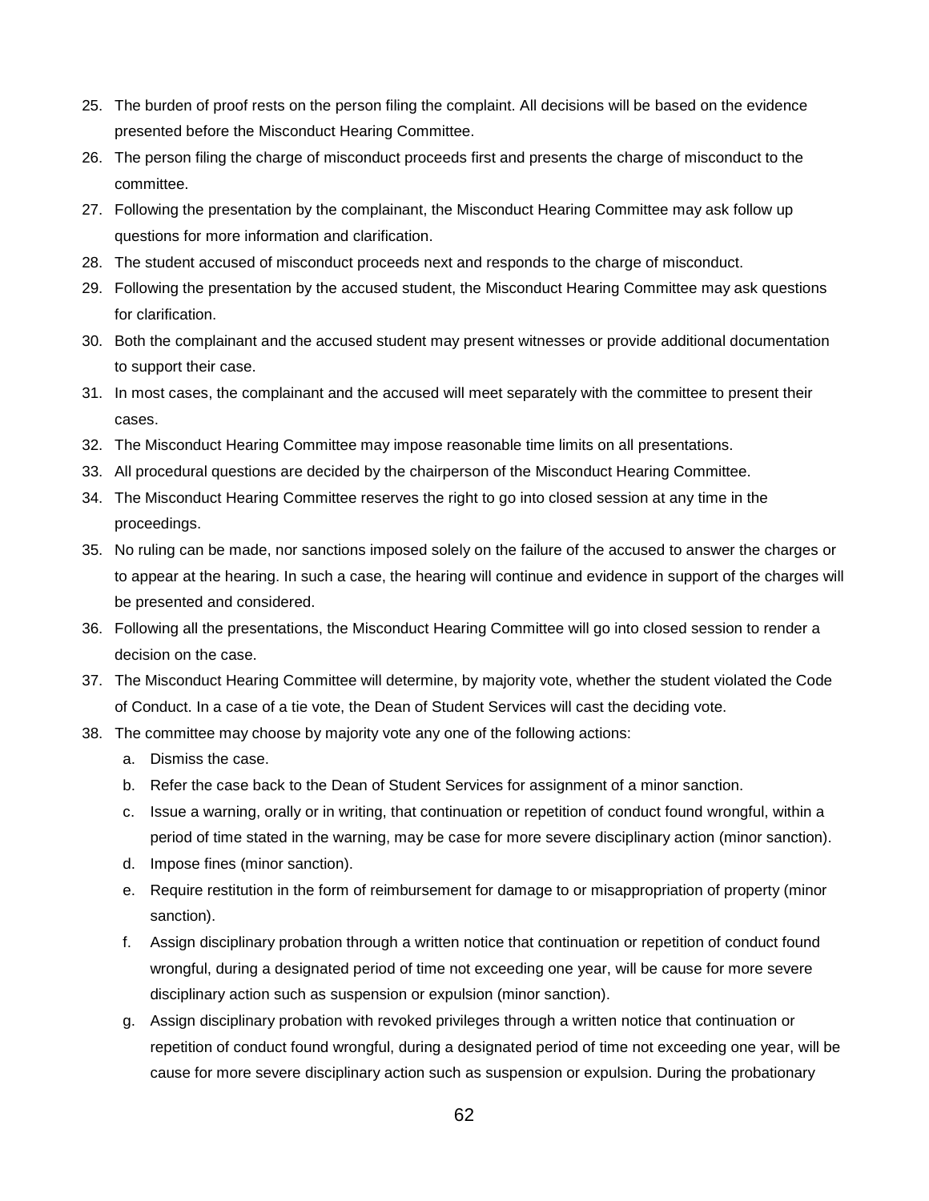25. The burden of proof rests on the person filing the complaint. All decisions will be based on the evidence presented before the Misconduct Hearing Committee.
26. The person filing the charge of misconduct proceeds first and presents the charge of misconduct to the committee.
27. Following the presentation by the complainant, the Misconduct Hearing Committee may ask follow up questions for more information and clarification.
28. The student accused of misconduct proceeds next and responds to the charge of misconduct.
29. Following the presentation by the accused student, the Misconduct Hearing Committee may ask questions for clarification.
30. Both the complainant and the accused student may present witnesses or provide additional documentation to support their case.
31. In most cases, the complainant and the accused will meet separately with the committee to present their cases.
32. The Misconduct Hearing Committee may impose reasonable time limits on all presentations.
33. All procedural questions are decided by the chairperson of the Misconduct Hearing Committee.
34. The Misconduct Hearing Committee reserves the right to go into closed session at any time in the proceedings.
35. No ruling can be made, nor sanctions imposed solely on the failure of the accused to answer the charges or to appear at the hearing. In such a case, the hearing will continue and evidence in support of the charges will be presented and considered.
36. Following all the presentations, the Misconduct Hearing Committee will go into closed session to render a decision on the case.
37. The Misconduct Hearing Committee will determine, by majority vote, whether the student violated the Code of Conduct. In a case of a tie vote, the Dean of Student Services will cast the deciding vote.
38. The committee may choose by majority vote any one of the following actions:
    a. Dismiss the case.
    b. Refer the case back to the Dean of Student Services for assignment of a minor sanction.
    c. Issue a warning, orally or in writing, that continuation or repetition of conduct found wrongful, within a period of time stated in the warning, may be case for more severe disciplinary action (minor sanction).
    d. Impose fines (minor sanction).
    e. Require restitution in the form of reimbursement for damage to or misappropriation of property (minor sanction).
    f. Assign disciplinary probation through a written notice that continuation or repetition of conduct found wrongful, during a designated period of time not exceeding one year, will be cause for more severe disciplinary action such as suspension or expulsion (minor sanction).
    g. Assign disciplinary probation with revoked privileges through a written notice that continuation or repetition of conduct found wrongful, during a designated period of time not exceeding one year, will be cause for more severe disciplinary action such as suspension or expulsion. During the probationary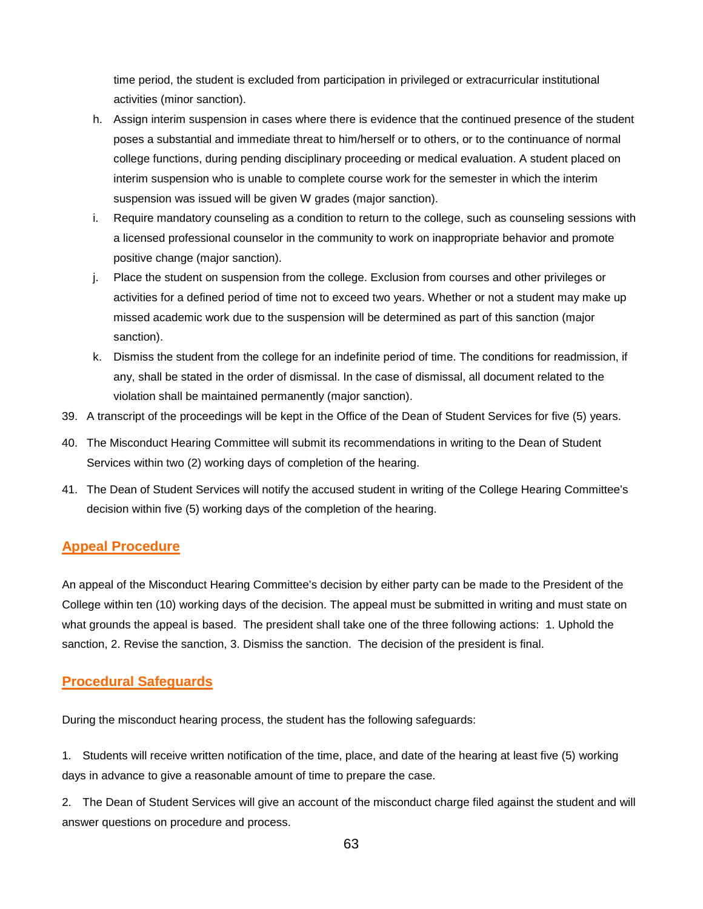time period, the student is excluded from participation in privileged or extracurricular institutional activities (minor sanction).

h. Assign interim suspension in cases where there is evidence that the continued presence of the student poses a substantial and immediate threat to him/herself or to others, or to the continuance of normal college functions, during pending disciplinary proceeding or medical evaluation. A student placed on interim suspension who is unable to complete course work for the semester in which the interim suspension was issued will be given W grades (major sanction).

i. Require mandatory counseling as a condition to return to the college, such as counseling sessions with a licensed professional counselor in the community to work on inappropriate behavior and promote positive change (major sanction).

j. Place the student on suspension from the college. Exclusion from courses and other privileges or activities for a defined period of time not to exceed two years. Whether or not a student may make up missed academic work due to the suspension will be determined as part of this sanction (major sanction).

k. Dismiss the student from the college for an indefinite period of time. The conditions for readmission, if any, shall be stated in the order of dismissal. In the case of dismissal, all document related to the violation shall be maintained permanently (major sanction).

39. A transcript of the proceedings will be kept in the Office of the Dean of Student Services for five (5) years.

40. The Misconduct Hearing Committee will submit its recommendations in writing to the Dean of Student Services within two (2) working days of completion of the hearing.

41. The Dean of Student Services will notify the accused student in writing of the College Hearing Committee's decision within five (5) working days of the completion of the hearing.

## Appeal Procedure

An appeal of the Misconduct Hearing Committee's decision by either party can be made to the President of the College within ten (10) working days of the decision. The appeal must be submitted in writing and must state on what grounds the appeal is based. The president shall take one of the three following actions: 1. Uphold the sanction, 2. Revise the sanction, 3. Dismiss the sanction. The decision of the president is final.

## Procedural Safeguards

During the misconduct hearing process, the student has the following safeguards:

1. Students will receive written notification of the time, place, and date of the hearing at least five (5) working days in advance to give a reasonable amount of time to prepare the case.

2. The Dean of Student Services will give an account of the misconduct charge filed against the student and will answer questions on procedure and process.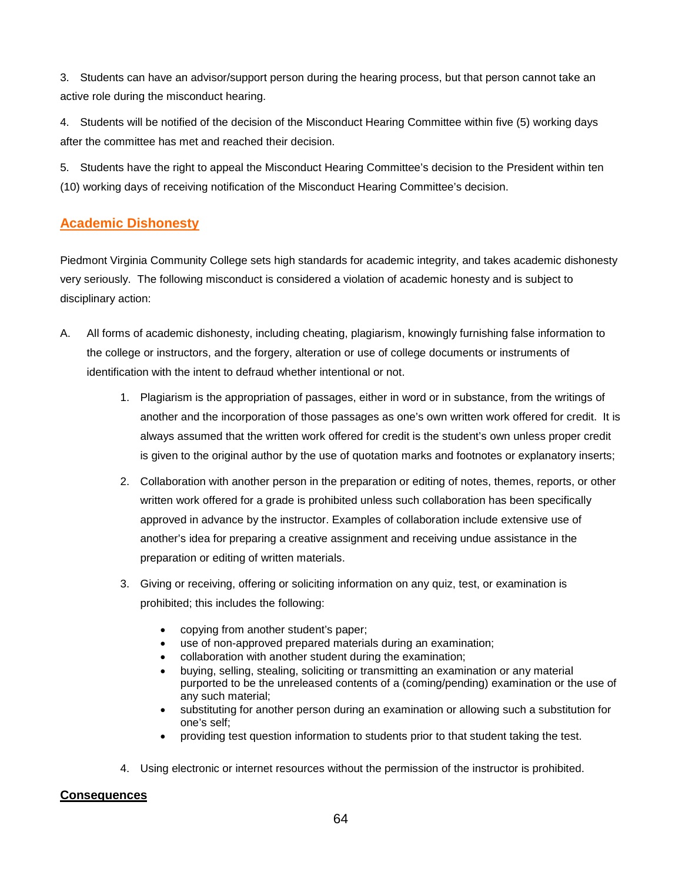3. Students can have an advisor/support person during the hearing process, but that person cannot take an active role during the misconduct hearing.

4. Students will be notified of the decision of the Misconduct Hearing Committee within five (5) working days after the committee has met and reached their decision.

5. Students have the right to appeal the Misconduct Hearing Committee's decision to the President within ten (10) working days of receiving notification of the Misconduct Hearing Committee's decision.

## Academic Dishonesty

Piedmont Virginia Community College sets high standards for academic integrity, and takes academic dishonesty very seriously. The following misconduct is considered a violation of academic honesty and is subject to disciplinary action:

A. All forms of academic dishonesty, including cheating, plagiarism, knowingly furnishing false information to the college or instructors, and the forgery, alteration or use of college documents or instruments of identification with the intent to defraud whether intentional or not.

   1. Plagiarism is the appropriation of passages, either in word or in substance, from the writings of another and the incorporation of those passages as one's own written work offered for credit. It is always assumed that the written work offered for credit is the student's own unless proper credit is given to the original author by the use of quotation marks and footnotes or explanatory inserts;

   2. Collaboration with another person in the preparation or editing of notes, themes, reports, or other written work offered for a grade is prohibited unless such collaboration has been specifically approved in advance by the instructor. Examples of collaboration include extensive use of another's idea for preparing a creative assignment and receiving undue assistance in the preparation or editing of written materials.

   3. Giving or receiving, offering or soliciting information on any quiz, test, or examination is prohibited; this includes the following:

      - copying from another student's paper;
      - use of non-approved prepared materials during an examination;
      - collaboration with another student during the examination;
      - buying, selling, stealing, soliciting or transmitting an examination or any material purported to be the unreleased contents of a (coming/pending) examination or the use of any such material;
      - substituting for another person during an examination or allowing such a substitution for one's self;
      - providing test question information to students prior to that student taking the test.

   4. Using electronic or internet resources without the permission of the instructor is prohibited.

**Consequences**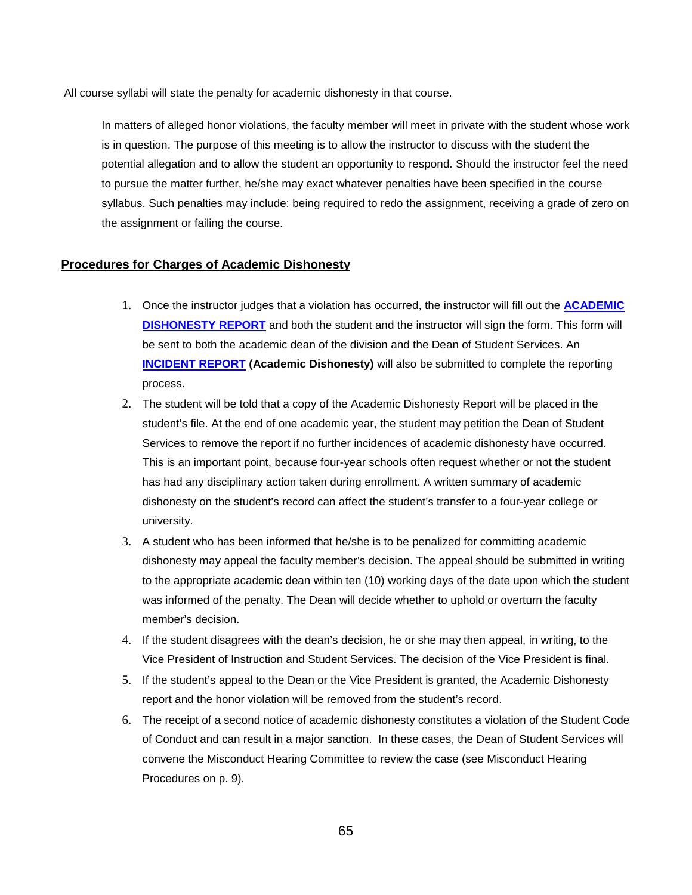All course syllabi will state the penalty for academic dishonesty in that course.

In matters of alleged honor violations, the faculty member will meet in private with the student whose work is in question. The purpose of this meeting is to allow the instructor to discuss with the student the potential allegation and to allow the student an opportunity to respond. Should the instructor feel the need to pursue the matter further, he/she may exact whatever penalties have been specified in the course syllabus. Such penalties may include: being required to redo the assignment, receiving a grade of zero on the assignment or failing the course.

## Procedures for Charges of Academic Dishonesty

1. Once the instructor judges that a violation has occurred, the instructor will fill out the **ACADEMIC DISHONESTY REPORT** and both the student and the instructor will sign the form. This form will be sent to both the academic dean of the division and the Dean of Student Services. An **INCIDENT REPORT** **(Academic Dishonesty)** will also be submitted to complete the reporting process.
2. The student will be told that a copy of the Academic Dishonesty Report will be placed in the student's file. At the end of one academic year, the student may petition the Dean of Student Services to remove the report if no further incidences of academic dishonesty have occurred. This is an important point, because four-year schools often request whether or not the student has had any disciplinary action taken during enrollment. A written summary of academic dishonesty on the student's record can affect the student's transfer to a four-year college or university.
3. A student who has been informed that he/she is to be penalized for committing academic dishonesty may appeal the faculty member's decision. The appeal should be submitted in writing to the appropriate academic dean within ten (10) working days of the date upon which the student was informed of the penalty. The Dean will decide whether to uphold or overturn the faculty member's decision.
4. If the student disagrees with the dean's decision, he or she may then appeal, in writing, to the Vice President of Instruction and Student Services. The decision of the Vice President is final.
5. If the student's appeal to the Dean or the Vice President is granted, the Academic Dishonesty report and the honor violation will be removed from the student's record.
6. The receipt of a second notice of academic dishonesty constitutes a violation of the Student Code of Conduct and can result in a major sanction. In these cases, the Dean of Student Services will convene the Misconduct Hearing Committee to review the case (see Misconduct Hearing Procedures on p. 9).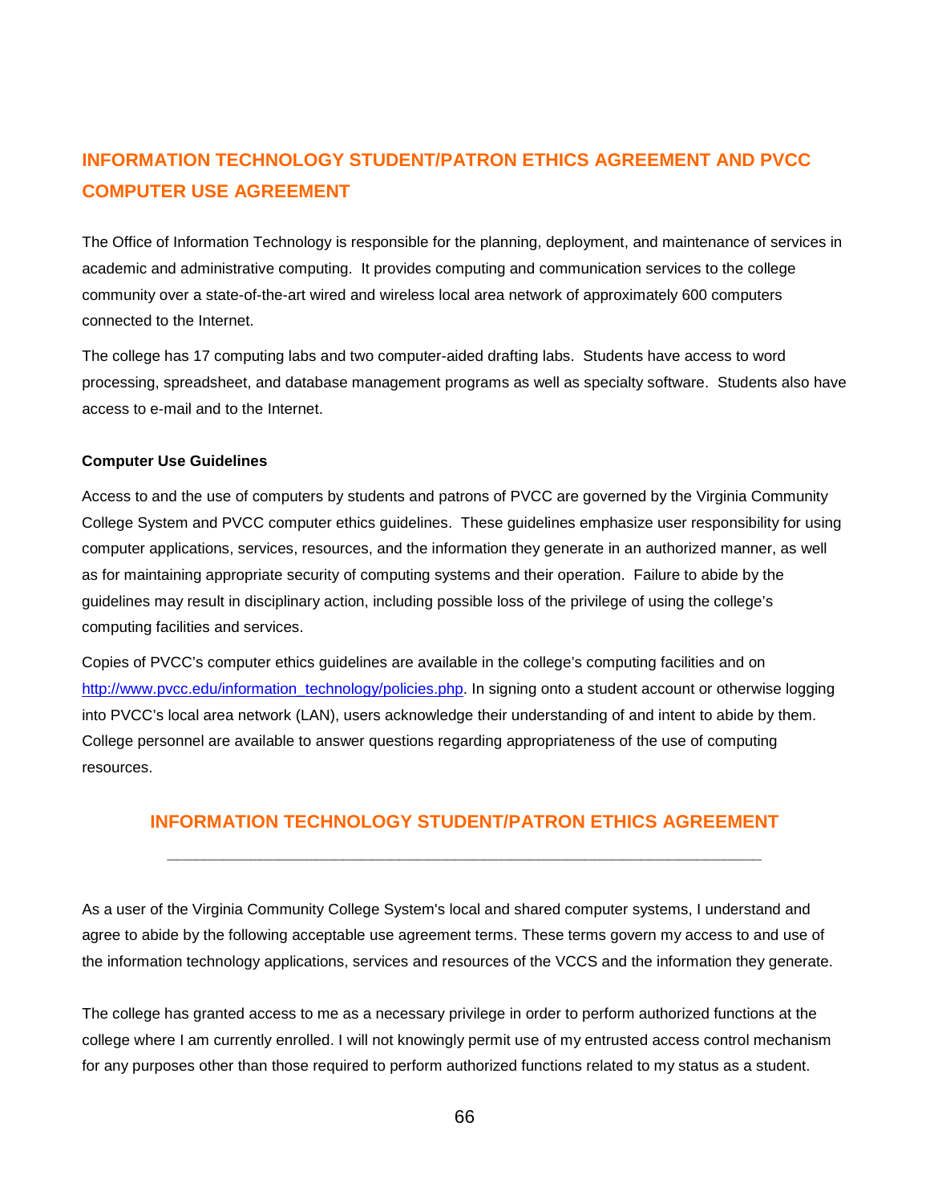## INFORMATION TECHNOLOGY STUDENT/PATRON ETHICS AGREEMENT AND PVCC COMPUTER USE AGREEMENT

The Office of Information Technology is responsible for the planning, deployment, and maintenance of services in academic and administrative computing. It provides computing and communication services to the college community over a state-of-the-art wired and wireless local area network of approximately 600 computers connected to the Internet.

The college has 17 computing labs and two computer-aided drafting labs. Students have access to word processing, spreadsheet, and database management programs as well as specialty software. Students also have access to e-mail and to the Internet.

**Computer Use Guidelines**

Access to and the use of computers by students and patrons of PVCC are governed by the Virginia Community College System and PVCC computer ethics guidelines. These guidelines emphasize user responsibility for using computer applications, services, resources, and the information they generate in an authorized manner, as well as for maintaining appropriate security of computing systems and their operation. Failure to abide by the guidelines may result in disciplinary action, including possible loss of the privilege of using the college's computing facilities and services.

Copies of PVCC's computer ethics guidelines are available in the college's computing facilities and on http://www.pvcc.edu/information_technology/policies.php. In signing onto a student account or otherwise logging into PVCC's local area network (LAN), users acknowledge their understanding of and intent to abide by them. College personnel are available to answer questions regarding appropriateness of the use of computing resources.

## INFORMATION TECHNOLOGY STUDENT/PATRON ETHICS AGREEMENT

---

As a user of the Virginia Community College System's local and shared computer systems, I understand and agree to abide by the following acceptable use agreement terms. These terms govern my access to and use of the information technology applications, services and resources of the VCCS and the information they generate.

The college has granted access to me as a necessary privilege in order to perform authorized functions at the college where I am currently enrolled. I will not knowingly permit use of my entrusted access control mechanism for any purposes other than those required to perform authorized functions related to my status as a student.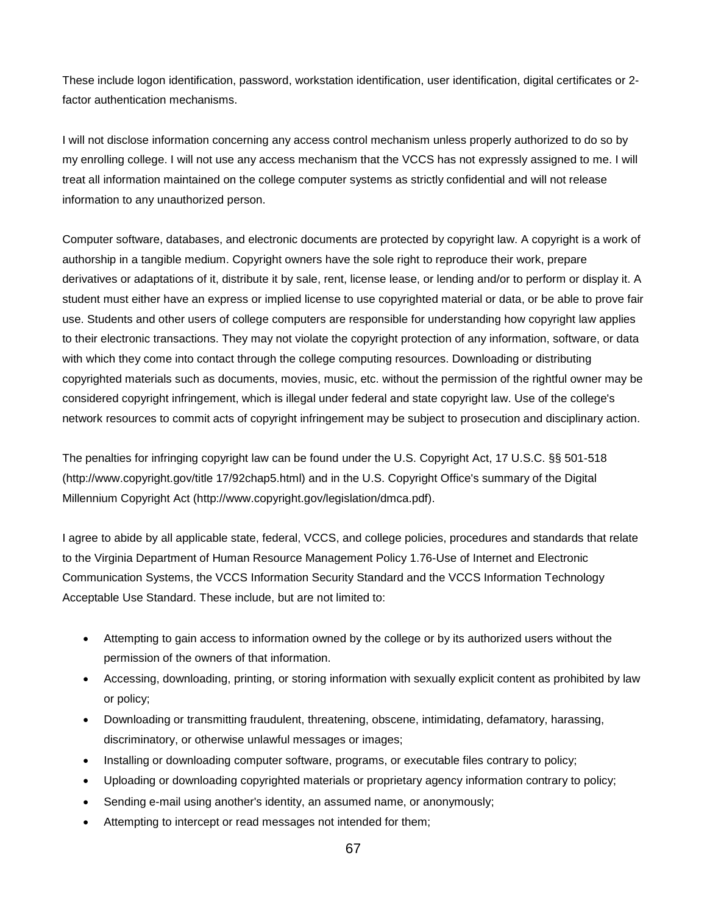These include logon identification, password, workstation identification, user identification, digital certificates or 2-factor authentication mechanisms.

I will not disclose information concerning any access control mechanism unless properly authorized to do so by my enrolling college. I will not use any access mechanism that the VCCS has not expressly assigned to me. I will treat all information maintained on the college computer systems as strictly confidential and will not release information to any unauthorized person.

Computer software, databases, and electronic documents are protected by copyright law. A copyright is a work of authorship in a tangible medium. Copyright owners have the sole right to reproduce their work, prepare derivatives or adaptations of it, distribute it by sale, rent, license lease, or lending and/or to perform or display it. A student must either have an express or implied license to use copyrighted material or data, or be able to prove fair use. Students and other users of college computers are responsible for understanding how copyright law applies to their electronic transactions. They may not violate the copyright protection of any information, software, or data with which they come into contact through the college computing resources. Downloading or distributing copyrighted materials such as documents, movies, music, etc. without the permission of the rightful owner may be considered copyright infringement, which is illegal under federal and state copyright law. Use of the college's network resources to commit acts of copyright infringement may be subject to prosecution and disciplinary action.

The penalties for infringing copyright law can be found under the U.S. Copyright Act, 17 U.S.C. §§ 501-518 (http://www.copyright.gov/title 17/92chap5.html) and in the U.S. Copyright Office's summary of the Digital Millennium Copyright Act (http://www.copyright.gov/legislation/dmca.pdf).

I agree to abide by all applicable state, federal, VCCS, and college policies, procedures and standards that relate to the Virginia Department of Human Resource Management Policy 1.76-Use of Internet and Electronic Communication Systems, the VCCS Information Security Standard and the VCCS Information Technology Acceptable Use Standard. These include, but are not limited to:

- Attempting to gain access to information owned by the college or by its authorized users without the permission of the owners of that information.
- Accessing, downloading, printing, or storing information with sexually explicit content as prohibited by law or policy;
- Downloading or transmitting fraudulent, threatening, obscene, intimidating, defamatory, harassing, discriminatory, or otherwise unlawful messages or images;
- Installing or downloading computer software, programs, or executable files contrary to policy;
- Uploading or downloading copyrighted materials or proprietary agency information contrary to policy;
- Sending e-mail using another's identity, an assumed name, or anonymously;
- Attempting to intercept or read messages not intended for them;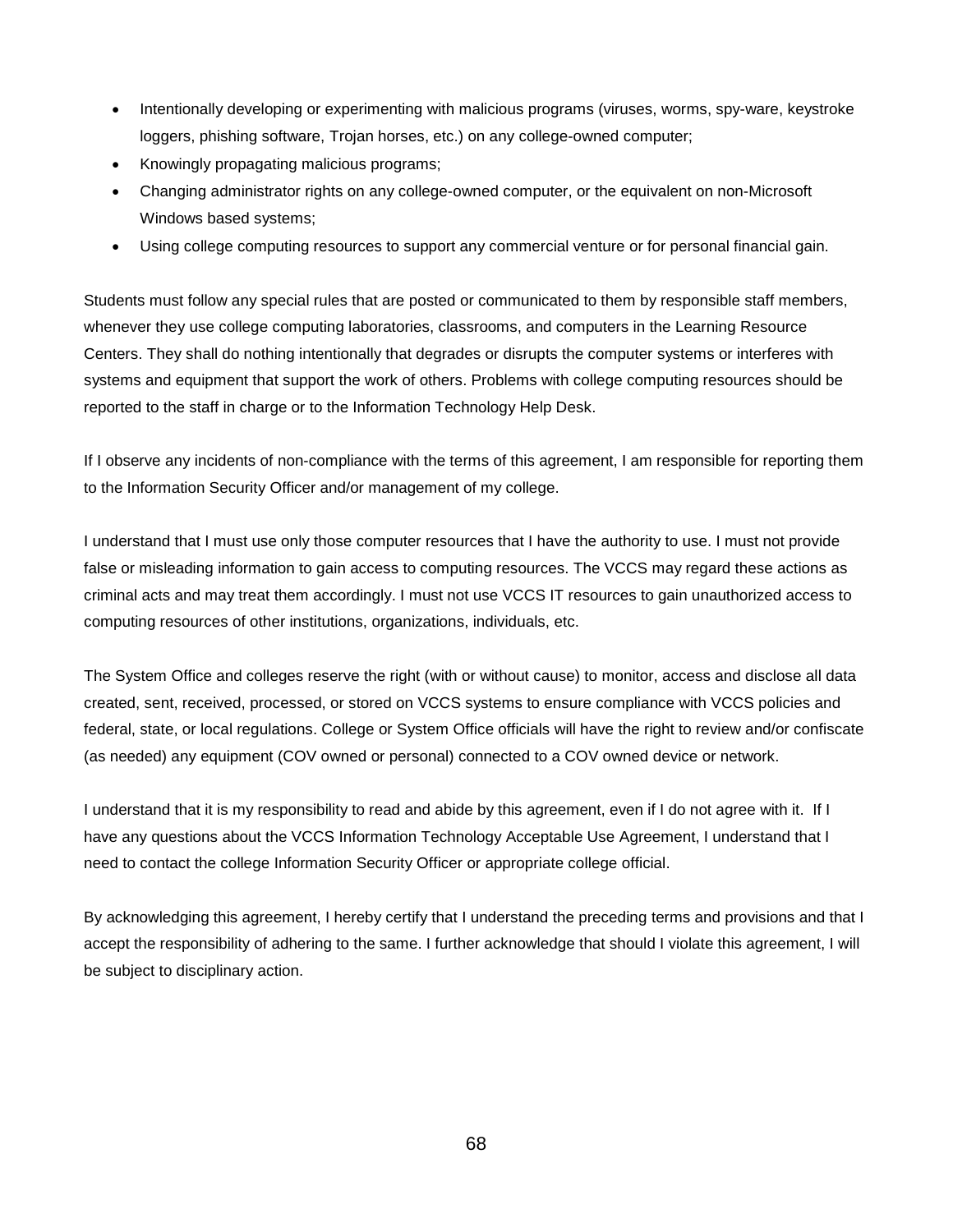- Intentionally developing or experimenting with malicious programs (viruses, worms, spy-ware, keystroke loggers, phishing software, Trojan horses, etc.) on any college-owned computer;
- Knowingly propagating malicious programs;
- Changing administrator rights on any college-owned computer, or the equivalent on non-Microsoft Windows based systems;
- Using college computing resources to support any commercial venture or for personal financial gain.

Students must follow any special rules that are posted or communicated to them by responsible staff members, whenever they use college computing laboratories, classrooms, and computers in the Learning Resource Centers. They shall do nothing intentionally that degrades or disrupts the computer systems or interferes with systems and equipment that support the work of others. Problems with college computing resources should be reported to the staff in charge or to the Information Technology Help Desk.

If I observe any incidents of non-compliance with the terms of this agreement, I am responsible for reporting them to the Information Security Officer and/or management of my college.

I understand that I must use only those computer resources that I have the authority to use. I must not provide false or misleading information to gain access to computing resources. The VCCS may regard these actions as criminal acts and may treat them accordingly. I must not use VCCS IT resources to gain unauthorized access to computing resources of other institutions, organizations, individuals, etc.

The System Office and colleges reserve the right (with or without cause) to monitor, access and disclose all data created, sent, received, processed, or stored on VCCS systems to ensure compliance with VCCS policies and federal, state, or local regulations. College or System Office officials will have the right to review and/or confiscate (as needed) any equipment (COV owned or personal) connected to a COV owned device or network.

I understand that it is my responsibility to read and abide by this agreement, even if I do not agree with it. If I have any questions about the VCCS Information Technology Acceptable Use Agreement, I understand that I need to contact the college Information Security Officer or appropriate college official.

By acknowledging this agreement, I hereby certify that I understand the preceding terms and provisions and that I accept the responsibility of adhering to the same. I further acknowledge that should I violate this agreement, I will be subject to disciplinary action.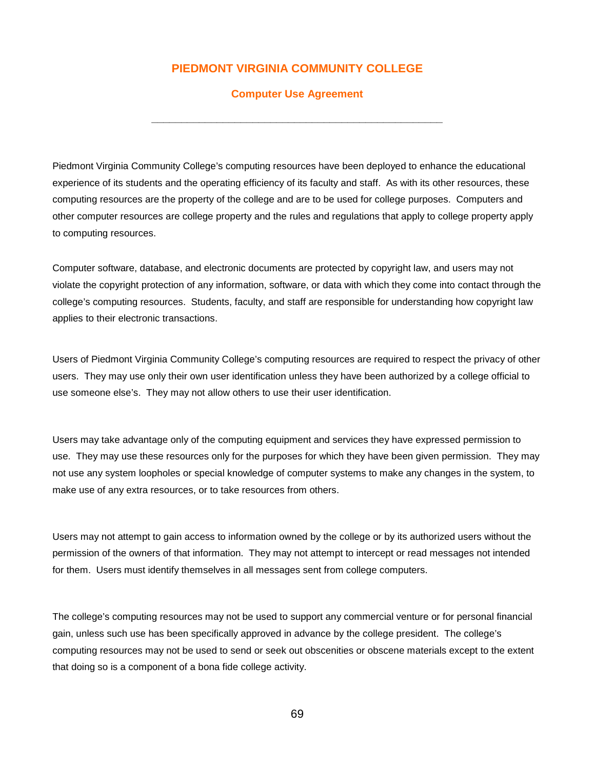# PIEDMONT VIRGINIA COMMUNITY COLLEGE

## Computer Use Agreement

---

Piedmont Virginia Community College's computing resources have been deployed to enhance the educational experience of its students and the operating efficiency of its faculty and staff. As with its other resources, these computing resources are the property of the college and are to be used for college purposes. Computers and other computer resources are college property and the rules and regulations that apply to college property apply to computing resources.

Computer software, database, and electronic documents are protected by copyright law, and users may not violate the copyright protection of any information, software, or data with which they come into contact through the college's computing resources. Students, faculty, and staff are responsible for understanding how copyright law applies to their electronic transactions.

Users of Piedmont Virginia Community College's computing resources are required to respect the privacy of other users. They may use only their own user identification unless they have been authorized by a college official to use someone else's. They may not allow others to use their user identification.

Users may take advantage only of the computing equipment and services they have expressed permission to use. They may use these resources only for the purposes for which they have been given permission. They may not use any system loopholes or special knowledge of computer systems to make any changes in the system, to make use of any extra resources, or to take resources from others.

Users may not attempt to gain access to information owned by the college or by its authorized users without the permission of the owners of that information. They may not attempt to intercept or read messages not intended for them. Users must identify themselves in all messages sent from college computers.

The college's computing resources may not be used to support any commercial venture or for personal financial gain, unless such use has been specifically approved in advance by the college president. The college's computing resources may not be used to send or seek out obscenities or obscene materials except to the extent that doing so is a component of a bona fide college activity.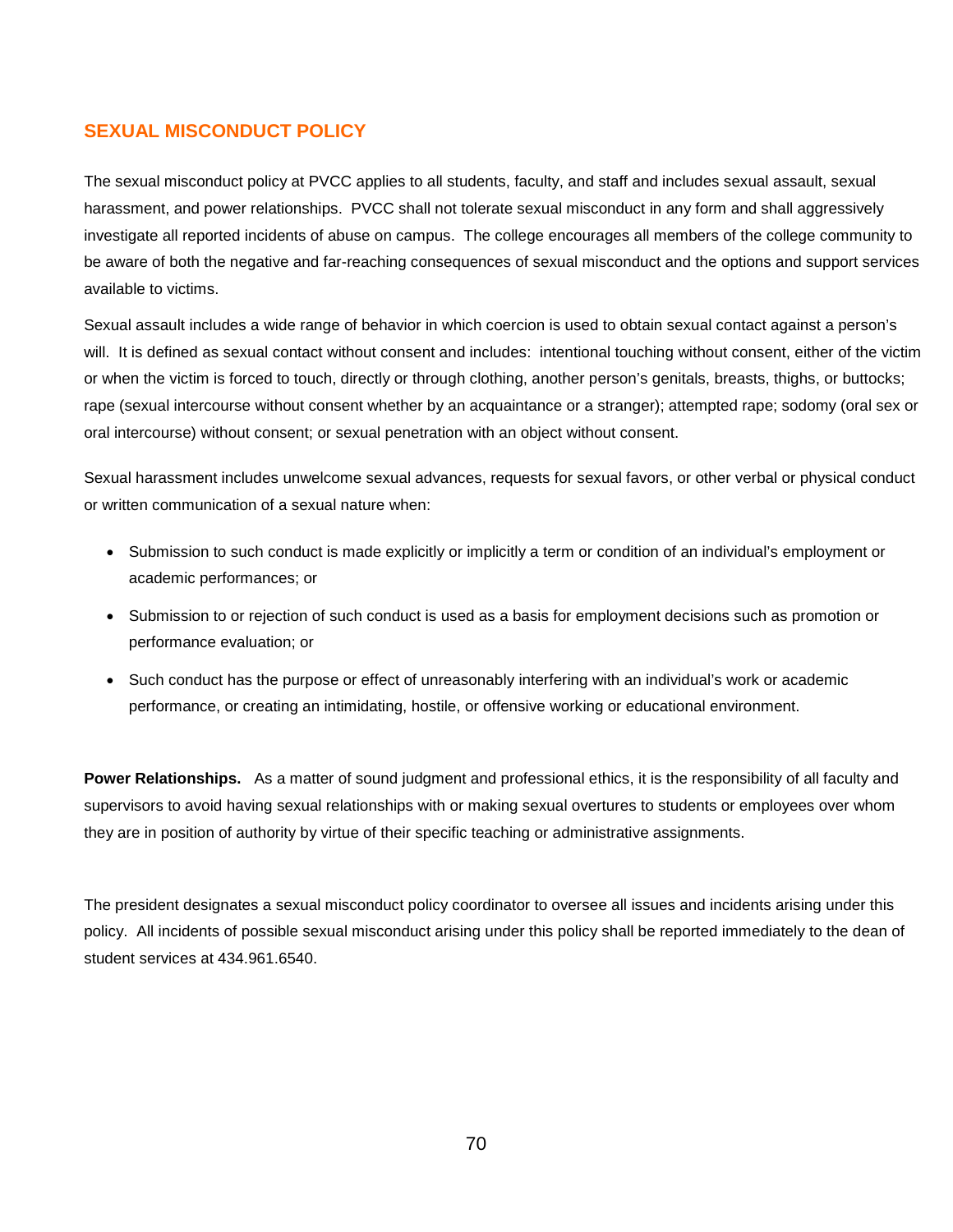## SEXUAL MISCONDUCT POLICY

The sexual misconduct policy at PVCC applies to all students, faculty, and staff and includes sexual assault, sexual harassment, and power relationships. PVCC shall not tolerate sexual misconduct in any form and shall aggressively investigate all reported incidents of abuse on campus. The college encourages all members of the college community to be aware of both the negative and far-reaching consequences of sexual misconduct and the options and support services available to victims.

Sexual assault includes a wide range of behavior in which coercion is used to obtain sexual contact against a person's will. It is defined as sexual contact without consent and includes: intentional touching without consent, either of the victim or when the victim is forced to touch, directly or through clothing, another person's genitals, breasts, thighs, or buttocks; rape (sexual intercourse without consent whether by an acquaintance or a stranger); attempted rape; sodomy (oral sex or oral intercourse) without consent; or sexual penetration with an object without consent.

Sexual harassment includes unwelcome sexual advances, requests for sexual favors, or other verbal or physical conduct or written communication of a sexual nature when:

- Submission to such conduct is made explicitly or implicitly a term or condition of an individual's employment or academic performances; or
- Submission to or rejection of such conduct is used as a basis for employment decisions such as promotion or performance evaluation; or
- Such conduct has the purpose or effect of unreasonably interfering with an individual's work or academic performance, or creating an intimidating, hostile, or offensive working or educational environment.

**Power Relationships.** As a matter of sound judgment and professional ethics, it is the responsibility of all faculty and supervisors to avoid having sexual relationships with or making sexual overtures to students or employees over whom they are in position of authority by virtue of their specific teaching or administrative assignments.

The president designates a sexual misconduct policy coordinator to oversee all issues and incidents arising under this policy. All incidents of possible sexual misconduct arising under this policy shall be reported immediately to the dean of student services at 434.961.6540.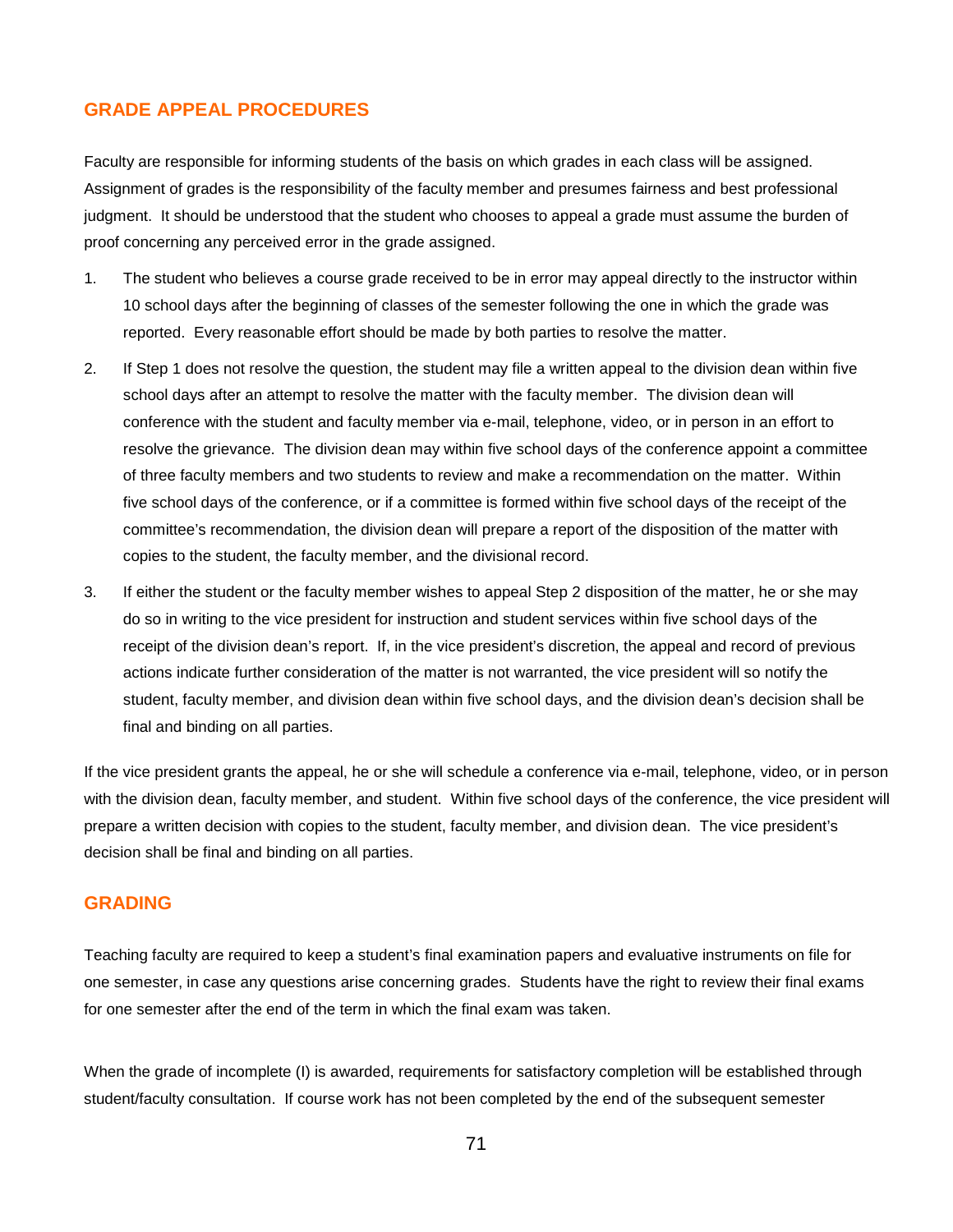## GRADE APPEAL PROCEDURES

Faculty are responsible for informing students of the basis on which grades in each class will be assigned. Assignment of grades is the responsibility of the faculty member and presumes fairness and best professional judgment. It should be understood that the student who chooses to appeal a grade must assume the burden of proof concerning any perceived error in the grade assigned.

1. The student who believes a course grade received to be in error may appeal directly to the instructor within 10 school days after the beginning of classes of the semester following the one in which the grade was reported. Every reasonable effort should be made by both parties to resolve the matter.

2. If Step 1 does not resolve the question, the student may file a written appeal to the division dean within five school days after an attempt to resolve the matter with the faculty member. The division dean will conference with the student and faculty member via e-mail, telephone, video, or in person in an effort to resolve the grievance. The division dean may within five school days of the conference appoint a committee of three faculty members and two students to review and make a recommendation on the matter. Within five school days of the conference, or if a committee is formed within five school days of the receipt of the committee's recommendation, the division dean will prepare a report of the disposition of the matter with copies to the student, the faculty member, and the divisional record.

3. If either the student or the faculty member wishes to appeal Step 2 disposition of the matter, he or she may do so in writing to the vice president for instruction and student services within five school days of the receipt of the division dean's report. If, in the vice president's discretion, the appeal and record of previous actions indicate further consideration of the matter is not warranted, the vice president will so notify the student, faculty member, and division dean within five school days, and the division dean's decision shall be final and binding on all parties.

If the vice president grants the appeal, he or she will schedule a conference via e-mail, telephone, video, or in person with the division dean, faculty member, and student. Within five school days of the conference, the vice president will prepare a written decision with copies to the student, faculty member, and division dean. The vice president's decision shall be final and binding on all parties.

## GRADING

Teaching faculty are required to keep a student's final examination papers and evaluative instruments on file for one semester, in case any questions arise concerning grades. Students have the right to review their final exams for one semester after the end of the term in which the final exam was taken.

When the grade of incomplete (I) is awarded, requirements for satisfactory completion will be established through student/faculty consultation. If course work has not been completed by the end of the subsequent semester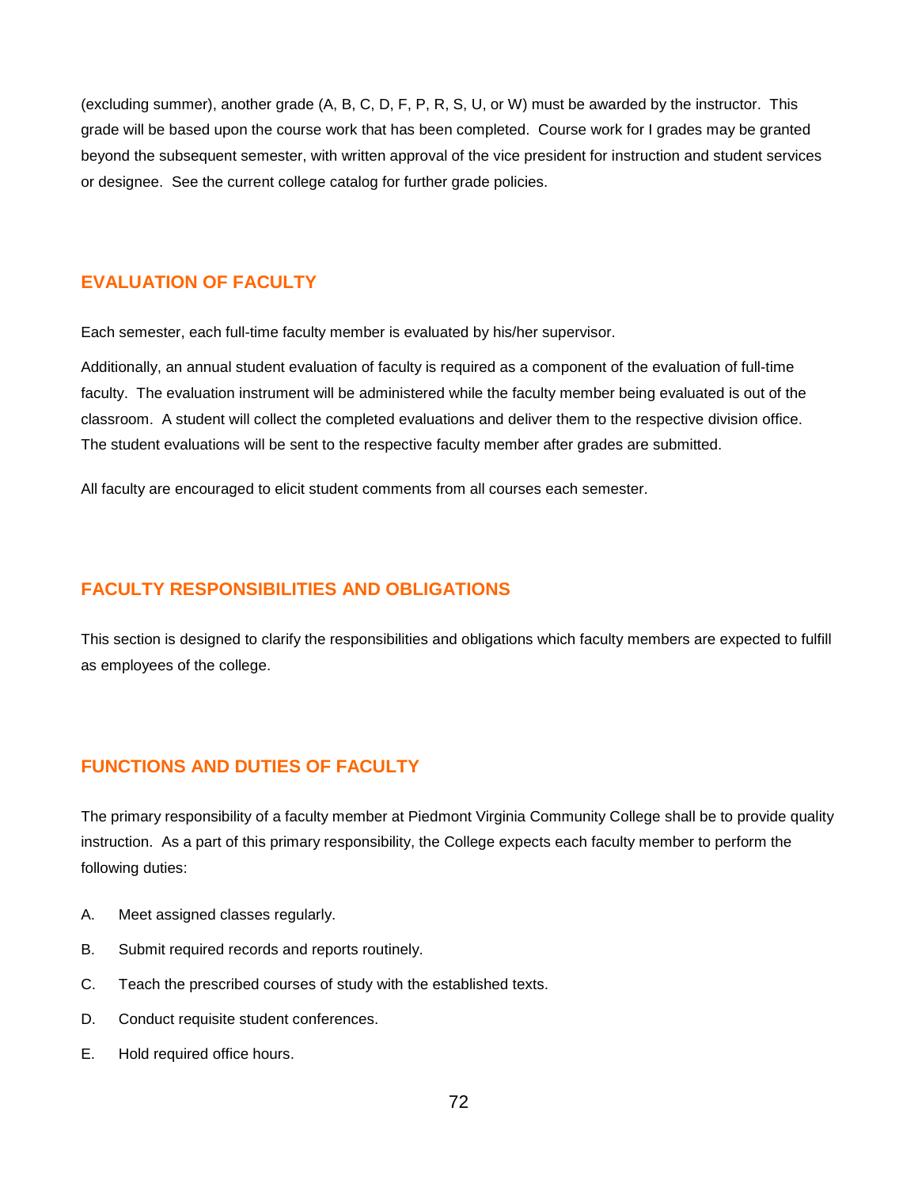(excluding summer), another grade (A, B, C, D, F, P, R, S, U, or W) must be awarded by the instructor. This grade will be based upon the course work that has been completed. Course work for I grades may be granted beyond the subsequent semester, with written approval of the vice president for instruction and student services or designee. See the current college catalog for further grade policies.

## EVALUATION OF FACULTY

Each semester, each full-time faculty member is evaluated by his/her supervisor.

Additionally, an annual student evaluation of faculty is required as a component of the evaluation of full-time faculty. The evaluation instrument will be administered while the faculty member being evaluated is out of the classroom. A student will collect the completed evaluations and deliver them to the respective division office. The student evaluations will be sent to the respective faculty member after grades are submitted.

All faculty are encouraged to elicit student comments from all courses each semester.

## FACULTY RESPONSIBILITIES AND OBLIGATIONS

This section is designed to clarify the responsibilities and obligations which faculty members are expected to fulfill as employees of the college.

## FUNCTIONS AND DUTIES OF FACULTY

The primary responsibility of a faculty member at Piedmont Virginia Community College shall be to provide quality instruction. As a part of this primary responsibility, the College expects each faculty member to perform the following duties:

A. Meet assigned classes regularly.

B. Submit required records and reports routinely.

C. Teach the prescribed courses of study with the established texts.

D. Conduct requisite student conferences.

E. Hold required office hours.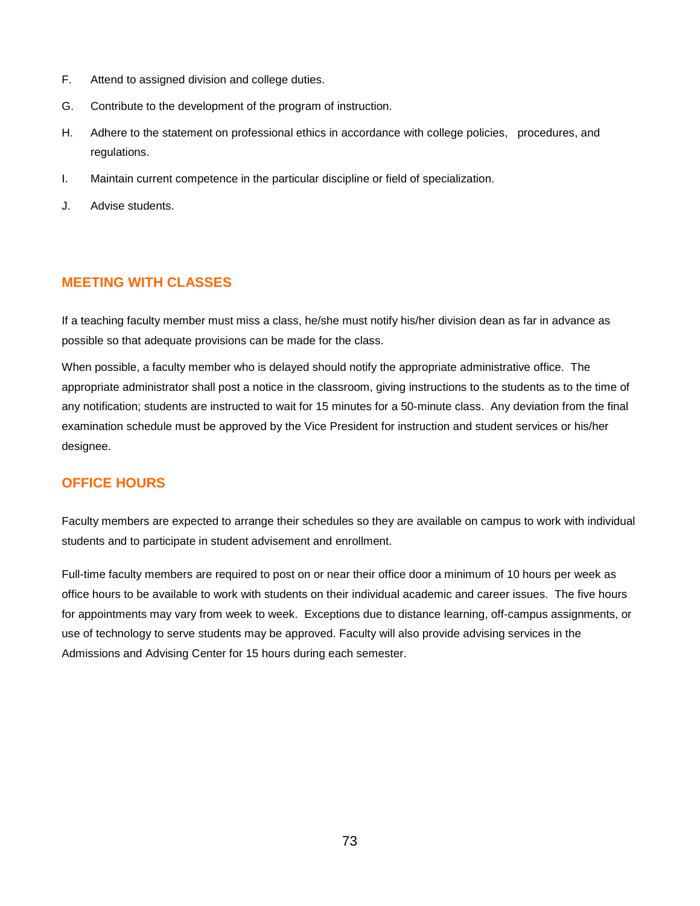F. Attend to assigned division and college duties.

G. Contribute to the development of the program of instruction.

H. Adhere to the statement on professional ethics in accordance with college policies, procedures, and regulations.

I. Maintain current competence in the particular discipline or field of specialization.

J. Advise students.

## MEETING WITH CLASSES

If a teaching faculty member must miss a class, he/she must notify his/her division dean as far in advance as possible so that adequate provisions can be made for the class.

When possible, a faculty member who is delayed should notify the appropriate administrative office. The appropriate administrator shall post a notice in the classroom, giving instructions to the students as to the time of any notification; students are instructed to wait for 15 minutes for a 50-minute class. Any deviation from the final examination schedule must be approved by the Vice President for instruction and student services or his/her designee.

## OFFICE HOURS

Faculty members are expected to arrange their schedules so they are available on campus to work with individual students and to participate in student advisement and enrollment.

Full-time faculty members are required to post on or near their office door a minimum of 10 hours per week as office hours to be available to work with students on their individual academic and career issues. The five hours for appointments may vary from week to week. Exceptions due to distance learning, off-campus assignments, or use of technology to serve students may be approved. Faculty will also provide advising services in the Admissions and Advising Center for 15 hours during each semester.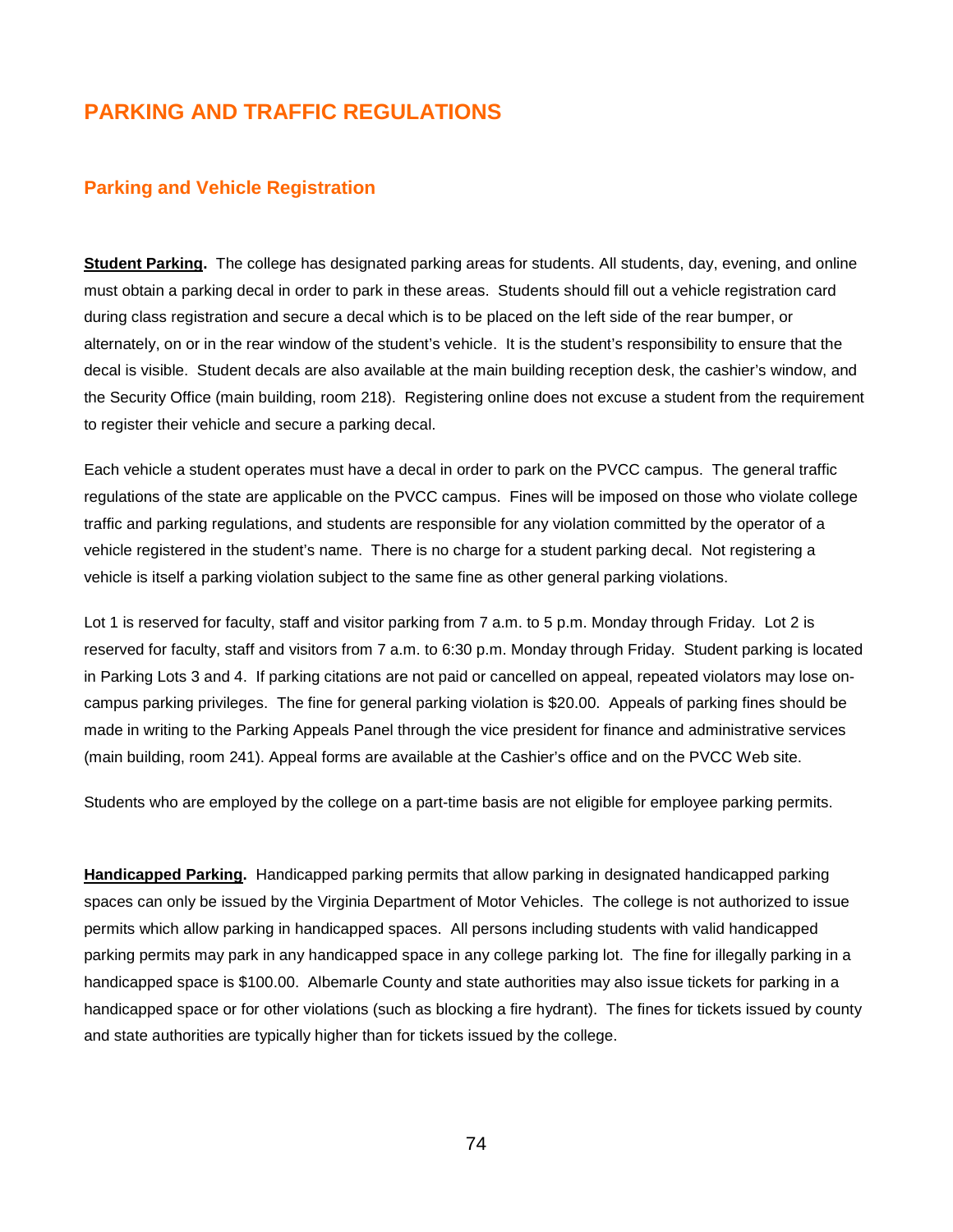# PARKING AND TRAFFIC REGULATIONS

## Parking and Vehicle Registration

**Student Parking.** The college has designated parking areas for students. All students, day, evening, and online must obtain a parking decal in order to park in these areas. Students should fill out a vehicle registration card during class registration and secure a decal which is to be placed on the left side of the rear bumper, or alternately, on or in the rear window of the student's vehicle. It is the student's responsibility to ensure that the decal is visible. Student decals are also available at the main building reception desk, the cashier's window, and the Security Office (main building, room 218). Registering online does not excuse a student from the requirement to register their vehicle and secure a parking decal.

Each vehicle a student operates must have a decal in order to park on the PVCC campus. The general traffic regulations of the state are applicable on the PVCC campus. Fines will be imposed on those who violate college traffic and parking regulations, and students are responsible for any violation committed by the operator of a vehicle registered in the student's name. There is no charge for a student parking decal. Not registering a vehicle is itself a parking violation subject to the same fine as other general parking violations.

Lot 1 is reserved for faculty, staff and visitor parking from 7 a.m. to 5 p.m. Monday through Friday. Lot 2 is reserved for faculty, staff and visitors from 7 a.m. to 6:30 p.m. Monday through Friday. Student parking is located in Parking Lots 3 and 4. If parking citations are not paid or cancelled on appeal, repeated violators may lose on-campus parking privileges. The fine for general parking violation is $20.00. Appeals of parking fines should be made in writing to the Parking Appeals Panel through the vice president for finance and administrative services (main building, room 241). Appeal forms are available at the Cashier's office and on the PVCC Web site.

Students who are employed by the college on a part-time basis are not eligible for employee parking permits.

**Handicapped Parking.** Handicapped parking permits that allow parking in designated handicapped parking spaces can only be issued by the Virginia Department of Motor Vehicles. The college is not authorized to issue permits which allow parking in handicapped spaces. All persons including students with valid handicapped parking permits may park in any handicapped space in any college parking lot. The fine for illegally parking in a handicapped space is $100.00. Albemarle County and state authorities may also issue tickets for parking in a handicapped space or for other violations (such as blocking a fire hydrant). The fines for tickets issued by county and state authorities are typically higher than for tickets issued by the college.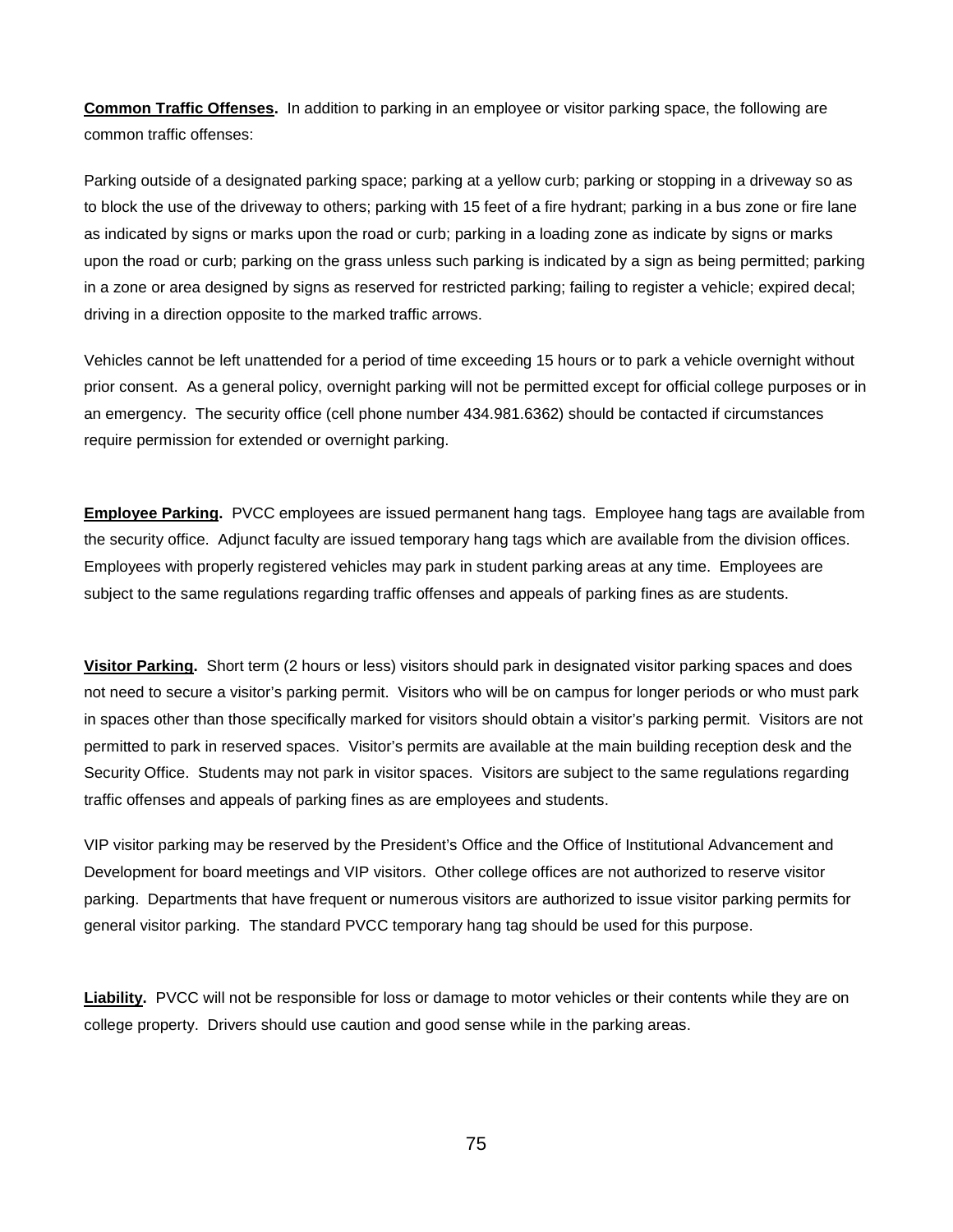**Common Traffic Offenses.** In addition to parking in an employee or visitor parking space, the following are common traffic offenses:

Parking outside of a designated parking space; parking at a yellow curb; parking or stopping in a driveway so as to block the use of the driveway to others; parking with 15 feet of a fire hydrant; parking in a bus zone or fire lane as indicated by signs or marks upon the road or curb; parking in a loading zone as indicate by signs or marks upon the road or curb; parking on the grass unless such parking is indicated by a sign as being permitted; parking in a zone or area designed by signs as reserved for restricted parking; failing to register a vehicle; expired decal; driving in a direction opposite to the marked traffic arrows.

Vehicles cannot be left unattended for a period of time exceeding 15 hours or to park a vehicle overnight without prior consent. As a general policy, overnight parking will not be permitted except for official college purposes or in an emergency. The security office (cell phone number 434.981.6362) should be contacted if circumstances require permission for extended or overnight parking.

**Employee Parking.** PVCC employees are issued permanent hang tags. Employee hang tags are available from the security office. Adjunct faculty are issued temporary hang tags which are available from the division offices. Employees with properly registered vehicles may park in student parking areas at any time. Employees are subject to the same regulations regarding traffic offenses and appeals of parking fines as are students.

**Visitor Parking.** Short term (2 hours or less) visitors should park in designated visitor parking spaces and does not need to secure a visitor's parking permit. Visitors who will be on campus for longer periods or who must park in spaces other than those specifically marked for visitors should obtain a visitor's parking permit. Visitors are not permitted to park in reserved spaces. Visitor's permits are available at the main building reception desk and the Security Office. Students may not park in visitor spaces. Visitors are subject to the same regulations regarding traffic offenses and appeals of parking fines as are employees and students.

VIP visitor parking may be reserved by the President's Office and the Office of Institutional Advancement and Development for board meetings and VIP visitors. Other college offices are not authorized to reserve visitor parking. Departments that have frequent or numerous visitors are authorized to issue visitor parking permits for general visitor parking. The standard PVCC temporary hang tag should be used for this purpose.

**Liability.** PVCC will not be responsible for loss or damage to motor vehicles or their contents while they are on college property. Drivers should use caution and good sense while in the parking areas.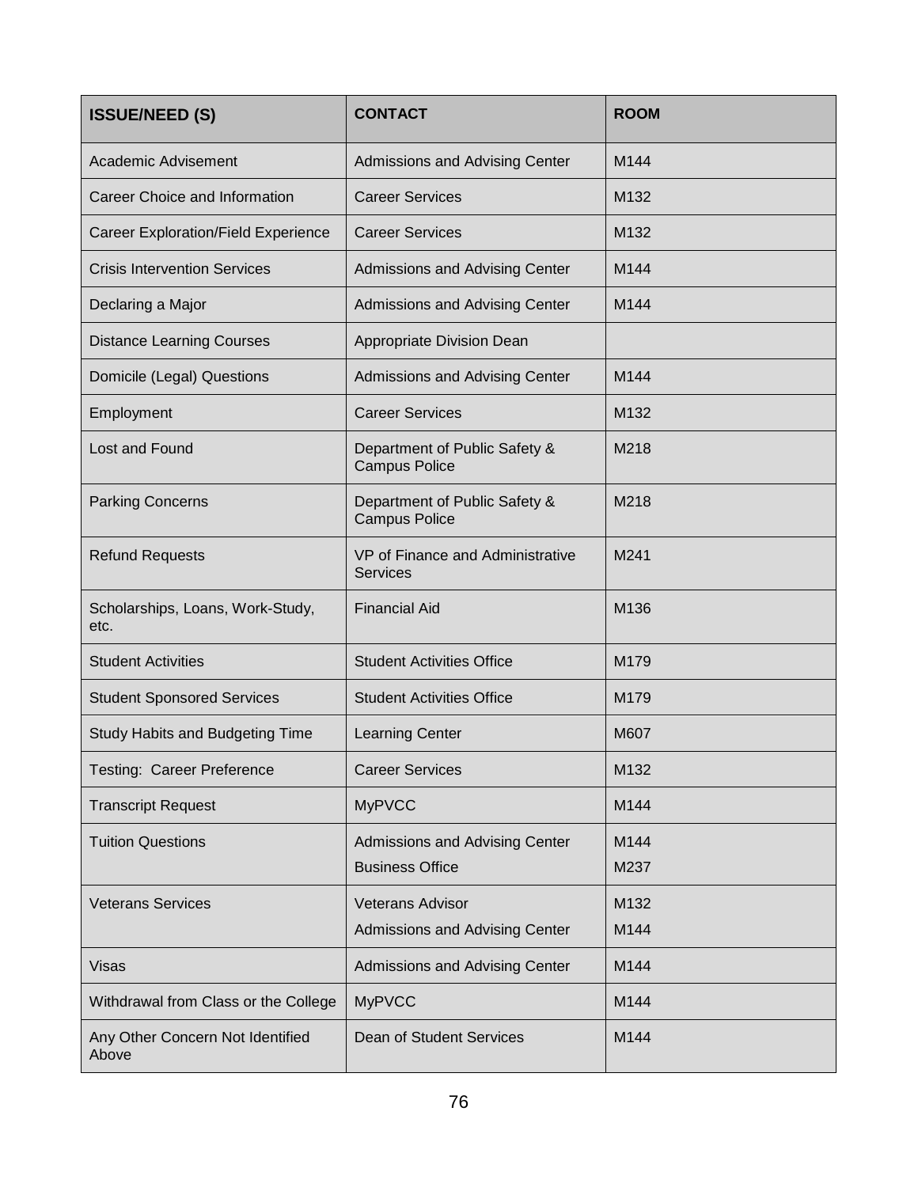| ISSUE/NEED (S) | CONTACT | ROOM |
|---|---|---|
| Academic Advisement | Admissions and Advising Center | M144 |
| Career Choice and Information | Career Services | M132 |
| Career Exploration/Field Experience | Career Services | M132 |
| Crisis Intervention Services | Admissions and Advising Center | M144 |
| Declaring a Major | Admissions and Advising Center | M144 |
| Distance Learning Courses | Appropriate Division Dean | |
| Domicile (Legal) Questions | Admissions and Advising Center | M144 |
| Employment | Career Services | M132 |
| Lost and Found | Department of Public Safety & Campus Police | M218 |
| Parking Concerns | Department of Public Safety & Campus Police | M218 |
| Refund Requests | VP of Finance and Administrative Services | M241 |
| Scholarships, Loans, Work-Study, etc. | Financial Aid | M136 |
| Student Activities | Student Activities Office | M179 |
| Student Sponsored Services | Student Activities Office | M179 |
| Study Habits and Budgeting Time | Learning Center | M607 |
| Testing: Career Preference | Career Services | M132 |
| Transcript Request | MyPVCC | M144 |
| Tuition Questions | Admissions and Advising Center<br>Business Office | M144<br>M237 |
| Veterans Services | Veterans Advisor<br>Admissions and Advising Center | M132<br>M144 |
| Visas | Admissions and Advising Center | M144 |
| Withdrawal from Class or the College | MyPVCC | M144 |
| Any Other Concern Not Identified Above | Dean of Student Services | M144 |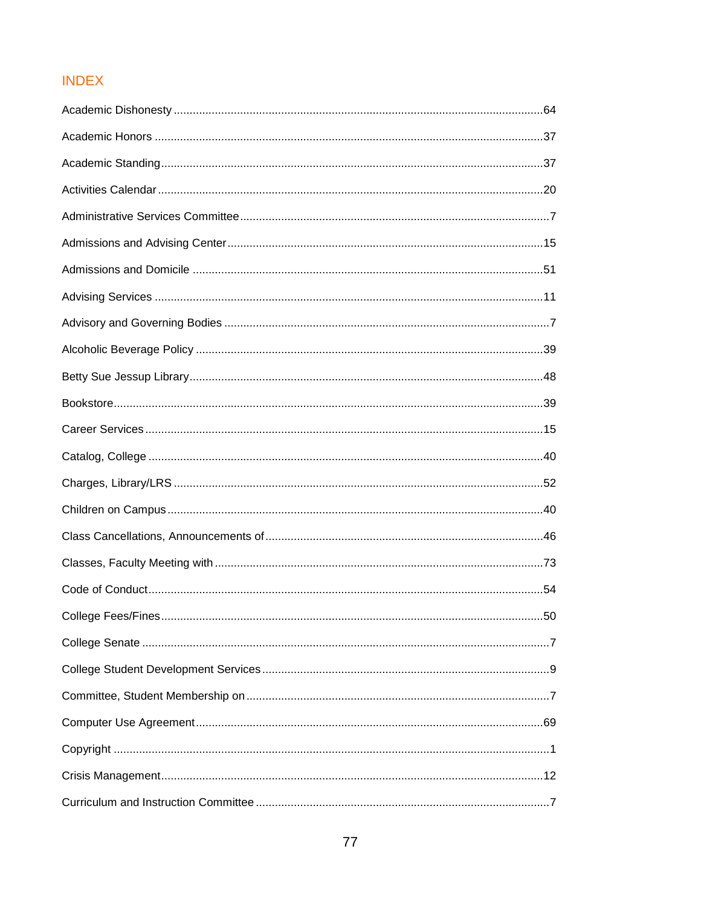# INDEX

Academic Dishonesty ........................................................................................................64

Academic Honors ..............................................................................................................37

Academic Standing............................................................................................................37

Activities Calendar .............................................................................................................20

Administrative Services Committee ....................................................................................7

Admissions and Advising Center .......................................................................................15

Admissions and Domicile ..................................................................................................51

Advising Services ..............................................................................................................11

Advisory and Governing Bodies ..........................................................................................7

Alcoholic Beverage Policy .................................................................................................39

Betty Sue Jessup Library...................................................................................................48

Bookstore...........................................................................................................................39

Career Services .................................................................................................................15

Catalog, College ................................................................................................................40

Charges, Library/LRS ........................................................................................................52

Children on Campus ..........................................................................................................40

Class Cancellations, Announcements of ...........................................................................46

Classes, Faculty Meeting with ...........................................................................................73

Code of Conduct................................................................................................................54

College Fees/Fines............................................................................................................50

College Senate ....................................................................................................................7

College Student Development Services ..............................................................................9

Committee, Student Membership on ...................................................................................7

Computer Use Agreement.................................................................................................69

Copyright .............................................................................................................................1

Crisis Management.............................................................................................................12

Curriculum and Instruction Committee ................................................................................7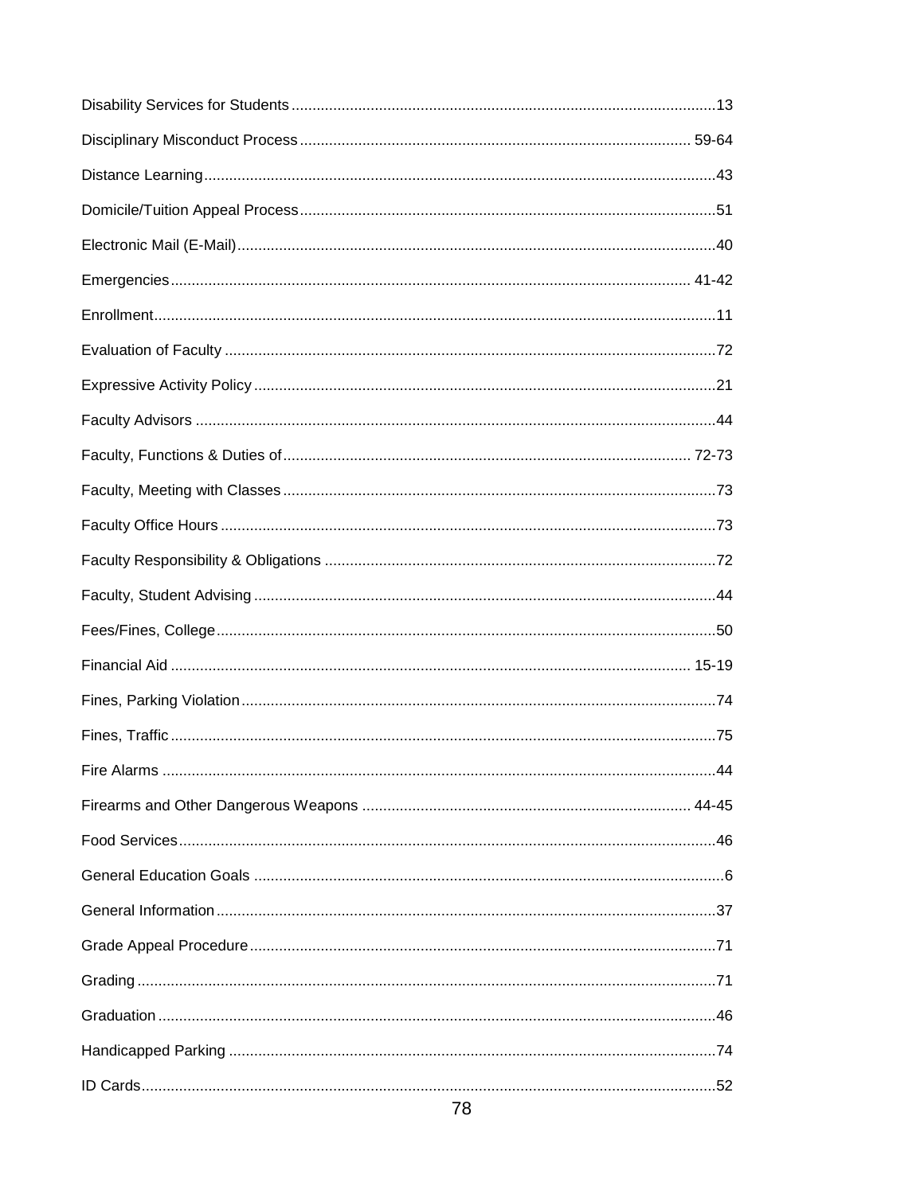Disability Services for Students....................................................................................................13

Disciplinary Misconduct Process.............................................................................................. 59-64

Distance Learning..........................................................................................................................43

Domicile/Tuition Appeal Process..................................................................................................51

Electronic Mail (E-Mail).................................................................................................................40

Emergencies............................................................................................................................ 41-42

Enrollment.....................................................................................................................................11

Evaluation of Faculty ....................................................................................................................72

Expressive Activity Policy..............................................................................................................21

Faculty Advisors ............................................................................................................................44

Faculty, Functions & Duties of................................................................................................ 72-73

Faculty, Meeting with Classes.......................................................................................................73

Faculty Office Hours .....................................................................................................................73

Faculty Responsibility & Obligations .............................................................................................72

Faculty, Student Advising..............................................................................................................44

Fees/Fines, College.......................................................................................................................50

Financial Aid ............................................................................................................................ 15-19

Fines, Parking Violation.................................................................................................................74

Fines, Traffic .................................................................................................................................75

Fire Alarms ...................................................................................................................................44

Firearms and Other Dangerous Weapons .............................................................................. 44-45

Food Services................................................................................................................................46

General Education Goals ................................................................................................................6

General Information.......................................................................................................................37

Grade Appeal Procedure...............................................................................................................71

Grading .........................................................................................................................................71

Graduation ....................................................................................................................................46

Handicapped Parking ...................................................................................................................74

ID Cards........................................................................................................................................52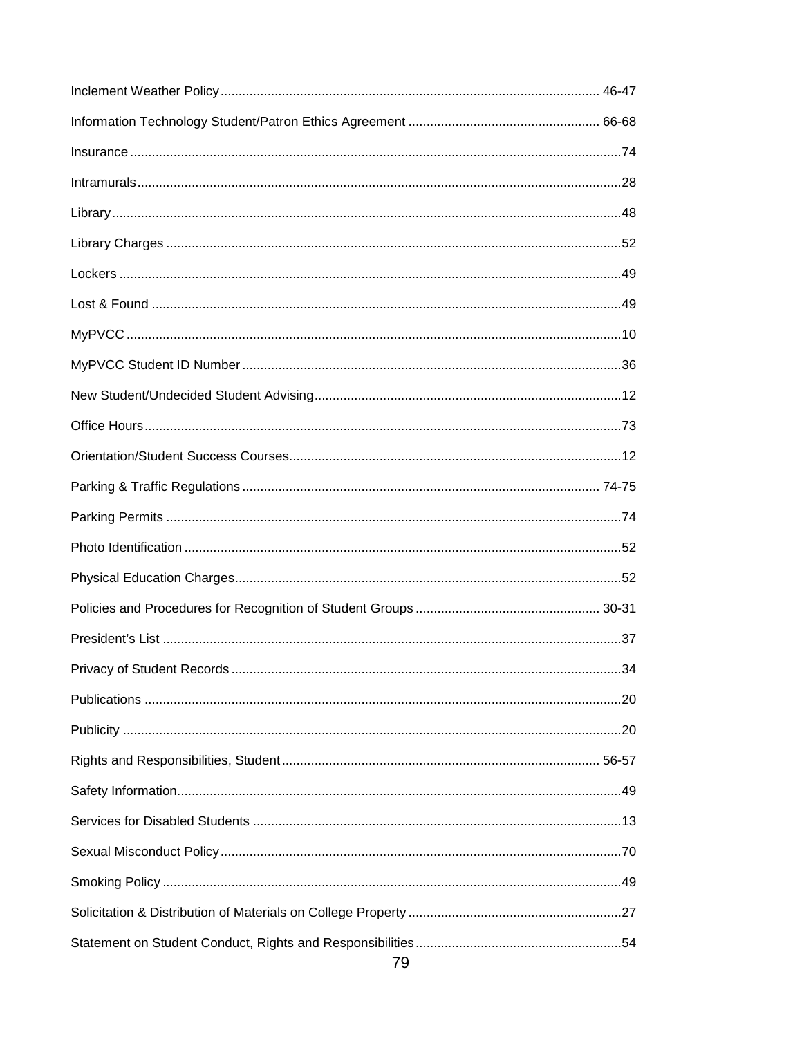Inclement Weather Policy........................................................................................ 46-47

Information Technology Student/Patron Ethics Agreement ................................................... 66-68

Insurance.......................................................................................................................74

Intramurals....................................................................................................................28

Library...........................................................................................................................48

Library Charges ............................................................................................................52

Lockers .........................................................................................................................49

Lost & Found ................................................................................................................49

MyPVCC........................................................................................................................10

MyPVCC Student ID Number ........................................................................................36

New Student/Undecided Student Advising....................................................................12

Office Hours..................................................................................................................73

Orientation/Student Success Courses...........................................................................12

Parking & Traffic Regulations .................................................................................. 74-75

Parking Permits ............................................................................................................74

Photo Identification .......................................................................................................52

Physical Education Charges..........................................................................................52

Policies and Procedures for Recognition of Student Groups .................................................. 30-31

President's List .............................................................................................................37

Privacy of Student Records ..........................................................................................34

Publications ..................................................................................................................20

Publicity ........................................................................................................................20

Rights and Responsibilities, Student ....................................................................... 56-57

Safety Information..........................................................................................................49

Services for Disabled Students .....................................................................................13

Sexual Misconduct Policy..............................................................................................70

Smoking Policy .............................................................................................................49

Solicitation & Distribution of Materials on College Property ..........................................27

Statement on Student Conduct, Rights and Responsibilities.........................................54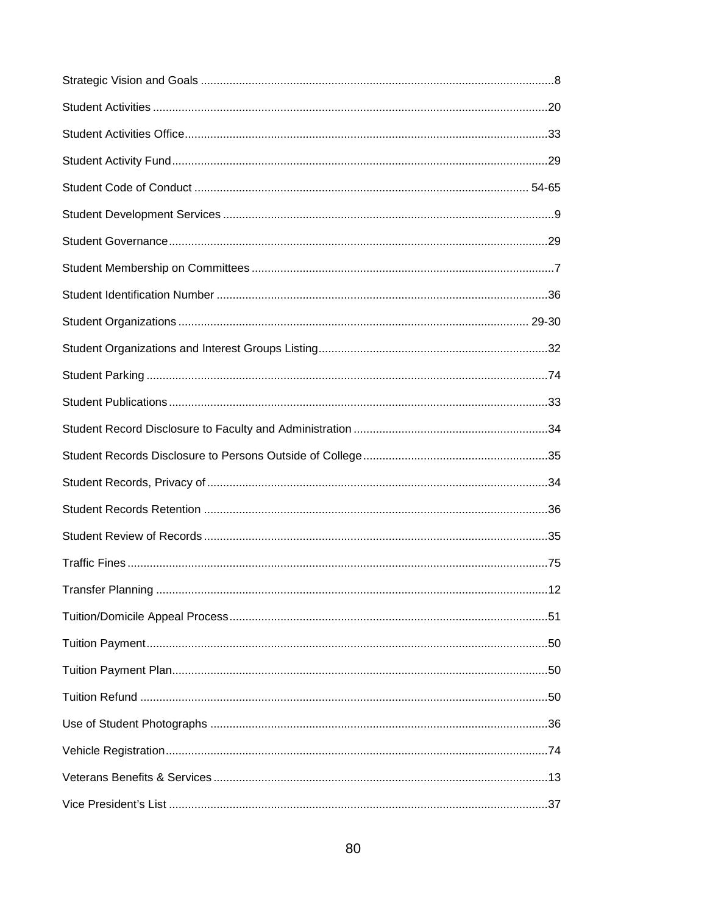Strategic Vision and Goals ............................................................................................................8

Student Activities ..........................................................................................................................20

Student Activities Office................................................................................................................33

Student Activity Fund....................................................................................................................29

Student Code of Conduct ....................................................................................................... 54-65

Student Development Services ......................................................................................................9

Student Governance.....................................................................................................................29

Student Membership on Committees ..............................................................................................7

Student Identification Number .......................................................................................................36

Student Organizations ............................................................................................................ 29-30

Student Organizations and Interest Groups Listing.......................................................................32

Student Parking ............................................................................................................................74

Student Publications .....................................................................................................................33

Student Record Disclosure to Faculty and Administration ............................................................34

Student Records Disclosure to Persons Outside of College..........................................................35

Student Records, Privacy of..........................................................................................................34

Student Records Retention ...........................................................................................................36

Student Review of Records ..........................................................................................................35

Traffic Fines ..................................................................................................................................75

Transfer Planning .........................................................................................................................12

Tuition/Domicile Appeal Process...................................................................................................51

Tuition Payment............................................................................................................................50

Tuition Payment Plan....................................................................................................................50

Tuition Refund ..............................................................................................................................50

Use of Student Photographs .........................................................................................................36

Vehicle Registration......................................................................................................................74

Veterans Benefits & Services ........................................................................................................13

Vice President's List .....................................................................................................................37